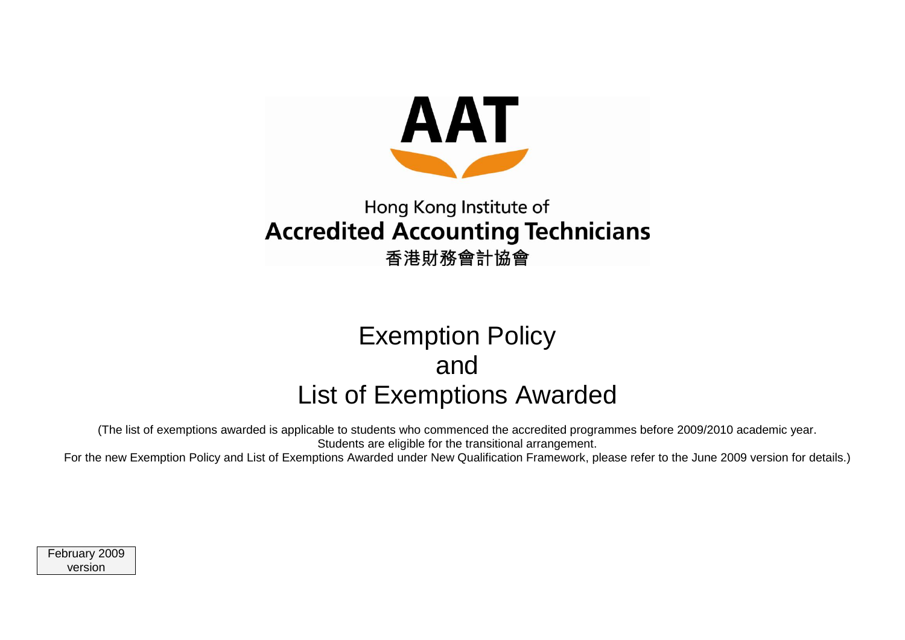AAT

Hong Kong Institute of
**Accredited Accounting Technicians**
香港財務會計協會

# Exemption Policy and List of Exemptions Awarded

(The list of exemptions awarded is applicable to students who commenced the accredited programmes before 2009/2010 academic year. Students are eligible for the transitional arrangement.
For the new Exemption Policy and List of Exemptions Awarded under New Qualification Framework, please refer to the June 2009 version for details.)

February 2009 version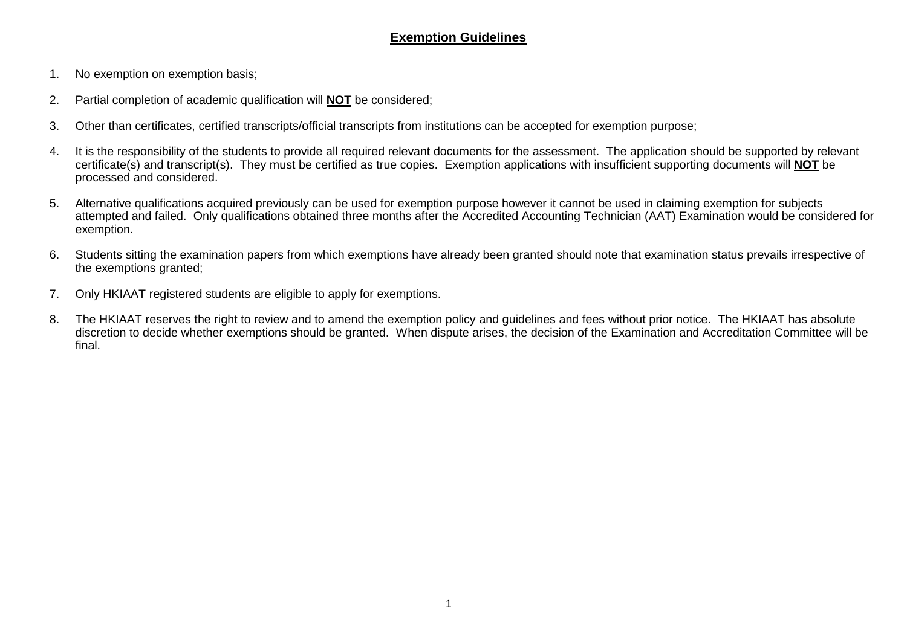## Exemption Guidelines

1. No exemption on exemption basis;

2. Partial completion of academic qualification will **NOT** be considered;

3. Other than certificates, certified transcripts/official transcripts from institutions can be accepted for exemption purpose;

4. It is the responsibility of the students to provide all required relevant documents for the assessment. The application should be supported by relevant certificate(s) and transcript(s). They must be certified as true copies. Exemption applications with insufficient supporting documents will **NOT** be processed and considered.

5. Alternative qualifications acquired previously can be used for exemption purpose however it cannot be used in claiming exemption for subjects attempted and failed. Only qualifications obtained three months after the Accredited Accounting Technician (AAT) Examination would be considered for exemption.

6. Students sitting the examination papers from which exemptions have already been granted should note that examination status prevails irrespective of the exemptions granted;

7. Only HKIAAT registered students are eligible to apply for exemptions.

8. The HKIAAT reserves the right to review and to amend the exemption policy and guidelines and fees without prior notice. The HKIAAT has absolute discretion to decide whether exemptions should be granted. When dispute arises, the decision of the Examination and Accreditation Committee will be final.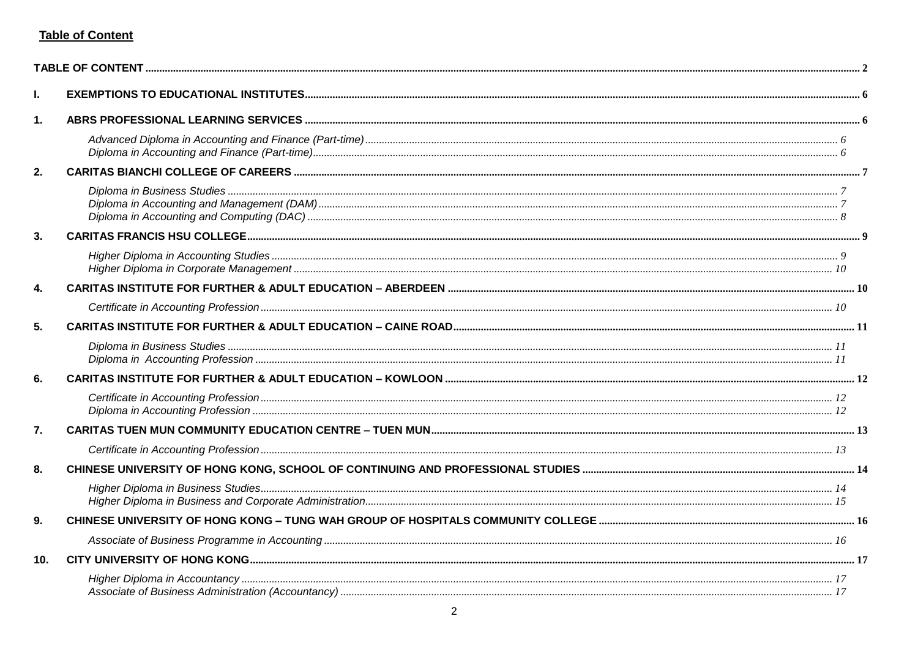**Table of Content**

| | | |
|---|---|---|
| **TABLE OF CONTENT** | | **2** |
| **I.** | **EXEMPTIONS TO EDUCATIONAL INSTITUTES** | **6** |
| **1.** | **ABRS PROFESSIONAL LEARNING SERVICES** | **6** |
| | *Advanced Diploma in Accounting and Finance (Part-time)* | *6* |
| | *Diploma in Accounting and Finance (Part-time)* | *6* |
| **2.** | **CARITAS BIANCHI COLLEGE OF CAREERS** | **7** |
| | *Diploma in Business Studies* | *7* |
| | *Diploma in Accounting and Management (DAM)* | *7* |
| | *Diploma in Accounting and Computing (DAC)* | *8* |
| **3.** | **CARITAS FRANCIS HSU COLLEGE** | **9** |
| | *Higher Diploma in Accounting Studies* | *9* |
| | *Higher Diploma in Corporate Management* | *10* |
| **4.** | **CARITAS INSTITUTE FOR FURTHER & ADULT EDUCATION – ABERDEEN** | **10** |
| | *Certificate in Accounting Profession* | *10* |
| **5.** | **CARITAS INSTITUTE FOR FURTHER & ADULT EDUCATION – CAINE ROAD** | **11** |
| | *Diploma in Business Studies* | *11* |
| | *Diploma in Accounting Profession* | *11* |
| **6.** | **CARITAS INSTITUTE FOR FURTHER & ADULT EDUCATION – KOWLOON** | **12** |
| | *Certificate in Accounting Profession* | *12* |
| | *Diploma in Accounting Profession* | *12* |
| **7.** | **CARITAS TUEN MUN COMMUNITY EDUCATION CENTRE – TUEN MUN** | **13** |
| | *Certificate in Accounting Profession* | *13* |
| **8.** | **CHINESE UNIVERSITY OF HONG KONG, SCHOOL OF CONTINUING AND PROFESSIONAL STUDIES** | **14** |
| | *Higher Diploma in Business Studies* | *14* |
| | *Higher Diploma in Business and Corporate Administration* | *15* |
| **9.** | **CHINESE UNIVERSITY OF HONG KONG – TUNG WAH GROUP OF HOSPITALS COMMUNITY COLLEGE** | **16** |
| | *Associate of Business Programme in Accounting* | *16* |
| **10.** | **CITY UNIVERSITY OF HONG KONG** | **17** |
| | *Higher Diploma in Accountancy* | *17* |
| | *Associate of Business Administration (Accountancy)* | *17* |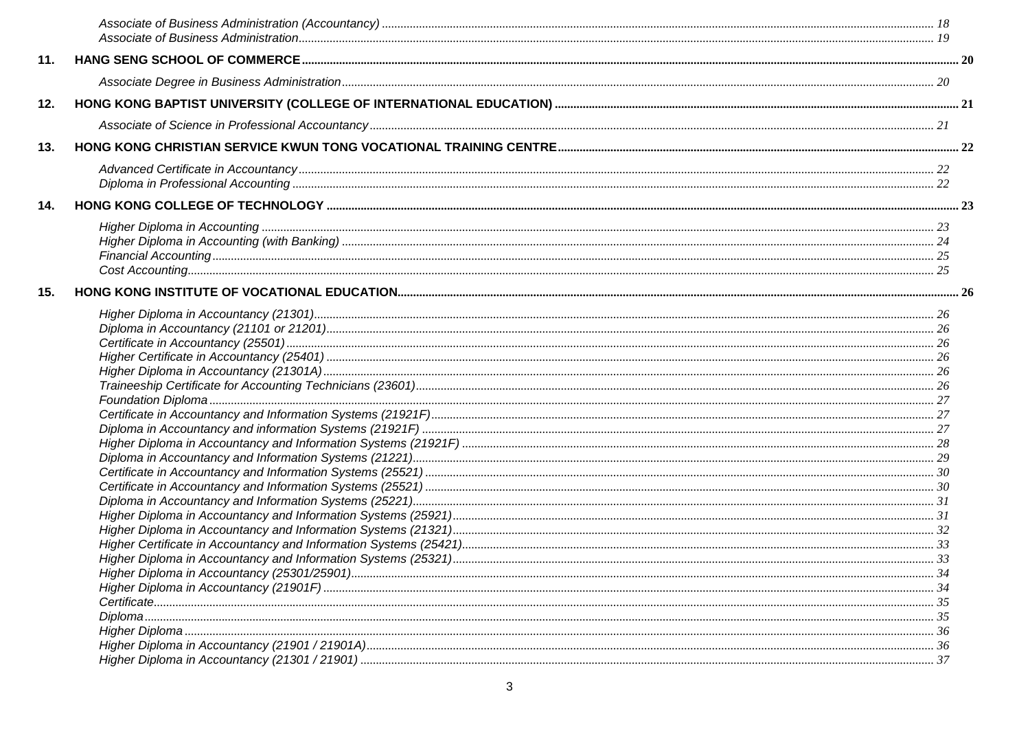*Associate of Business Administration (Accountancy)* ..... 18
*Associate of Business Administration* ..... 19

**11. HANG SENG SCHOOL OF COMMERCE ..... 20**

*Associate Degree in Business Administration* ..... 20

**12. HONG KONG BAPTIST UNIVERSITY (COLLEGE OF INTERNATIONAL EDUCATION) ..... 21**

*Associate of Science in Professional Accountancy* ..... 21

**13. HONG KONG CHRISTIAN SERVICE KWUN TONG VOCATIONAL TRAINING CENTRE ..... 22**

*Advanced Certificate in Accountancy* ..... 22
*Diploma in Professional Accounting* ..... 22

**14. HONG KONG COLLEGE OF TECHNOLOGY ..... 23**

*Higher Diploma in Accounting* ..... 23
*Higher Diploma in Accounting (with Banking)* ..... 24
*Financial Accounting* ..... 25
*Cost Accounting* ..... 25

**15. HONG KONG INSTITUTE OF VOCATIONAL EDUCATION ..... 26**

*Higher Diploma in Accountancy (21301)* ..... 26
*Diploma in Accountancy (21101 or 21201)* ..... 26
*Certificate in Accountancy (25501)* ..... 26
*Higher Certificate in Accountancy (25401)* ..... 26
*Higher Diploma in Accountancy (21301A)* ..... 26
*Traineeship Certificate for Accounting Technicians (23601)* ..... 26
*Foundation Diploma* ..... 27
*Certificate in Accountancy and Information Systems (21921F)* ..... 27
*Diploma in Accountancy and information Systems (21921F)* ..... 27
*Higher Diploma in Accountancy and Information Systems (21921F)* ..... 28
*Diploma in Accountancy and Information Systems (21221)* ..... 29
*Certificate in Accountancy and Information Systems (25521)* ..... 30
*Certificate in Accountancy and Information Systems (25521)* ..... 30
*Diploma in Accountancy and Information Systems (25221)* ..... 31
*Higher Diploma in Accountancy and Information Systems (25921)* ..... 31
*Higher Diploma in Accountancy and Information Systems (21321)* ..... 32
*Higher Certificate in Accountancy and Information Systems (25421)* ..... 33
*Higher Diploma in Accountancy and Information Systems (25321)* ..... 33
*Higher Diploma in Accountancy (25301/25901)* ..... 34
*Higher Diploma in Accountancy (21901F)* ..... 34
*Certificate* ..... 35
*Diploma* ..... 35
*Higher Diploma* ..... 36
*Higher Diploma in Accountancy (21901 / 21901A)* ..... 36
*Higher Diploma in Accountancy (21301 / 21901)* ..... 37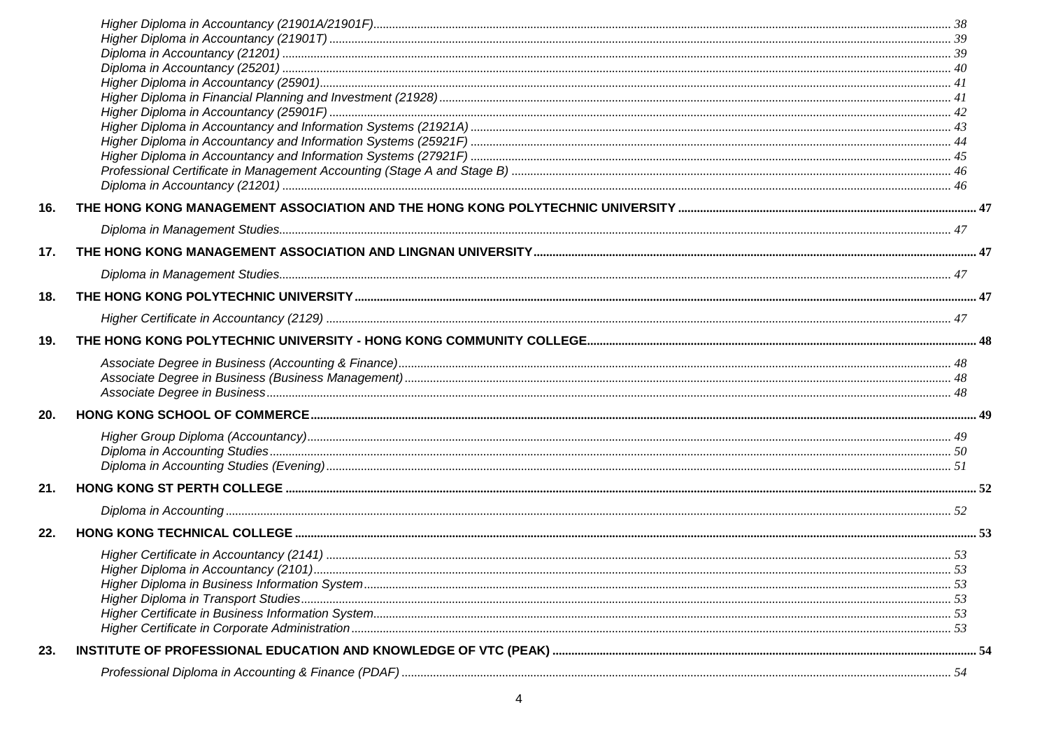*Higher Diploma in Accountancy (21901A/21901F)* ..... 38
*Higher Diploma in Accountancy (21901T)* ..... 39
*Diploma in Accountancy (21201)* ..... 39
*Diploma in Accountancy (25201)* ..... 40
*Higher Diploma in Accountancy (25901)* ..... 41
*Higher Diploma in Financial Planning and Investment (21928)* ..... 41
*Higher Diploma in Accountancy (25901F)* ..... 42
*Higher Diploma in Accountancy and Information Systems (21921A)* ..... 43
*Higher Diploma in Accountancy and Information Systems (25921F)* ..... 44
*Higher Diploma in Accountancy and Information Systems (27921F)* ..... 45
*Professional Certificate in Management Accounting (Stage A and Stage B)* ..... 46
*Diploma in Accountancy (21201)* ..... 46

**16. THE HONG KONG MANAGEMENT ASSOCIATION AND THE HONG KONG POLYTECHNIC UNIVERSITY ..... 47**

*Diploma in Management Studies* ..... 47

**17. THE HONG KONG MANAGEMENT ASSOCIATION AND LINGNAN UNIVERSITY ..... 47**

*Diploma in Management Studies* ..... 47

**18. THE HONG KONG POLYTECHNIC UNIVERSITY ..... 47**

*Higher Certificate in Accountancy (2129)* ..... 47

**19. THE HONG KONG POLYTECHNIC UNIVERSITY - HONG KONG COMMUNITY COLLEGE ..... 48**

*Associate Degree in Business (Accounting & Finance)* ..... 48
*Associate Degree in Business (Business Management)* ..... 48
*Associate Degree in Business* ..... 48

**20. HONG KONG SCHOOL OF COMMERCE ..... 49**

*Higher Group Diploma (Accountancy)* ..... 49
*Diploma in Accounting Studies* ..... 50
*Diploma in Accounting Studies (Evening)* ..... 51

**21. HONG KONG ST PERTH COLLEGE ..... 52**

*Diploma in Accounting* ..... 52

**22. HONG KONG TECHNICAL COLLEGE ..... 53**

*Higher Certificate in Accountancy (2141)* ..... 53
*Higher Diploma in Accountancy (2101)* ..... 53
*Higher Diploma in Business Information System* ..... 53
*Higher Diploma in Transport Studies* ..... 53
*Higher Certificate in Business Information System* ..... 53
*Higher Certificate in Corporate Administration* ..... 53

**23. INSTITUTE OF PROFESSIONAL EDUCATION AND KNOWLEDGE OF VTC (PEAK) ..... 54**

*Professional Diploma in Accounting & Finance (PDAF)* ..... 54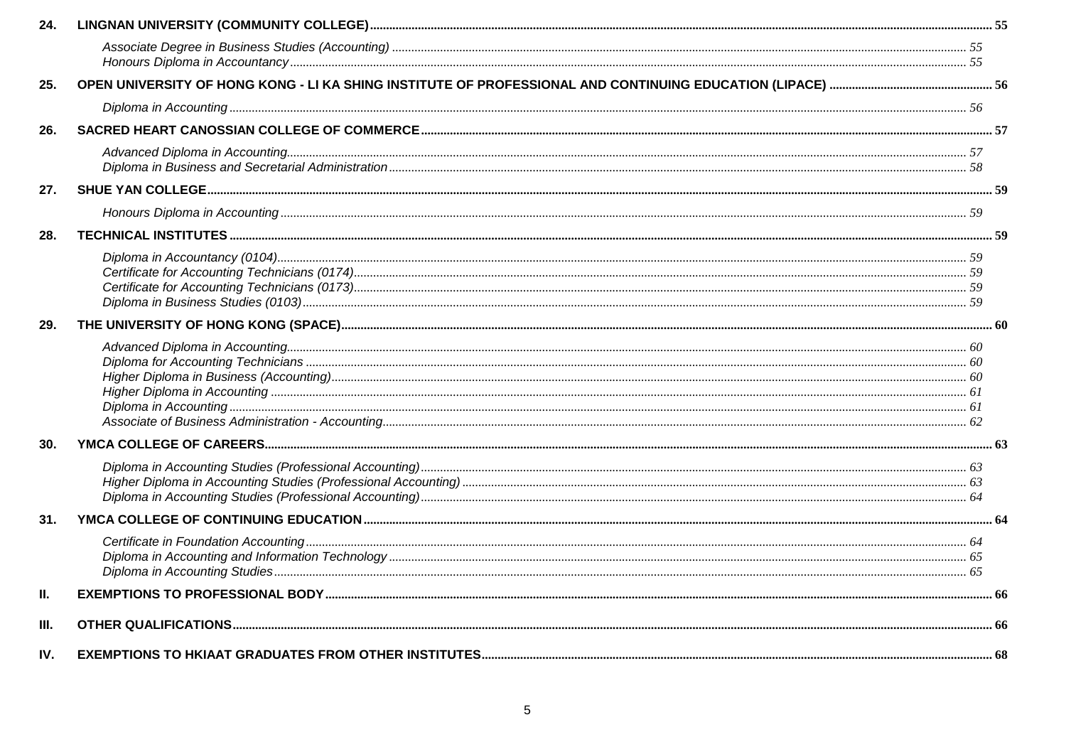| | | |
|---|---|---|
| **24.** | **LINGNAN UNIVERSITY (COMMUNITY COLLEGE)** | **55** |
| | *Associate Degree in Business Studies (Accounting)* | *55* |
| | *Honours Diploma in Accountancy* | *55* |
| **25.** | **OPEN UNIVERSITY OF HONG KONG - LI KA SHING INSTITUTE OF PROFESSIONAL AND CONTINUING EDUCATION (LIPACE)** | **56** |
| | *Diploma in Accounting* | *56* |
| **26.** | **SACRED HEART CANOSSIAN COLLEGE OF COMMERCE** | **57** |
| | *Advanced Diploma in Accounting* | *57* |
| | *Diploma in Business and Secretarial Administration* | *58* |
| **27.** | **SHUE YAN COLLEGE** | **59** |
| | *Honours Diploma in Accounting* | *59* |
| **28.** | **TECHNICAL INSTITUTES** | **59** |
| | *Diploma in Accountancy (0104)* | *59* |
| | *Certificate for Accounting Technicians (0174)* | *59* |
| | *Certificate for Accounting Technicians (0173)* | *59* |
| | *Diploma in Business Studies (0103)* | *59* |
| **29.** | **THE UNIVERSITY OF HONG KONG (SPACE)** | **60** |
| | *Advanced Diploma in Accounting* | *60* |
| | *Diploma for Accounting Technicians* | *60* |
| | *Higher Diploma in Business (Accounting)* | *60* |
| | *Higher Diploma in Accounting* | *61* |
| | *Diploma in Accounting* | *61* |
| | *Associate of Business Administration - Accounting* | *62* |
| **30.** | **YMCA COLLEGE OF CAREERS** | **63** |
| | *Diploma in Accounting Studies (Professional Accounting)* | *63* |
| | *Higher Diploma in Accounting Studies (Professional Accounting)* | *63* |
| | *Diploma in Accounting Studies (Professional Accounting)* | *64* |
| **31.** | **YMCA COLLEGE OF CONTINUING EDUCATION** | **64** |
| | *Certificate in Foundation Accounting* | *64* |
| | *Diploma in Accounting and Information Technology* | *65* |
| | *Diploma in Accounting Studies* | *65* |
| **II.** | **EXEMPTIONS TO PROFESSIONAL BODY** | **66** |
| **III.** | **OTHER QUALIFICATIONS** | **66** |
| **IV.** | **EXEMPTIONS TO HKIAAT GRADUATES FROM OTHER INSTITUTES** | **68** |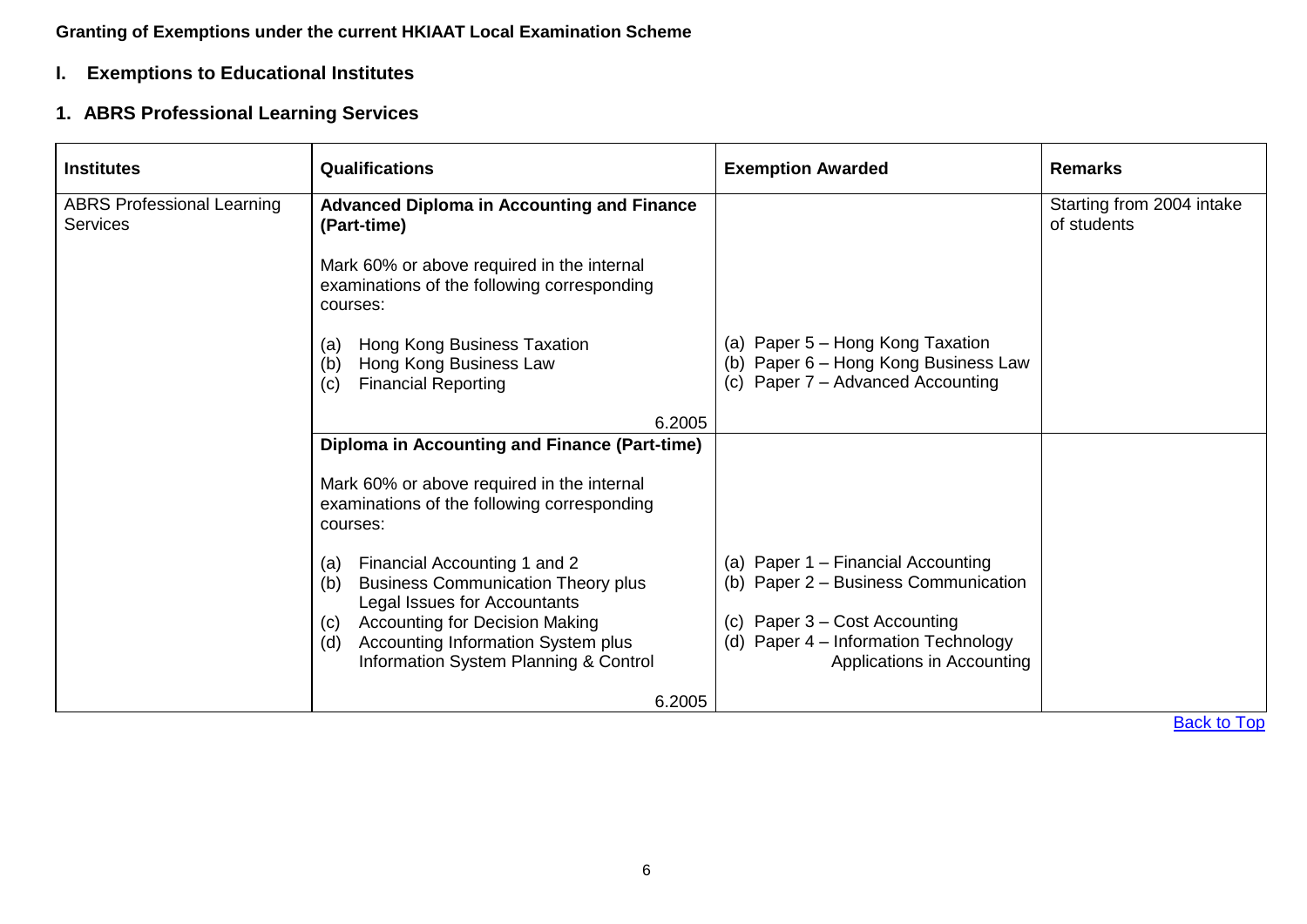**Granting of Exemptions under the current HKIAAT Local Examination Scheme**

## I. Exemptions to Educational Institutes

### 1. ABRS Professional Learning Services

| Institutes | Qualifications | Exemption Awarded | Remarks |
|---|---|---|---|
| ABRS Professional Learning Services | **Advanced Diploma in Accounting and Finance (Part-time)**<br><br>Mark 60% or above required in the internal examinations of the following corresponding courses:<br><br>(a) Hong Kong Business Taxation<br>(b) Hong Kong Business Law<br>(c) Financial Reporting<br><br>6.2005 | <br><br><br><br><br>(a) Paper 5 – Hong Kong Taxation<br>(b) Paper 6 – Hong Kong Business Law<br>(c) Paper 7 – Advanced Accounting | Starting from 2004 intake of students |
| | **Diploma in Accounting and Finance (Part-time)**<br><br>Mark 60% or above required in the internal examinations of the following corresponding courses:<br><br>(a) Financial Accounting 1 and 2<br>(b) Business Communication Theory plus Legal Issues for Accountants<br>(c) Accounting for Decision Making<br>(d) Accounting Information System plus Information System Planning & Control<br><br>6.2005 | <br><br><br><br><br>(a) Paper 1 – Financial Accounting<br>(b) Paper 2 – Business Communication<br>(c) Paper 3 – Cost Accounting<br>(d) Paper 4 – Information Technology Applications in Accounting | |

Back to Top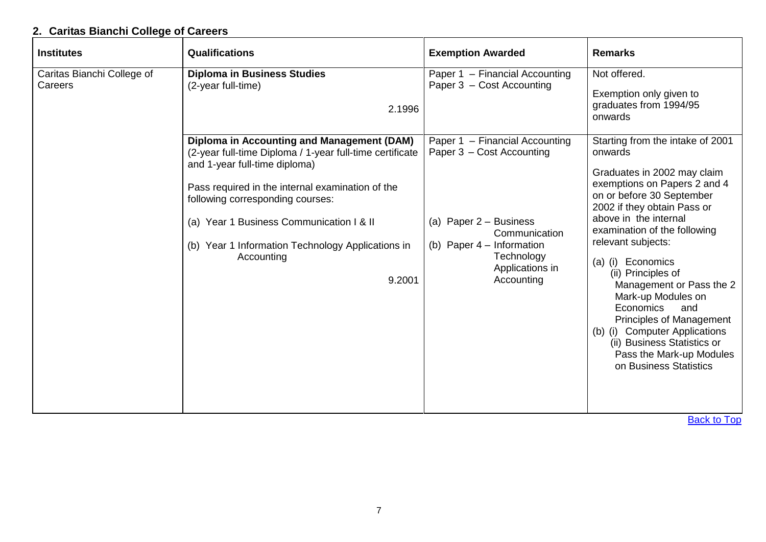## 2. Caritas Bianchi College of Careers

| Institutes | Qualifications | Exemption Awarded | Remarks |
|---|---|---|---|
| Caritas Bianchi College of Careers | **Diploma in Business Studies**<br>(2-year full-time)<br>2.1996 | Paper 1 – Financial Accounting<br>Paper 3 – Cost Accounting | Not offered.<br>Exemption only given to graduates from 1994/95 onwards |
| | **Diploma in Accounting and Management (DAM)**<br>(2-year full-time Diploma / 1-year full-time certificate and 1-year full-time diploma)<br>Pass required in the internal examination of the following corresponding courses:<br>(a) Year 1 Business Communication I & II<br>(b) Year 1 Information Technology Applications in Accounting<br>9.2001 | Paper 1 – Financial Accounting<br>Paper 3 – Cost Accounting<br>(a) Paper 2 – Business Communication<br>(b) Paper 4 – Information Technology Applications in Accounting | Starting from the intake of 2001 onwards<br>Graduates in 2002 may claim exemptions on Papers 2 and 4 on or before 30 September 2002 if they obtain Pass or above in the internal examination of the following relevant subjects:<br>(a) (i) Economics<br>(ii) Principles of Management or Pass the 2 Mark-up Modules on Economics and Principles of Management<br>(b) (i) Computer Applications<br>(ii) Business Statistics or Pass the Mark-up Modules on Business Statistics |

Back to Top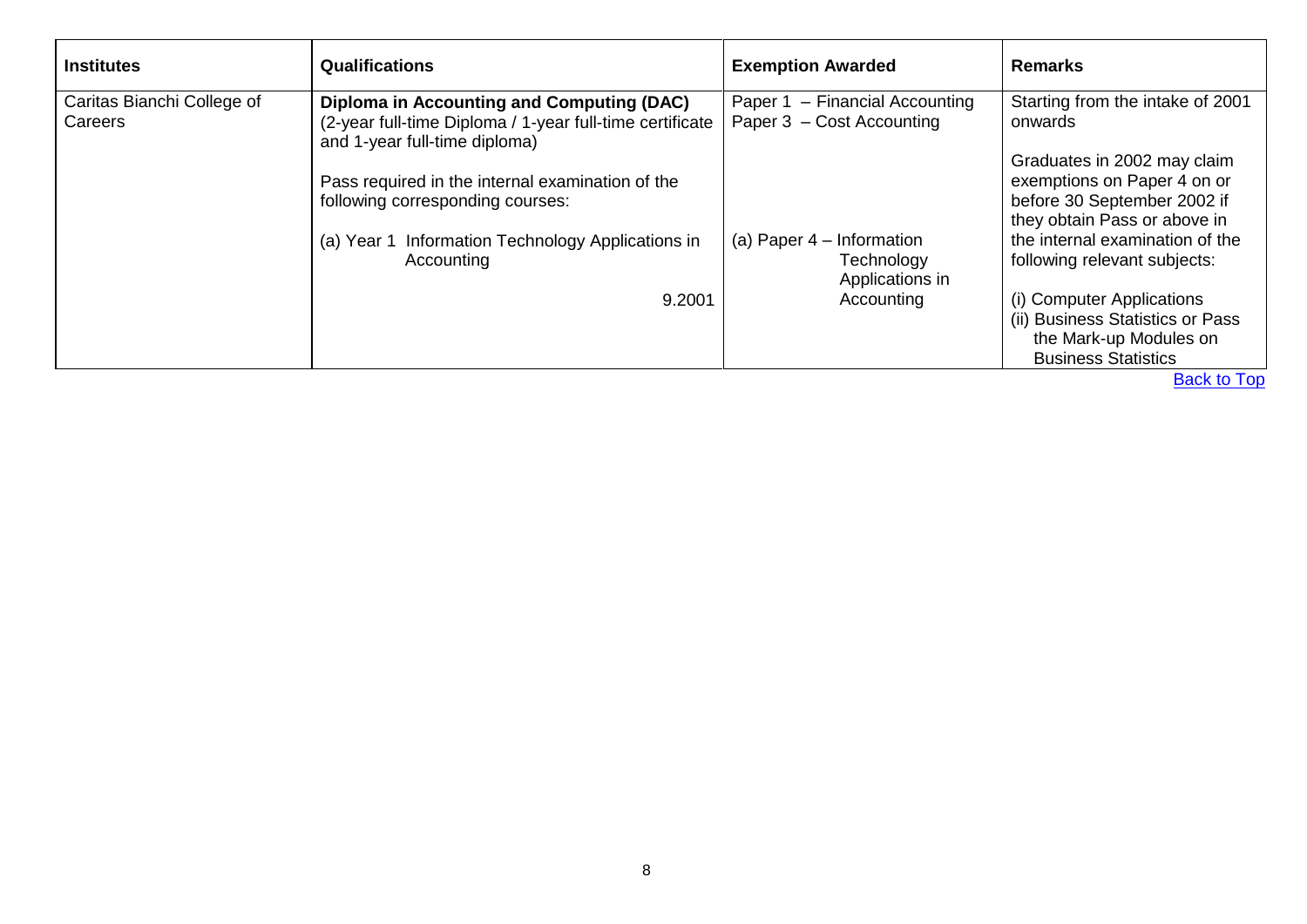| Institutes | Qualifications | Exemption Awarded | Remarks |
|---|---|---|---|
| Caritas Bianchi College of Careers | **Diploma in Accounting and Computing (DAC)** (2-year full-time Diploma / 1-year full-time certificate and 1-year full-time diploma)<br><br>Pass required in the internal examination of the following corresponding courses:<br><br>(a) Year 1 Information Technology Applications in Accounting<br><br>9.2001 | Paper 1 – Financial Accounting<br>Paper 3 – Cost Accounting<br><br>(a) Paper 4 – Information Technology Applications in Accounting | Starting from the intake of 2001 onwards<br><br>Graduates in 2002 may claim exemptions on Paper 4 on or before 30 September 2002 if they obtain Pass or above in the internal examination of the following relevant subjects:<br><br>(i) Computer Applications<br>(ii) Business Statistics or Pass the Mark-up Modules on Business Statistics |

Back to Top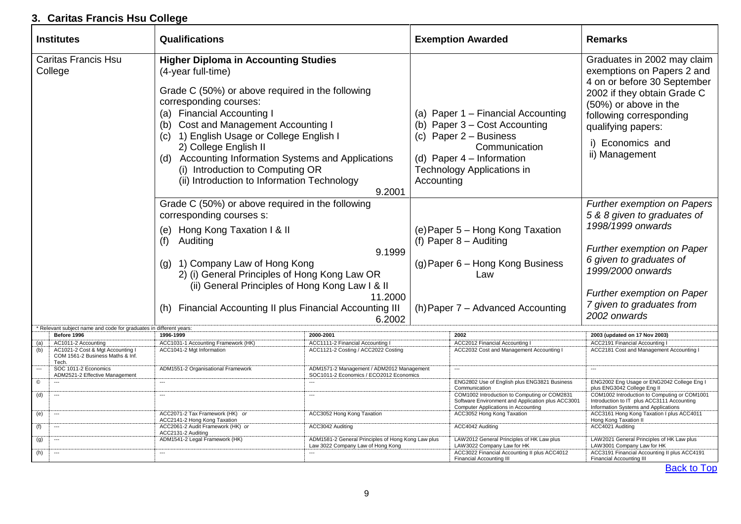## 3. Caritas Francis Hsu College

| Institutes | Qualifications | Exemption Awarded | Remarks |
|---|---|---|---|
| Caritas Francis Hsu College | **Higher Diploma in Accounting Studies** (4-year full-time)<br><br>Grade C (50%) or above required in the following corresponding courses:<br>(a) Financial Accounting I<br>(b) Cost and Management Accounting I<br>(c) 1) English Usage or College English I<br>2) College English II<br>(d) Accounting Information Systems and Applications<br>(i) Introduction to Computing OR<br>(ii) Introduction to Information Technology<br>9.2001 | (a) Paper 1 – Financial Accounting<br>(b) Paper 3 – Cost Accounting<br>(c) Paper 2 – Business Communication<br>(d) Paper 4 – Information Technology Applications in Accounting | Graduates in 2002 may claim exemptions on Papers 2 and 4 on or before 30 September 2002 if they obtain Grade C (50%) or above in the following corresponding qualifying papers:<br>i) Economics and<br>ii) Management |
| | Grade C (50%) or above required in the following corresponding courses s:<br>(e) Hong Kong Taxation I & II<br>(f) Auditing<br>9.1999<br>(g) 1) Company Law of Hong Kong<br>2) (i) General Principles of Hong Kong Law OR<br>(ii) General Principles of Hong Kong Law I & II<br>11.2000<br>(h) Financial Accounting II plus Financial Accounting III<br>6.2002 | (e) Paper 5 – Hong Kong Taxation<br>(f) Paper 8 – Auditing<br><br>(g) Paper 6 – Hong Kong Business Law<br><br>(h) Paper 7 – Advanced Accounting | *Further exemption on Papers 5 & 8 given to graduates of 1998/1999 onwards*<br><br>*Further exemption on Paper 6 given to graduates of 1999/2000 onwards*<br><br>*Further exemption on Paper 7 given to graduates from 2002 onwards* |

\* Relevant subject name and code for graduates in different years:

| | Before 1996 | 1996-1999 | 2000-2001 | 2002 | 2003 (updated on 17 Nov 2003) |
|---|---|---|---|---|---|
| (a) | AC1011-2 Accounting | ACC1031-1 Accounting Framework (HK) | ACC1111-2 Financial Accounting I | ACC2012 Financial Accounting I | ACC2191 Financial Accounting I |
| (b) | AC1021-2 Cost & Mgt Accounting I COM 1561-2 Business Maths & Inf. Tech. | ACC1041-2 Mgt Information | ACC1121-2 Costing / ACC2022 Costing | ACC2032 Cost and Management Accounting I | ACC2181 Cost and Management Accounting I |
| --- | SOC 1011-2 Economics ADM2521-2 Effective Management | ADM1551-2 Organisational Framework | ADM1571-2 Management / ADM2012 Management SOC1011-2 Economics / ECO2012 Economics | --- | --- |
| © | --- | --- | --- | ENG2802 Use of English plus ENG3821 Business Communication | ENG2002 Eng Usage or ENG2042 College Eng I plus ENG3042 College Eng II |
| (d) | --- | --- | --- | COM1002 Introduction to Computing or COM2831 Software Environment and Application plus ACC3001 Computer Applications in Accounting | COM1002 Introduction to Computing or COM1001 Introduction to IT plus ACC3111 Accounting Information Systems and Applications |
| (e) | --- | ACC2071-2 Tax Framework (HK) *or* ACC2141-2 Hong Kong Taxation | ACC3052 Hong Kong Taxation | ACC3052 Hong Kong Taxation | ACC3161 Hong Kong Taxation I plus ACC4011 Hong Kong Taxation II |
| (f) | --- | ACC2061-2 Audit Framework (HK) *or* ACC2131-2 Auditing | ACC3042 Auditing | ACC4042 Auditing | ACC4021 Auditing |
| (g) | --- | ADM1541-2 Legal Framework (HK) | ADM1581-2 General Principles of Hong Kong Law plus Law 3022 Company Law of Hong Kong | LAW2012 General Principles of HK Law plus LAW3022 Company Law for HK | LAW2021 General Principles of HK Law plus LAW3001 Company Law for HK |
| (h) | --- | --- | --- | ACC3022 Financial Accounting II plus ACC4012 Financial Accounting III | ACC3191 Financial Accounting II plus ACC4191 Financial Accounting III |

Back to Top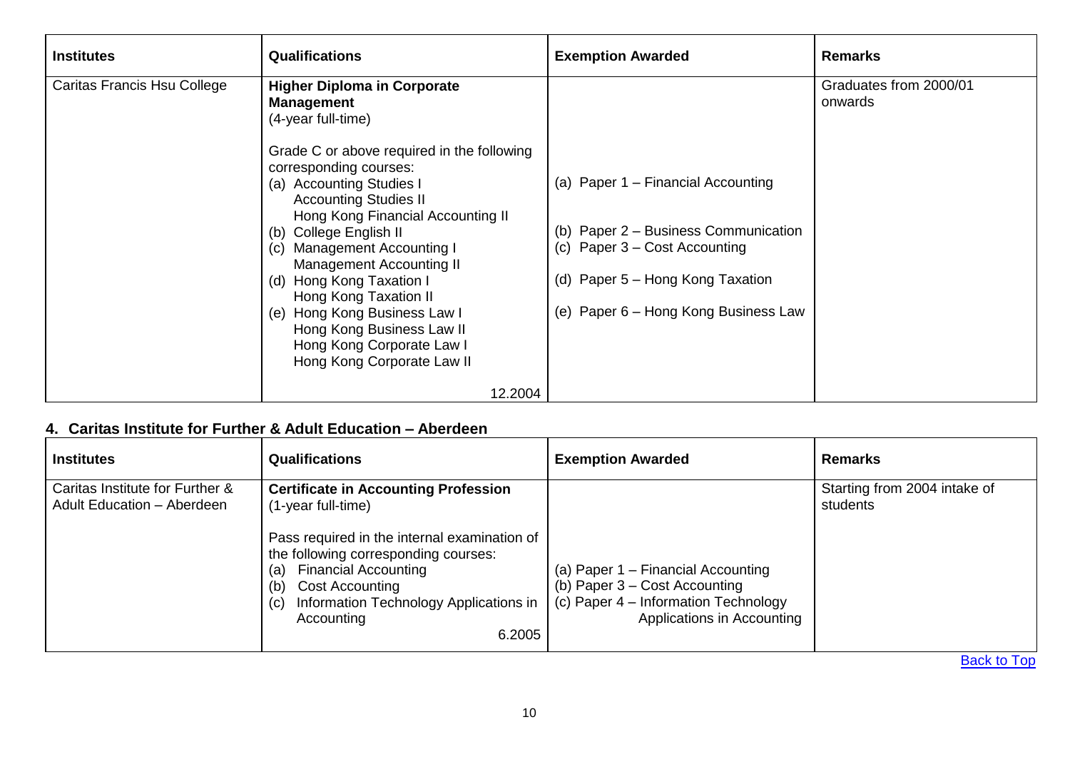| Institutes | Qualifications | Exemption Awarded | Remarks |
|---|---|---|---|
| Caritas Francis Hsu College | **Higher Diploma in Corporate Management**<br>(4-year full-time)<br><br>Grade C or above required in the following corresponding courses:<br>(a) Accounting Studies I<br>Accounting Studies II<br>Hong Kong Financial Accounting II<br>(b) College English II<br>(c) Management Accounting I<br>Management Accounting II<br>(d) Hong Kong Taxation I<br>Hong Kong Taxation II<br>(e) Hong Kong Business Law I<br>Hong Kong Business Law II<br>Hong Kong Corporate Law I<br>Hong Kong Corporate Law II<br><br>12.2004 | (a) Paper 1 – Financial Accounting<br><br>(b) Paper 2 – Business Communication<br>(c) Paper 3 – Cost Accounting<br><br>(d) Paper 5 – Hong Kong Taxation<br><br>(e) Paper 6 – Hong Kong Business Law | Graduates from 2000/01 onwards |

## 4. Caritas Institute for Further & Adult Education – Aberdeen

| Institutes | Qualifications | Exemption Awarded | Remarks |
|---|---|---|---|
| Caritas Institute for Further & Adult Education – Aberdeen | **Certificate in Accounting Profession**<br>(1-year full-time)<br><br>Pass required in the internal examination of the following corresponding courses:<br>(a) Financial Accounting<br>(b) Cost Accounting<br>(c) Information Technology Applications in Accounting<br><br>6.2005 | (a) Paper 1 – Financial Accounting<br>(b) Paper 3 – Cost Accounting<br>(c) Paper 4 – Information Technology Applications in Accounting | Starting from 2004 intake of students |

Back to Top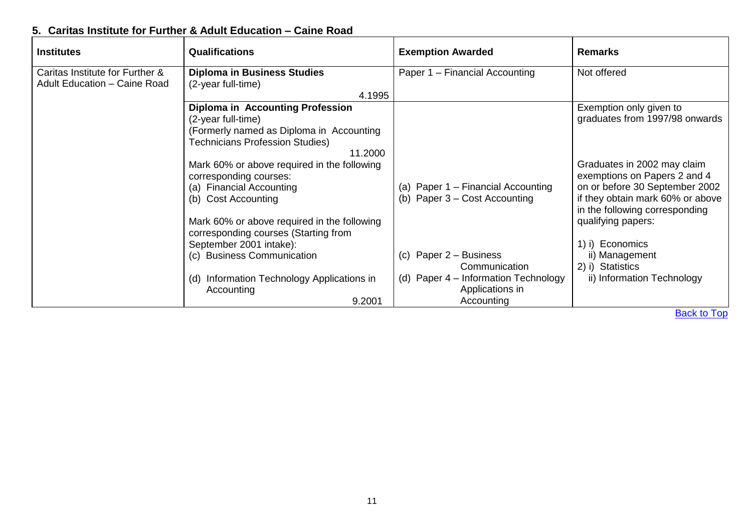## 5. Caritas Institute for Further & Adult Education – Caine Road

| Institutes | Qualifications | Exemption Awarded | Remarks |
|---|---|---|---|
| Caritas Institute for Further & Adult Education – Caine Road | **Diploma in Business Studies**<br>(2-year full-time)<br>4.1995 | Paper 1 – Financial Accounting | Not offered |
| | **Diploma in Accounting Profession**<br>(2-year full-time)<br>(Formerly named as Diploma in Accounting Technicians Profession Studies)<br>11.2000<br>Mark 60% or above required in the following corresponding courses:<br>(a) Financial Accounting<br>(b) Cost Accounting<br><br>Mark 60% or above required in the following corresponding courses (Starting from September 2001 intake):<br>(c) Business Communication<br><br>(d) Information Technology Applications in Accounting<br>9.2001 | (a) Paper 1 – Financial Accounting<br>(b) Paper 3 – Cost Accounting<br><br>(c) Paper 2 – Business Communication<br>(d) Paper 4 – Information Technology Applications in Accounting | Exemption only given to graduates from 1997/98 onwards<br><br>Graduates in 2002 may claim exemptions on Papers 2 and 4 on or before 30 September 2002 if they obtain mark 60% or above in the following corresponding qualifying papers:<br><br>1) i) Economics<br>ii) Management<br>2) i) Statistics<br>ii) Information Technology |

Back to Top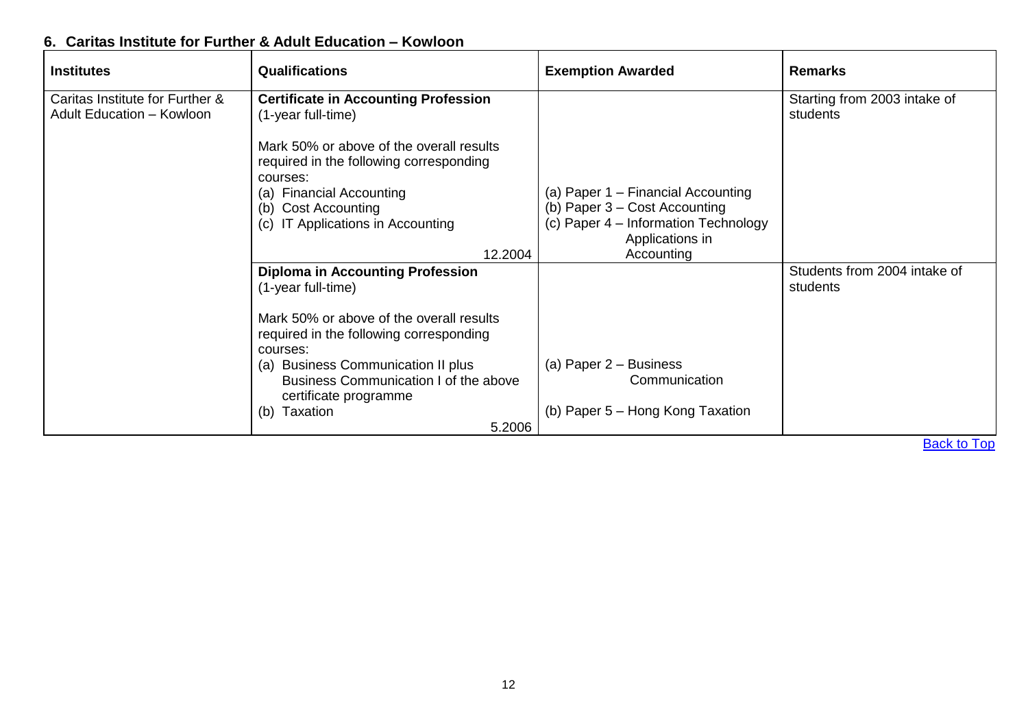### 6. Caritas Institute for Further & Adult Education – Kowloon

| Institutes | Qualifications | Exemption Awarded | Remarks |
|---|---|---|---|
| Caritas Institute for Further & Adult Education – Kowloon | **Certificate in Accounting Profession**<br>(1-year full-time)<br><br>Mark 50% or above of the overall results required in the following corresponding courses:<br>(a) Financial Accounting<br>(b) Cost Accounting<br>(c) IT Applications in Accounting<br><br>12.2004 | <br><br><br><br><br>(a) Paper 1 – Financial Accounting<br>(b) Paper 3 – Cost Accounting<br>(c) Paper 4 – Information Technology Applications in Accounting | Starting from 2003 intake of students |
| | **Diploma in Accounting Profession**<br>(1-year full-time)<br><br>Mark 50% or above of the overall results required in the following corresponding courses:<br>(a) Business Communication II plus Business Communication I of the above certificate programme<br>(b) Taxation<br><br>5.2006 | <br><br><br><br><br>(a) Paper 2 – Business Communication<br><br>(b) Paper 5 – Hong Kong Taxation | Students from 2004 intake of students |

[Back to Top]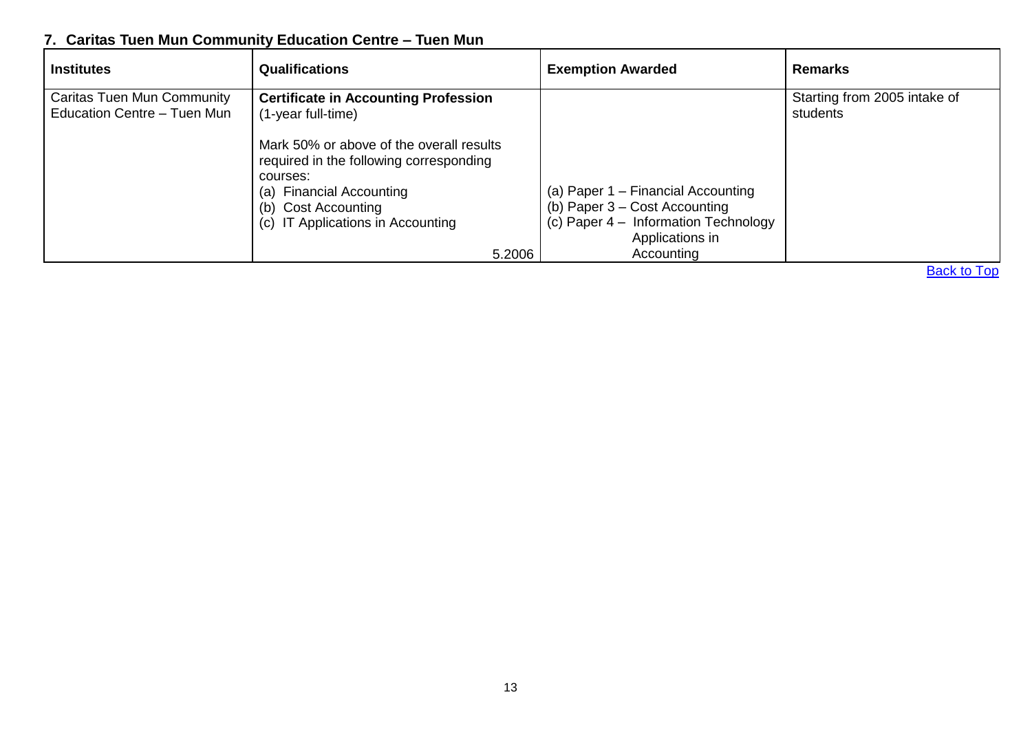## 7. Caritas Tuen Mun Community Education Centre – Tuen Mun

| Institutes | Qualifications | Exemption Awarded | Remarks |
|---|---|---|---|
| Caritas Tuen Mun Community Education Centre – Tuen Mun | **Certificate in Accounting Profession** (1-year full-time)<br><br>Mark 50% or above of the overall results required in the following corresponding courses:<br>(a) Financial Accounting<br>(b) Cost Accounting<br>(c) IT Applications in Accounting<br><br>5.2006 | (a) Paper 1 – Financial Accounting<br>(b) Paper 3 – Cost Accounting<br>(c) Paper 4 – Information Technology Applications in Accounting | Starting from 2005 intake of students |

Back to Top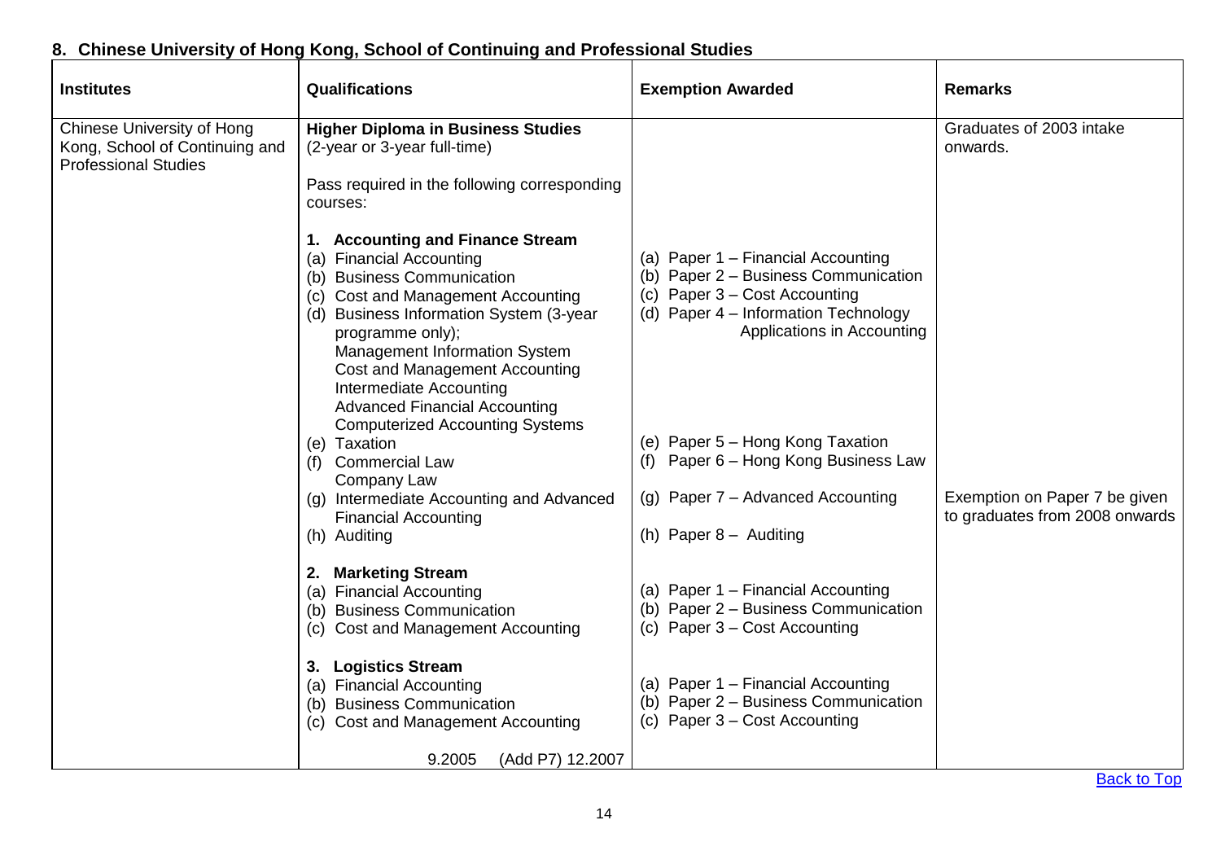## 8. Chinese University of Hong Kong, School of Continuing and Professional Studies

| Institutes | Qualifications | Exemption Awarded | Remarks |
|---|---|---|---|
| Chinese University of Hong Kong, School of Continuing and Professional Studies | **Higher Diploma in Business Studies** (2-year or 3-year full-time)<br><br>Pass required in the following corresponding courses: | | Graduates of 2003 intake onwards. |
| | **1. Accounting and Finance Stream**<br>(a) Financial Accounting<br>(b) Business Communication<br>(c) Cost and Management Accounting<br>(d) Business Information System (3-year programme only);<br>Management Information System<br>Cost and Management Accounting<br>Intermediate Accounting<br>Advanced Financial Accounting<br>Computerized Accounting Systems | (a) Paper 1 – Financial Accounting<br>(b) Paper 2 – Business Communication<br>(c) Paper 3 – Cost Accounting<br>(d) Paper 4 – Information Technology Applications in Accounting | |
| | (e) Taxation<br>(f) Commercial Law<br>Company Law | (e) Paper 5 – Hong Kong Taxation<br>(f) Paper 6 – Hong Kong Business Law | |
| | (g) Intermediate Accounting and Advanced Financial Accounting | (g) Paper 7 – Advanced Accounting | Exemption on Paper 7 be given to graduates from 2008 onwards |
| | (h) Auditing | (h) Paper 8 – Auditing | |
| | **2. Marketing Stream**<br>(a) Financial Accounting<br>(b) Business Communication<br>(c) Cost and Management Accounting | (a) Paper 1 – Financial Accounting<br>(b) Paper 2 – Business Communication<br>(c) Paper 3 – Cost Accounting | |
| | **3. Logistics Stream**<br>(a) Financial Accounting<br>(b) Business Communication<br>(c) Cost and Management Accounting | (a) Paper 1 – Financial Accounting<br>(b) Paper 2 – Business Communication<br>(c) Paper 3 – Cost Accounting | |
| | 9.2005 (Add P7) 12.2007 | | |

Back to Top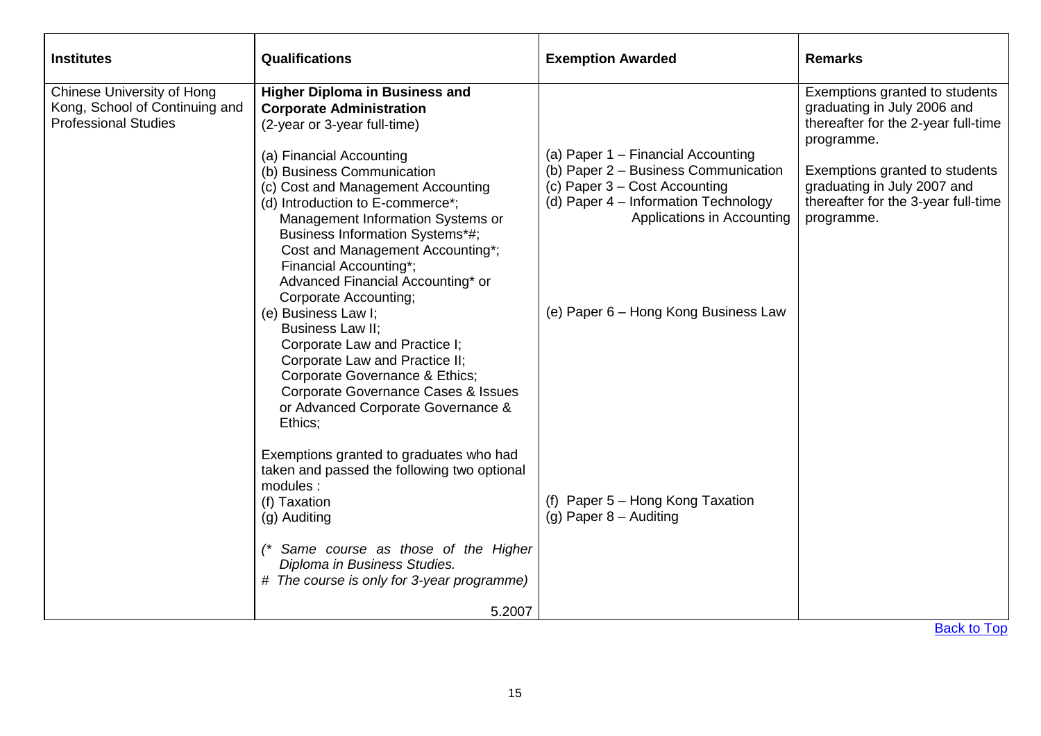| Institutes | Qualifications | Exemption Awarded | Remarks |
|---|---|---|---|
| Chinese University of Hong Kong, School of Continuing and Professional Studies | **Higher Diploma in Business and Corporate Administration**<br>(2-year or 3-year full-time)<br><br>(a) Financial Accounting<br>(b) Business Communication<br>(c) Cost and Management Accounting<br>(d) Introduction to E-commerce*; Management Information Systems or Business Information Systems*#; Cost and Management Accounting*; Financial Accounting*; Advanced Financial Accounting* or Corporate Accounting;<br>(e) Business Law I; Business Law II; Corporate Law and Practice I; Corporate Law and Practice II; Corporate Governance & Ethics; Corporate Governance Cases & Issues or Advanced Corporate Governance & Ethics;<br><br>Exemptions granted to graduates who had taken and passed the following two optional modules :<br>(f) Taxation<br>(g) Auditing<br><br>*(* Same course as those of the Higher Diploma in Business Studies.*<br>*# The course is only for 3-year programme)*<br><br>5.2007 | (a) Paper 1 – Financial Accounting<br>(b) Paper 2 – Business Communication<br>(c) Paper 3 – Cost Accounting<br>(d) Paper 4 – Information Technology Applications in Accounting<br><br>(e) Paper 6 – Hong Kong Business Law<br><br>(f) Paper 5 – Hong Kong Taxation<br>(g) Paper 8 – Auditing | Exemptions granted to students graduating in July 2006 and thereafter for the 2-year full-time programme.<br><br>Exemptions granted to students graduating in July 2007 and thereafter for the 3-year full-time programme. |

Back to Top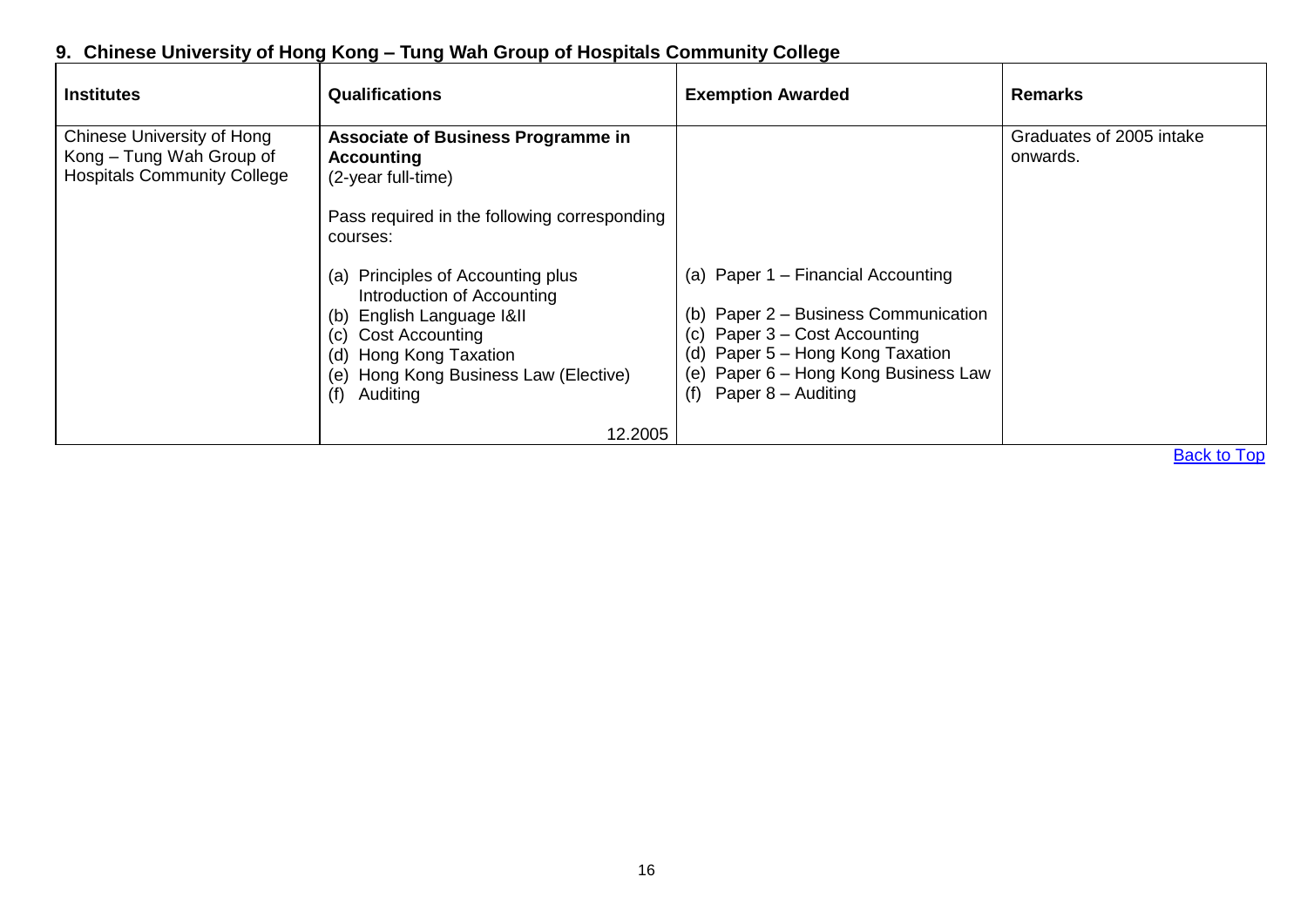## 9. Chinese University of Hong Kong – Tung Wah Group of Hospitals Community College

| Institutes | Qualifications | Exemption Awarded | Remarks |
|---|---|---|---|
| Chinese University of Hong Kong – Tung Wah Group of Hospitals Community College | **Associate of Business Programme in Accounting**<br>(2-year full-time)<br><br>Pass required in the following corresponding courses:<br><br>(a) Principles of Accounting plus Introduction of Accounting<br>(b) English Language I&II<br>(c) Cost Accounting<br>(d) Hong Kong Taxation<br>(e) Hong Kong Business Law (Elective)<br>(f) Auditing<br><br>12.2005 | (a) Paper 1 – Financial Accounting<br>(b) Paper 2 – Business Communication<br>(c) Paper 3 – Cost Accounting<br>(d) Paper 5 – Hong Kong Taxation<br>(e) Paper 6 – Hong Kong Business Law<br>(f) Paper 8 – Auditing | Graduates of 2005 intake onwards. |

Back to Top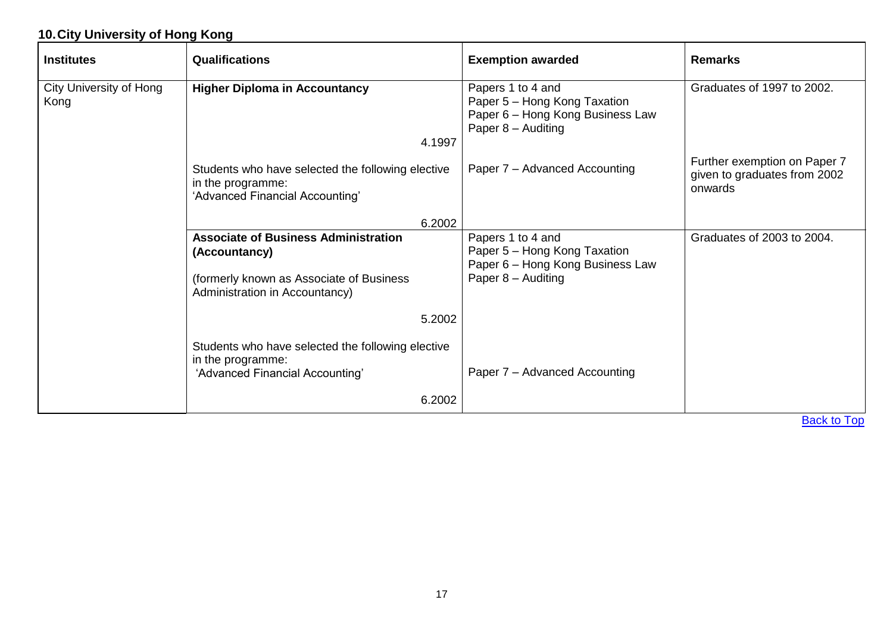## 10. City University of Hong Kong

| Institutes | Qualifications | Exemption awarded | Remarks |
|---|---|---|---|
| City University of Hong Kong | **Higher Diploma in Accountancy**<br><br>4.1997 | Papers 1 to 4 and<br>Paper 5 – Hong Kong Taxation<br>Paper 6 – Hong Kong Business Law<br>Paper 8 – Auditing | Graduates of 1997 to 2002. |
| | Students who have selected the following elective in the programme:<br>'Advanced Financial Accounting'<br><br>6.2002 | Paper 7 – Advanced Accounting | Further exemption on Paper 7 given to graduates from 2002 onwards |
| | **Associate of Business Administration (Accountancy)**<br><br>(formerly known as Associate of Business Administration in Accountancy)<br><br>5.2002 | Papers 1 to 4 and<br>Paper 5 – Hong Kong Taxation<br>Paper 6 – Hong Kong Business Law<br>Paper 8 – Auditing | Graduates of 2003 to 2004. |
| | Students who have selected the following elective in the programme:<br>'Advanced Financial Accounting'<br><br>6.2002 | Paper 7 – Advanced Accounting | |

Back to Top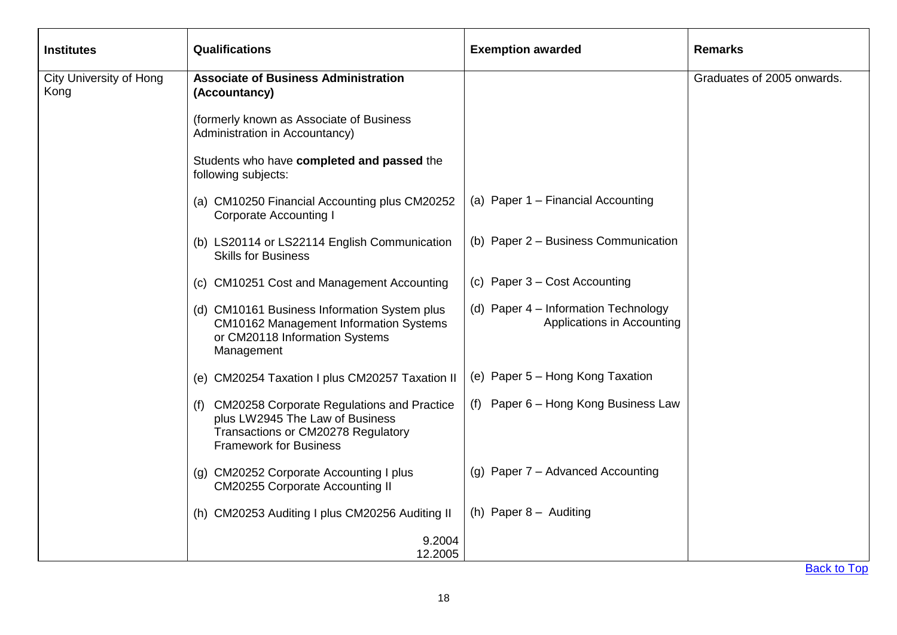| Institutes | Qualifications | Exemption awarded | Remarks |
|---|---|---|---|
| City University of Hong Kong | **Associate of Business Administration (Accountancy)**<br><br>(formerly known as Associate of Business Administration in Accountancy)<br><br>Students who have **completed and passed** the following subjects: | | Graduates of 2005 onwards. |
| | (a) CM10250 Financial Accounting plus CM20252 Corporate Accounting I | (a) Paper 1 – Financial Accounting | |
| | (b) LS20114 or LS22114 English Communication Skills for Business | (b) Paper 2 – Business Communication | |
| | (c) CM10251 Cost and Management Accounting | (c) Paper 3 – Cost Accounting | |
| | (d) CM10161 Business Information System plus CM10162 Management Information Systems or CM20118 Information Systems Management | (d) Paper 4 – Information Technology Applications in Accounting | |
| | (e) CM20254 Taxation I plus CM20257 Taxation II | (e) Paper 5 – Hong Kong Taxation | |
| | (f) CM20258 Corporate Regulations and Practice plus LW2945 The Law of Business Transactions or CM20278 Regulatory Framework for Business | (f) Paper 6 – Hong Kong Business Law | |
| | (g) CM20252 Corporate Accounting I plus CM20255 Corporate Accounting II | (g) Paper 7 – Advanced Accounting | |
| | (h) CM20253 Auditing I plus CM20256 Auditing II | (h) Paper 8 – Auditing | |
| | 9.2004<br>12.2005 | | |

Back to Top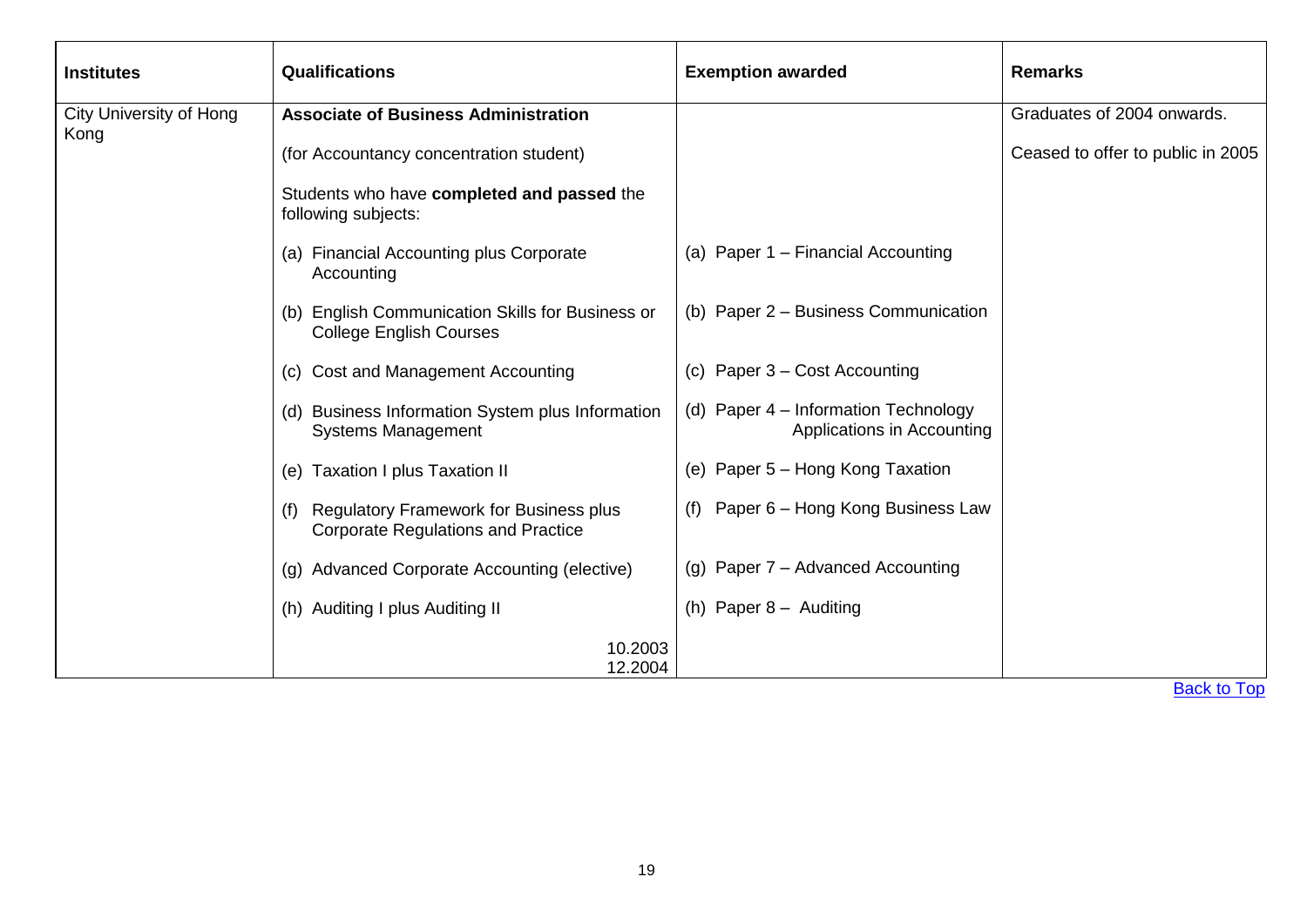| Institutes | Qualifications | Exemption awarded | Remarks |
|---|---|---|---|
| City University of Hong Kong | **Associate of Business Administration**<br><br>(for Accountancy concentration student)<br><br>Students who have **completed and passed** the following subjects: | | Graduates of 2004 onwards.<br><br>Ceased to offer to public in 2005 |
| | (a) Financial Accounting plus Corporate Accounting | (a) Paper 1 – Financial Accounting | |
| | (b) English Communication Skills for Business or College English Courses | (b) Paper 2 – Business Communication | |
| | (c) Cost and Management Accounting | (c) Paper 3 – Cost Accounting | |
| | (d) Business Information System plus Information Systems Management | (d) Paper 4 – Information Technology Applications in Accounting | |
| | (e) Taxation I plus Taxation II | (e) Paper 5 – Hong Kong Taxation | |
| | (f) Regulatory Framework for Business plus Corporate Regulations and Practice | (f) Paper 6 – Hong Kong Business Law | |
| | (g) Advanced Corporate Accounting (elective) | (g) Paper 7 – Advanced Accounting | |
| | (h) Auditing I plus Auditing II | (h) Paper 8 – Auditing | |
| | 10.2003<br>12.2004 | | |

Back to Top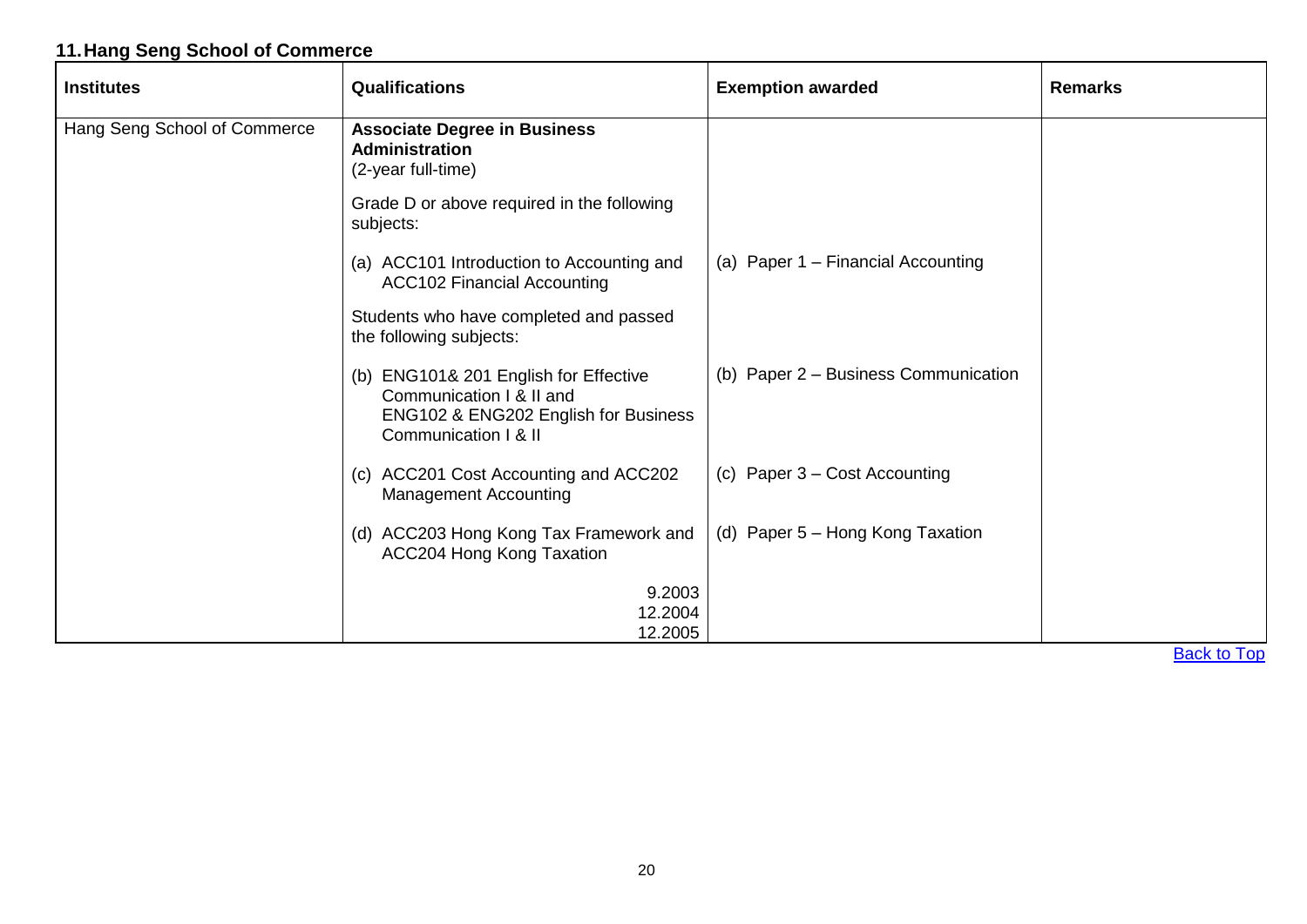## 11. Hang Seng School of Commerce

| Institutes | Qualifications | Exemption awarded | Remarks |
|---|---|---|---|
| Hang Seng School of Commerce | **Associate Degree in Business Administration**<br>(2-year full-time)<br><br>Grade D or above required in the following subjects:<br><br>(a) ACC101 Introduction to Accounting and ACC102 Financial Accounting<br><br>Students who have completed and passed the following subjects:<br><br>(b) ENG101& 201 English for Effective Communication I & II and ENG102 & ENG202 English for Business Communication I & II<br><br>(c) ACC201 Cost Accounting and ACC202 Management Accounting<br><br>(d) ACC203 Hong Kong Tax Framework and ACC204 Hong Kong Taxation<br><br>9.2003<br>12.2004<br>12.2005 | <br><br><br><br>(a) Paper 1 – Financial Accounting<br><br><br><br>(b) Paper 2 – Business Communication<br><br>(c) Paper 3 – Cost Accounting<br><br>(d) Paper 5 – Hong Kong Taxation | |

Back to Top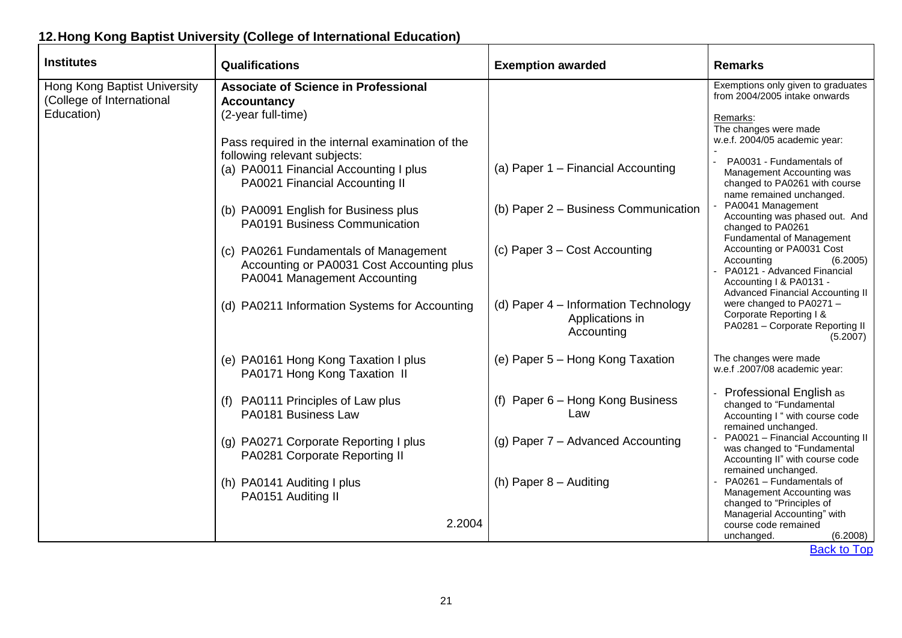## 12. Hong Kong Baptist University (College of International Education)

| Institutes | Qualifications | Exemption awarded | Remarks |
|---|---|---|---|
| Hong Kong Baptist University (College of International Education) | **Associate of Science in Professional Accountancy** (2-year full-time)<br><br>Pass required in the internal examination of the following relevant subjects:<br>(a) PA0011 Financial Accounting I plus PA0021 Financial Accounting II<br><br>(b) PA0091 English for Business plus PA0191 Business Communication<br><br>(c) PA0261 Fundamentals of Management Accounting or PA0031 Cost Accounting plus PA0041 Management Accounting<br><br>(d) PA0211 Information Systems for Accounting<br><br>(e) PA0161 Hong Kong Taxation I plus PA0171 Hong Kong Taxation II<br><br>(f) PA0111 Principles of Law plus PA0181 Business Law<br><br>(g) PA0271 Corporate Reporting I plus PA0281 Corporate Reporting II<br><br>(h) PA0141 Auditing I plus PA0151 Auditing II<br><br>2.2004 | <br><br><br><br>(a) Paper 1 – Financial Accounting<br><br>(b) Paper 2 – Business Communication<br><br>(c) Paper 3 – Cost Accounting<br><br>(d) Paper 4 – Information Technology Applications in Accounting<br><br>(e) Paper 5 – Hong Kong Taxation<br><br>(f) Paper 6 – Hong Kong Business Law<br><br>(g) Paper 7 – Advanced Accounting<br><br>(h) Paper 8 – Auditing | Exemptions only given to graduates from 2004/2005 intake onwards<br><br>Remarks:<br>The changes were made w.e.f. 2004/05 academic year:<br>-<br>- PA0031 - Fundamentals of Management Accounting was changed to PA0261 with course name remained unchanged.<br>- PA0041 Management Accounting was phased out. And changed to PA0261 Fundamental of Management Accounting or PA0031 Cost Accounting (6.2005)<br>- PA0121 - Advanced Financial Accounting I & PA0131 - Advanced Financial Accounting II were changed to PA0271 – Corporate Reporting I & PA0281 – Corporate Reporting II (5.2007)<br><br>The changes were made w.e.f .2007/08 academic year:<br><br>- Professional English as changed to "Fundamental Accounting I " with course code remained unchanged.<br>- PA0021 – Financial Accounting II was changed to "Fundamental Accounting II" with course code remained unchanged.<br>- PA0261 – Fundamentals of Management Accounting was changed to "Principles of Managerial Accounting" with course code remained unchanged. (6.2008) |

Back to Top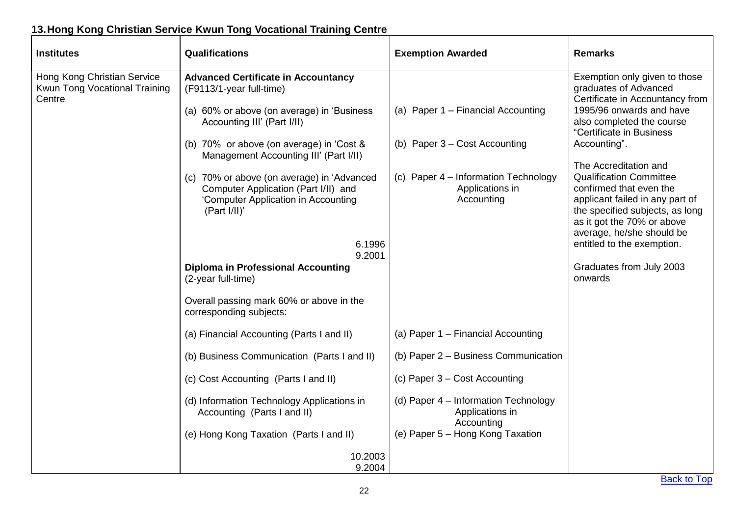## 13. Hong Kong Christian Service Kwun Tong Vocational Training Centre

| Institutes | Qualifications | Exemption Awarded | Remarks |
|---|---|---|---|
| Hong Kong Christian Service Kwun Tong Vocational Training Centre | **Advanced Certificate in Accountancy** (F9113/1-year full-time)<br><br>(a) 60% or above (on average) in 'Business Accounting III' (Part I/II)<br><br>(b) 70% or above (on average) in 'Cost & Management Accounting III' (Part I/II)<br><br>(c) 70% or above (on average) in 'Advanced Computer Application (Part I/II) and 'Computer Application in Accounting (Part I/II)'<br><br>6.1996<br>9.2001 | <br><br>(a) Paper 1 – Financial Accounting<br><br>(b) Paper 3 – Cost Accounting<br><br>(c) Paper 4 – Information Technology Applications in Accounting | Exemption only given to those graduates of Advanced Certificate in Accountancy from 1995/96 onwards and have also completed the course "Certificate in Business Accounting".<br><br>The Accreditation and Qualification Committee confirmed that even the applicant failed in any part of the specified subjects, as long as it got the 70% or above average, he/she should be entitled to the exemption. |
| | **Diploma in Professional Accounting** (2-year full-time)<br><br>Overall passing mark 60% or above in the corresponding subjects:<br><br>(a) Financial Accounting (Parts I and II)<br><br>(b) Business Communication (Parts I and II)<br><br>(c) Cost Accounting (Parts I and II)<br><br>(d) Information Technology Applications in Accounting (Parts I and II)<br><br>(e) Hong Kong Taxation (Parts I and II)<br><br>10.2003<br>9.2004 | <br><br><br><br>(a) Paper 1 – Financial Accounting<br><br>(b) Paper 2 – Business Communication<br><br>(c) Paper 3 – Cost Accounting<br><br>(d) Paper 4 – Information Technology Applications in Accounting<br><br>(e) Paper 5 – Hong Kong Taxation | Graduates from July 2003 onwards |

Back to Top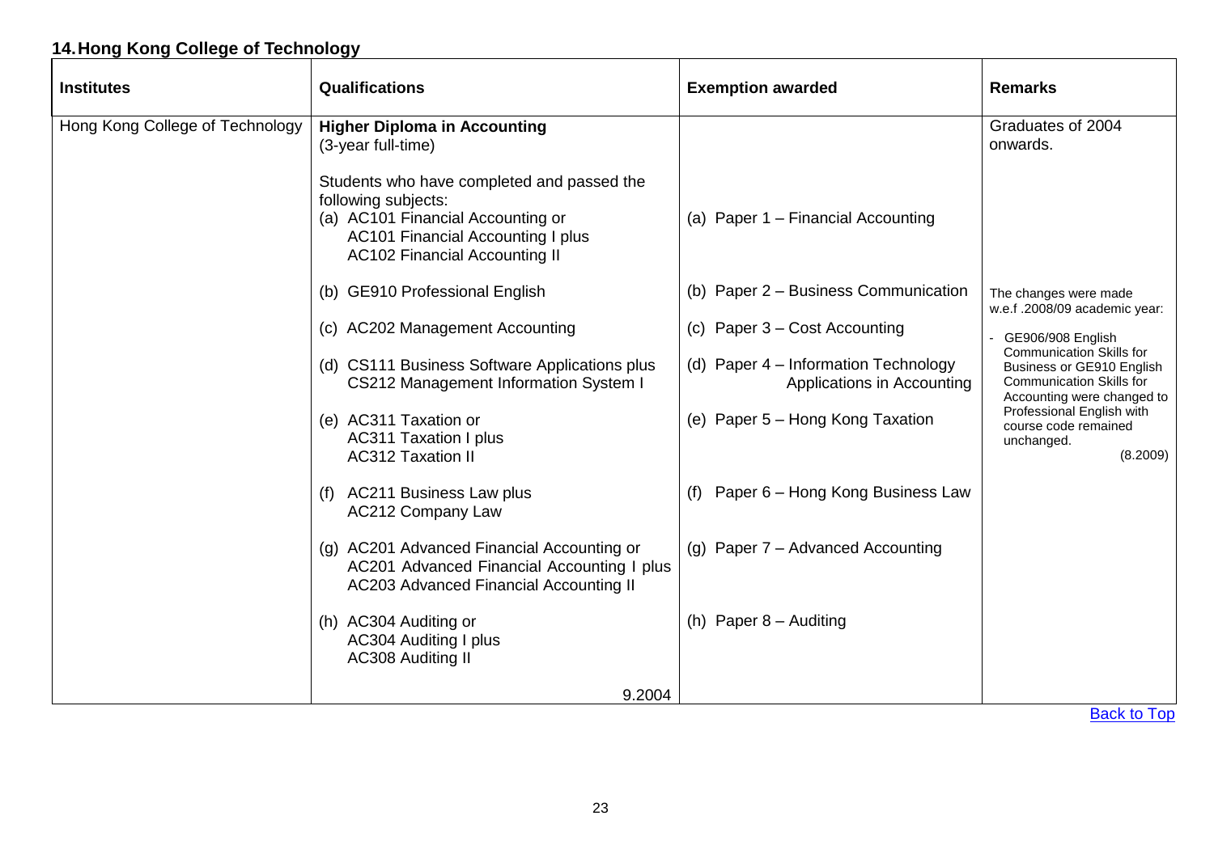## 14. Hong Kong College of Technology

| Institutes | Qualifications | Exemption awarded | Remarks |
|---|---|---|---|
| Hong Kong College of Technology | **Higher Diploma in Accounting** (3-year full-time) | | Graduates of 2004 onwards. |
| | Students who have completed and passed the following subjects: (a) AC101 Financial Accounting or AC101 Financial Accounting I plus AC102 Financial Accounting II | (a) Paper 1 – Financial Accounting | |
| | (b) GE910 Professional English | (b) Paper 2 – Business Communication | The changes were made w.e.f .2008/09 academic year: - GE906/908 English Communication Skills for Business or GE910 English Communication Skills for Accounting were changed to Professional English with course code remained unchanged. (8.2009) |
| | (c) AC202 Management Accounting | (c) Paper 3 – Cost Accounting | |
| | (d) CS111 Business Software Applications plus CS212 Management Information System I | (d) Paper 4 – Information Technology Applications in Accounting | |
| | (e) AC311 Taxation or AC311 Taxation I plus AC312 Taxation II | (e) Paper 5 – Hong Kong Taxation | |
| | (f) AC211 Business Law plus AC212 Company Law | (f) Paper 6 – Hong Kong Business Law | |
| | (g) AC201 Advanced Financial Accounting or AC201 Advanced Financial Accounting I plus AC203 Advanced Financial Accounting II | (g) Paper 7 – Advanced Accounting | |
| | (h) AC304 Auditing or AC304 Auditing I plus AC308 Auditing II | (h) Paper 8 – Auditing | |
| | 9.2004 | | |

Back to Top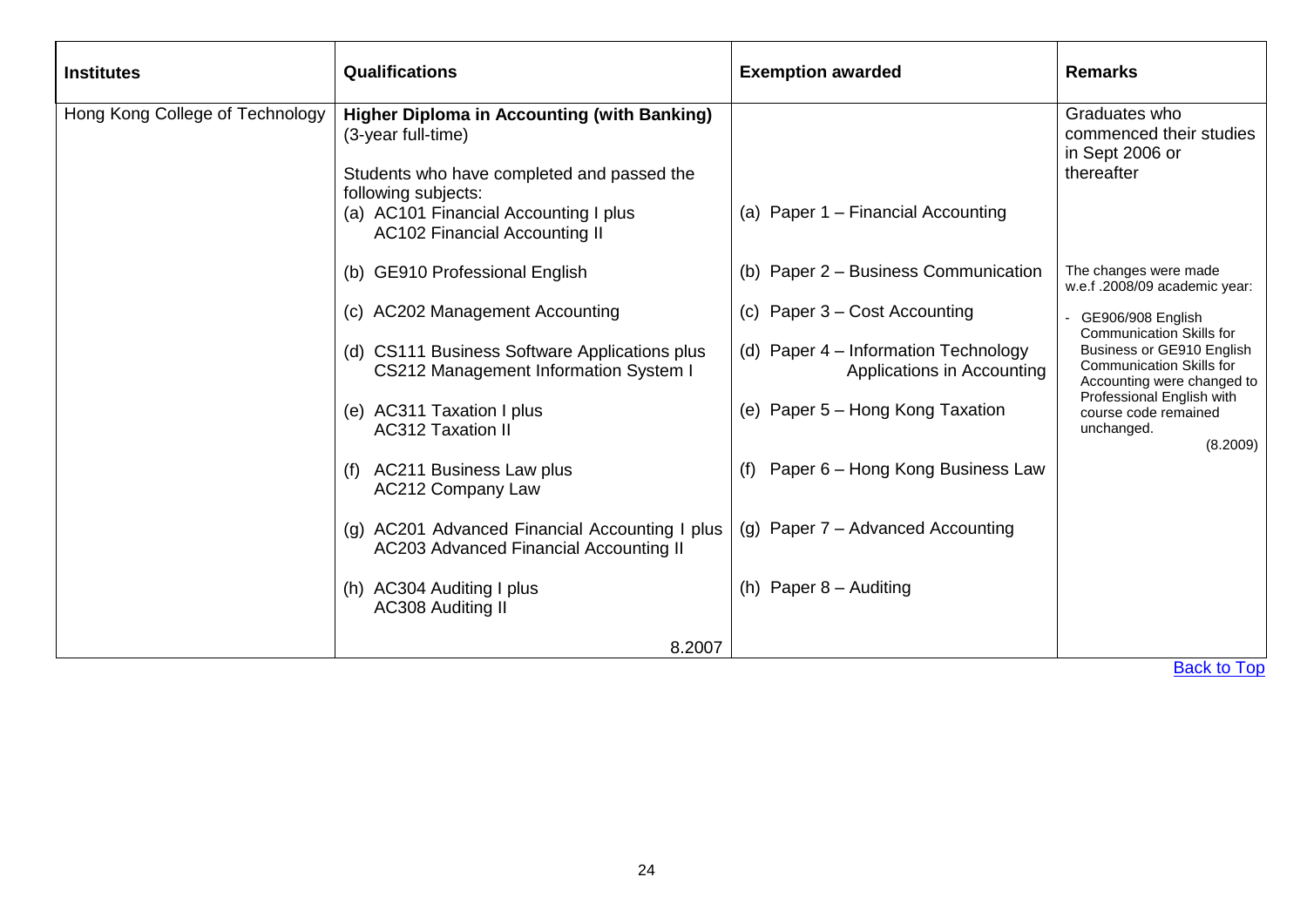| **Institutes** | **Qualifications** | **Exemption awarded** | **Remarks** |
|---|---|---|---|
| Hong Kong College of Technology | **Higher Diploma in Accounting (with Banking)** (3-year full-time)<br><br>Students who have completed and passed the following subjects:<br>(a) AC101 Financial Accounting I plus AC102 Financial Accounting II | (a) Paper 1 – Financial Accounting | Graduates who commenced their studies in Sept 2006 or thereafter |
| | (b) GE910 Professional English | (b) Paper 2 – Business Communication | The changes were made w.e.f .2008/09 academic year:<br><br>- GE906/908 English Communication Skills for Business or GE910 English Communication Skills for Accounting were changed to Professional English with course code remained unchanged.<br>(8.2009) |
| | (c) AC202 Management Accounting | (c) Paper 3 – Cost Accounting | |
| | (d) CS111 Business Software Applications plus CS212 Management Information System I | (d) Paper 4 – Information Technology Applications in Accounting | |
| | (e) AC311 Taxation I plus AC312 Taxation II | (e) Paper 5 – Hong Kong Taxation | |
| | (f) AC211 Business Law plus AC212 Company Law | (f) Paper 6 – Hong Kong Business Law | |
| | (g) AC201 Advanced Financial Accounting I plus AC203 Advanced Financial Accounting II | (g) Paper 7 – Advanced Accounting | |
| | (h) AC304 Auditing I plus AC308 Auditing II<br><br>8.2007 | (h) Paper 8 – Auditing | |

Back to Top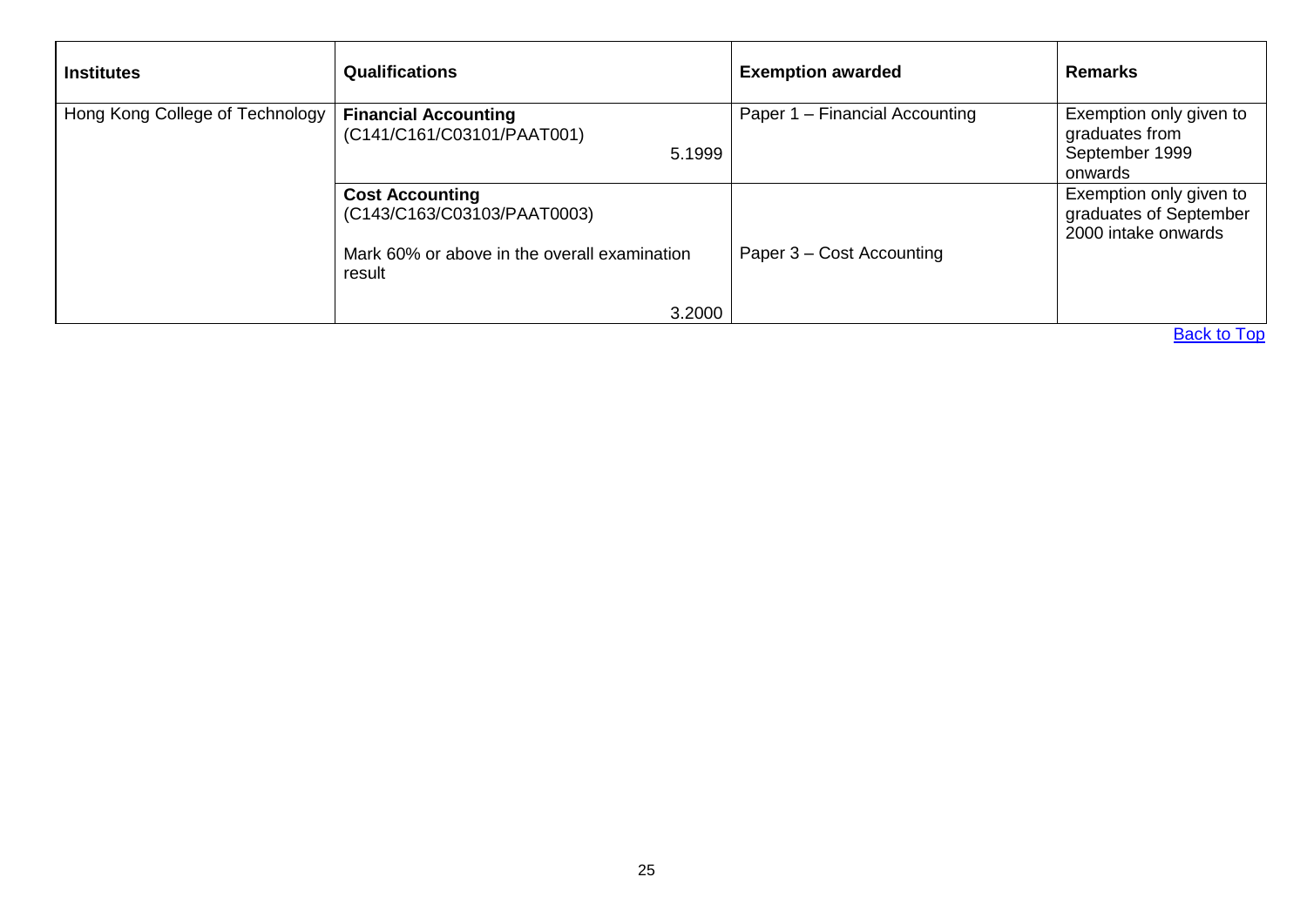| Institutes | Qualifications | Exemption awarded | Remarks |
|---|---|---|---|
| Hong Kong College of Technology | **Financial Accounting**<br>(C141/C161/C03101/PAAT001)<br>5.1999 | Paper 1 – Financial Accounting | Exemption only given to graduates from September 1999 onwards |
| | **Cost Accounting**<br>(C143/C163/C03103/PAAT0003)<br><br>Mark 60% or above in the overall examination result<br><br>3.2000 | Paper 3 – Cost Accounting | Exemption only given to graduates of September 2000 intake onwards |

Back to Top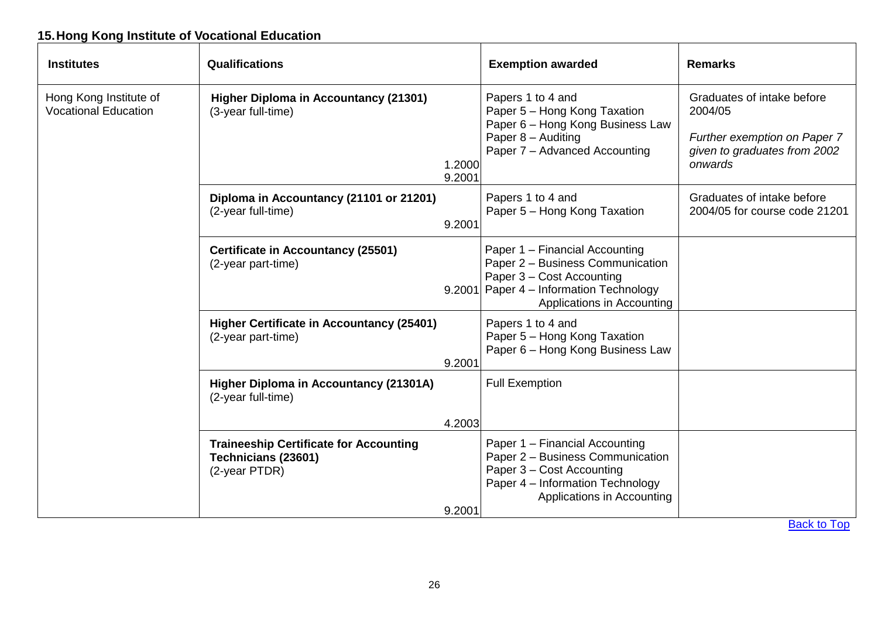## 15. Hong Kong Institute of Vocational Education

| Institutes | Qualifications | Exemption awarded | Remarks |
|---|---|---|---|
| Hong Kong Institute of Vocational Education | **Higher Diploma in Accountancy (21301)**<br>(3-year full-time)<br>1.2000<br>9.2001 | Papers 1 to 4 and<br>Paper 5 – Hong Kong Taxation<br>Paper 6 – Hong Kong Business Law<br>Paper 8 – Auditing<br>Paper 7 – Advanced Accounting | Graduates of intake before 2004/05<br>*Further exemption on Paper 7 given to graduates from 2002 onwards* |
| | **Diploma in Accountancy (21101 or 21201)**<br>(2-year full-time)<br>9.2001 | Papers 1 to 4 and<br>Paper 5 – Hong Kong Taxation | Graduates of intake before 2004/05 for course code 21201 |
| | **Certificate in Accountancy (25501)**<br>(2-year part-time)<br>9.2001 | Paper 1 – Financial Accounting<br>Paper 2 – Business Communication<br>Paper 3 – Cost Accounting<br>Paper 4 – Information Technology Applications in Accounting | |
| | **Higher Certificate in Accountancy (25401)**<br>(2-year part-time)<br>9.2001 | Papers 1 to 4 and<br>Paper 5 – Hong Kong Taxation<br>Paper 6 – Hong Kong Business Law | |
| | **Higher Diploma in Accountancy (21301A)**<br>(2-year full-time)<br>4.2003 | Full Exemption | |
| | **Traineeship Certificate for Accounting Technicians (23601)**<br>(2-year PTDR)<br>9.2001 | Paper 1 – Financial Accounting<br>Paper 2 – Business Communication<br>Paper 3 – Cost Accounting<br>Paper 4 – Information Technology Applications in Accounting | |

Back to Top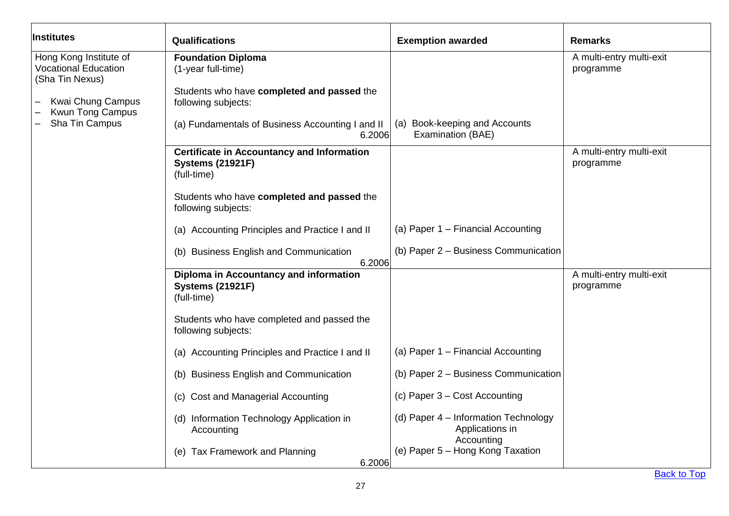| Institutes | Qualifications | Exemption awarded | Remarks |
|---|---|---|---|
| Hong Kong Institute of Vocational Education (Sha Tin Nexus)<br><br>– Kwai Chung Campus<br>– Kwun Tong Campus<br>– Sha Tin Campus | **Foundation Diploma**<br>(1-year full-time)<br><br>Students who have **completed and passed** the following subjects:<br><br>(a) Fundamentals of Business Accounting I and II<br>6.2006 | <br><br><br><br><br>(a) Book-keeping and Accounts Examination (BAE) | A multi-entry multi-exit programme |
| | **Certificate in Accountancy and Information Systems (21921F)**<br>(full-time)<br><br>Students who have **completed and passed** the following subjects:<br><br>(a) Accounting Principles and Practice I and II<br><br>(b) Business English and Communication<br>6.2006 | <br><br><br><br><br><br>(a) Paper 1 – Financial Accounting<br><br>(b) Paper 2 – Business Communication | A multi-entry multi-exit programme |
| | **Diploma in Accountancy and information Systems (21921F)**<br>(full-time)<br><br>Students who have completed and passed the following subjects:<br><br>(a) Accounting Principles and Practice I and II<br><br>(b) Business English and Communication<br><br>(c) Cost and Managerial Accounting<br><br>(d) Information Technology Application in Accounting<br><br>(e) Tax Framework and Planning<br>6.2006 | <br><br><br><br><br><br>(a) Paper 1 – Financial Accounting<br><br>(b) Paper 2 – Business Communication<br><br>(c) Paper 3 – Cost Accounting<br><br>(d) Paper 4 – Information Technology Applications in Accounting<br><br>(e) Paper 5 – Hong Kong Taxation | A multi-entry multi-exit programme |

Back to Top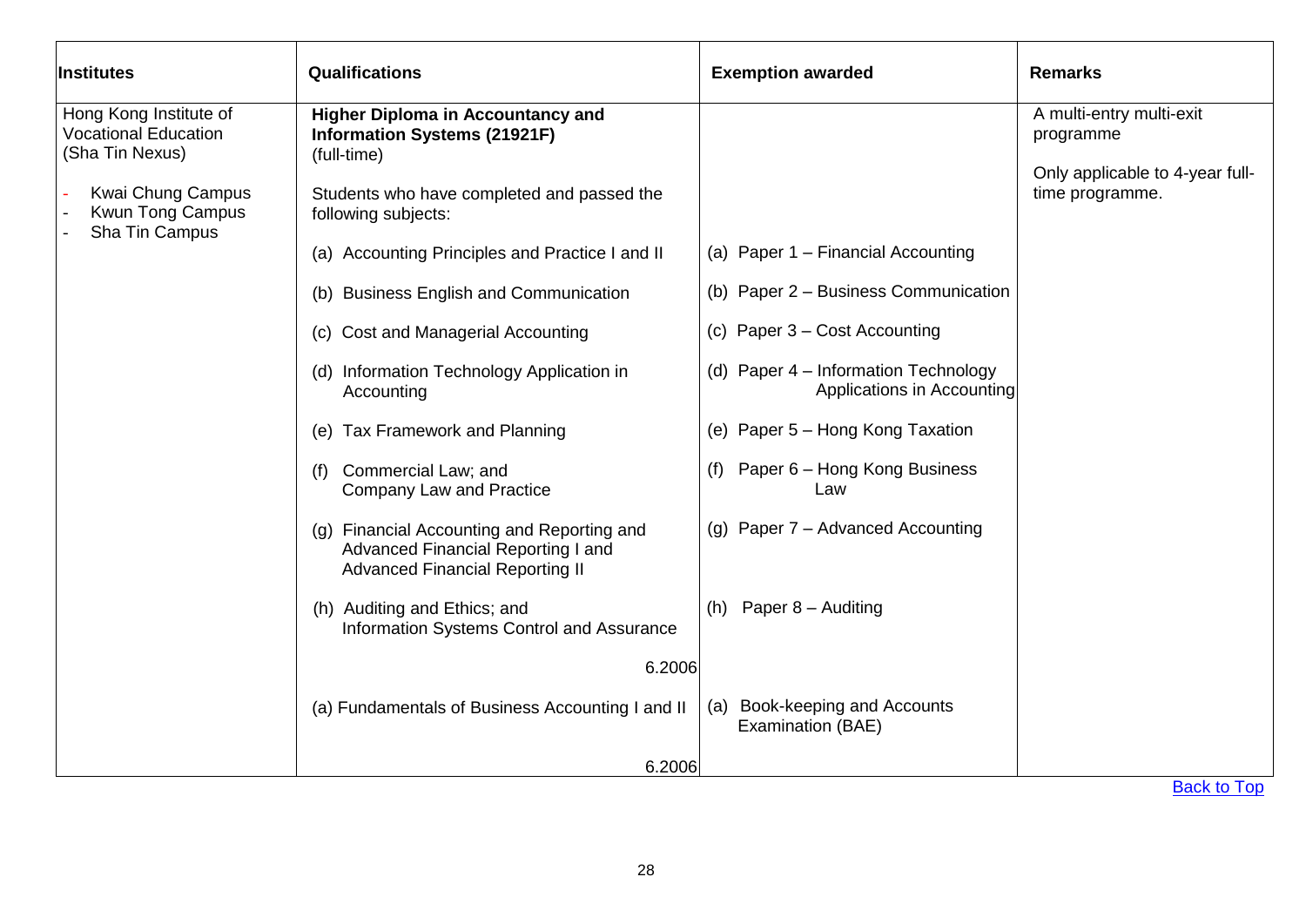| Institutes | Qualifications | Exemption awarded | Remarks |
|---|---|---|---|
| Hong Kong Institute of Vocational Education (Sha Tin Nexus)<br>- Kwai Chung Campus<br>- Kwun Tong Campus<br>- Sha Tin Campus | **Higher Diploma in Accountancy and Information Systems (21921F)** (full-time)<br><br>Students who have completed and passed the following subjects: | | A multi-entry multi-exit programme<br><br>Only applicable to 4-year full-time programme. |
| | (a) Accounting Principles and Practice I and II | (a) Paper 1 – Financial Accounting | |
| | (b) Business English and Communication | (b) Paper 2 – Business Communication | |
| | (c) Cost and Managerial Accounting | (c) Paper 3 – Cost Accounting | |
| | (d) Information Technology Application in Accounting | (d) Paper 4 – Information Technology Applications in Accounting | |
| | (e) Tax Framework and Planning | (e) Paper 5 – Hong Kong Taxation | |
| | (f) Commercial Law; and Company Law and Practice | (f) Paper 6 – Hong Kong Business Law | |
| | (g) Financial Accounting and Reporting and Advanced Financial Reporting I and Advanced Financial Reporting II | (g) Paper 7 – Advanced Accounting | |
| | (h) Auditing and Ethics; and Information Systems Control and Assurance | (h) Paper 8 – Auditing | |
| | 6.2006 | | |
| | (a) Fundamentals of Business Accounting I and II | (a) Book-keeping and Accounts Examination (BAE) | |
| | 6.2006 | | |

Back to Top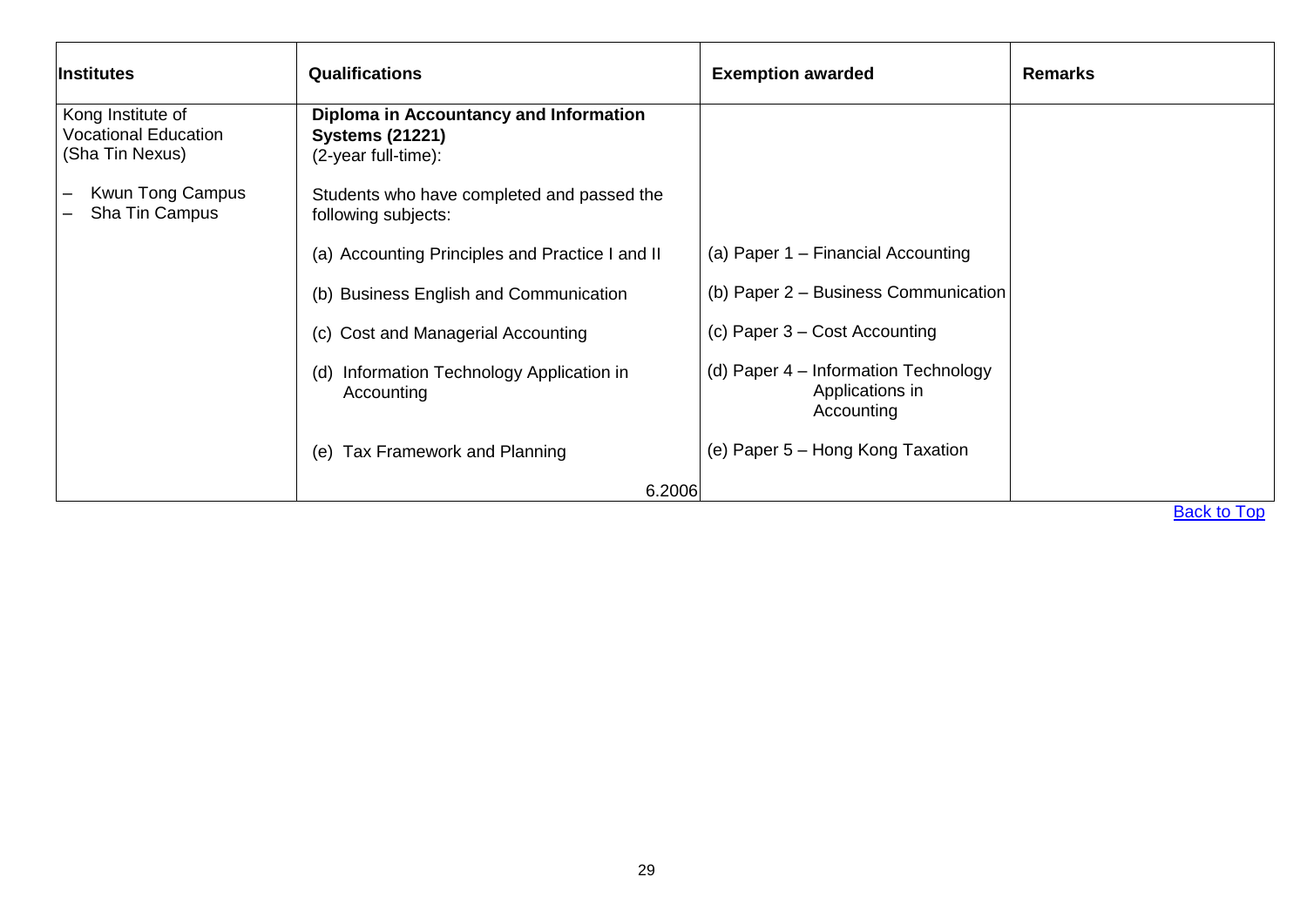| Institutes | Qualifications | Exemption awarded | Remarks |
|---|---|---|---|
| Kong Institute of Vocational Education (Sha Tin Nexus)<br><br>– Kwun Tong Campus<br>– Sha Tin Campus | **Diploma in Accountancy and Information Systems (21221)**<br>(2-year full-time):<br><br>Students who have completed and passed the following subjects:<br><br>(a) Accounting Principles and Practice I and II<br><br>(b) Business English and Communication<br><br>(c) Cost and Managerial Accounting<br><br>(d) Information Technology Application in Accounting<br><br>(e) Tax Framework and Planning<br><br>6.2006 | (a) Paper 1 – Financial Accounting<br><br>(b) Paper 2 – Business Communication<br><br>(c) Paper 3 – Cost Accounting<br><br>(d) Paper 4 – Information Technology Applications in Accounting<br><br>(e) Paper 5 – Hong Kong Taxation | |

Back to Top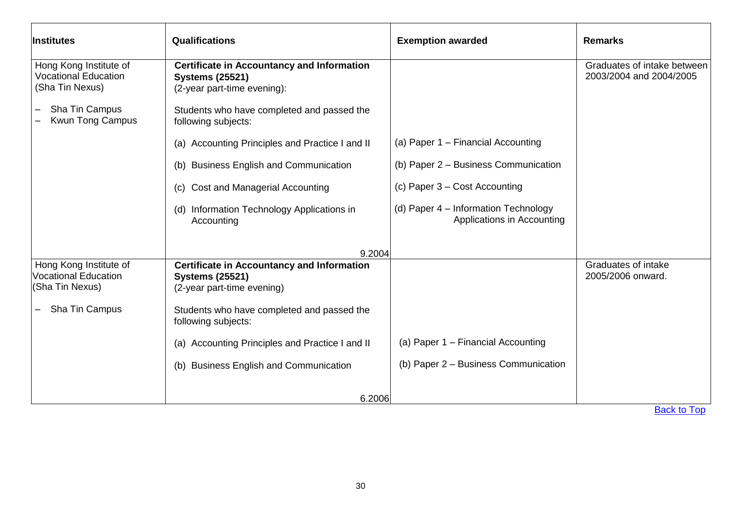| Institutes | Qualifications | Exemption awarded | Remarks |
|---|---|---|---|
| Hong Kong Institute of Vocational Education (Sha Tin Nexus)<br><br>– Sha Tin Campus<br>– Kwun Tong Campus | **Certificate in Accountancy and Information Systems (25521)**<br>(2-year part-time evening):<br><br>Students who have completed and passed the following subjects:<br><br>(a) Accounting Principles and Practice I and II<br><br>(b) Business English and Communication<br><br>(c) Cost and Managerial Accounting<br><br>(d) Information Technology Applications in Accounting<br><br>9.2004 | <br><br><br><br><br><br>(a) Paper 1 – Financial Accounting<br><br>(b) Paper 2 – Business Communication<br><br>(c) Paper 3 – Cost Accounting<br><br>(d) Paper 4 – Information Technology Applications in Accounting | Graduates of intake between 2003/2004 and 2004/2005 |
| Hong Kong Institute of Vocational Education (Sha Tin Nexus)<br><br>– Sha Tin Campus | **Certificate in Accountancy and Information Systems (25521)**<br>(2-year part-time evening)<br><br>Students who have completed and passed the following subjects:<br><br>(a) Accounting Principles and Practice I and II<br><br>(b) Business English and Communication<br><br>6.2006 | <br><br><br><br><br><br>(a) Paper 1 – Financial Accounting<br><br>(b) Paper 2 – Business Communication | Graduates of intake 2005/2006 onward. |

Back to Top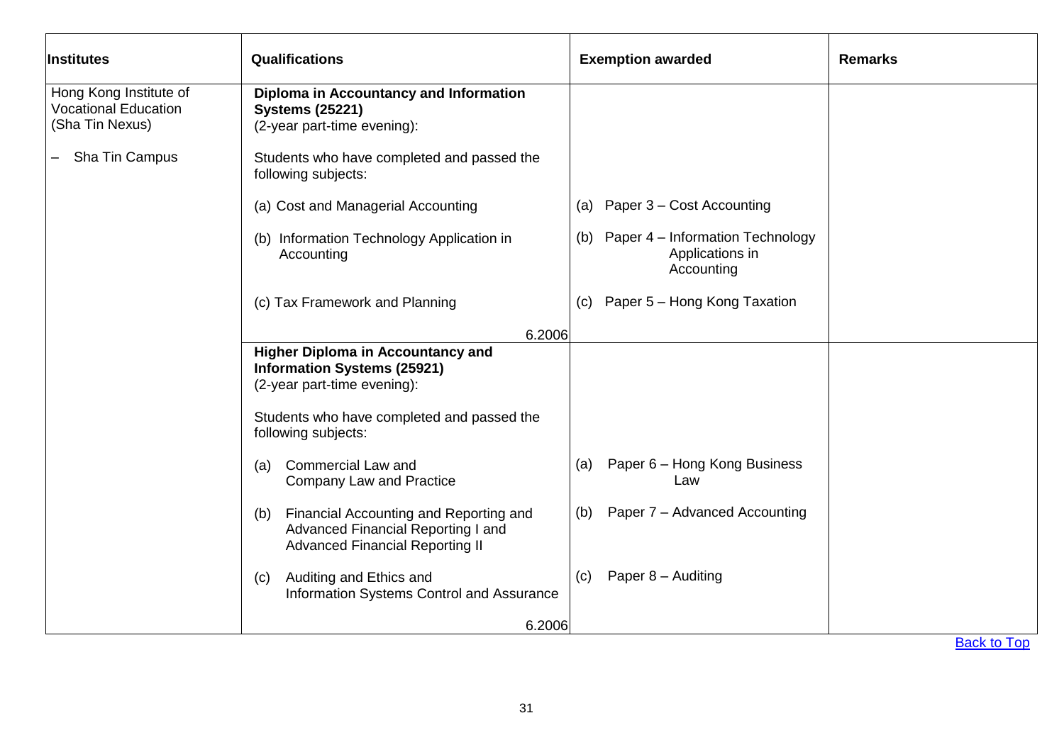| Institutes | Qualifications | Exemption awarded | Remarks |
|---|---|---|---|
| Hong Kong Institute of Vocational Education (Sha Tin Nexus)<br><br>– Sha Tin Campus | **Diploma in Accountancy and Information Systems (25221)**<br>(2-year part-time evening):<br><br>Students who have completed and passed the following subjects:<br><br>(a) Cost and Managerial Accounting<br><br>(b) Information Technology Application in Accounting<br><br>(c) Tax Framework and Planning<br><br>6.2006 | <br><br><br><br><br><br>(a) Paper 3 – Cost Accounting<br><br>(b) Paper 4 – Information Technology Applications in Accounting<br><br>(c) Paper 5 – Hong Kong Taxation | |
| | **Higher Diploma in Accountancy and Information Systems (25921)**<br>(2-year part-time evening):<br><br>Students who have completed and passed the following subjects:<br><br>(a) Commercial Law and Company Law and Practice<br><br>(b) Financial Accounting and Reporting and Advanced Financial Reporting I and Advanced Financial Reporting II<br><br>(c) Auditing and Ethics and Information Systems Control and Assurance<br><br>6.2006 | <br><br><br><br><br><br>(a) Paper 6 – Hong Kong Business Law<br><br>(b) Paper 7 – Advanced Accounting<br><br>(c) Paper 8 – Auditing | |

[Back to Top]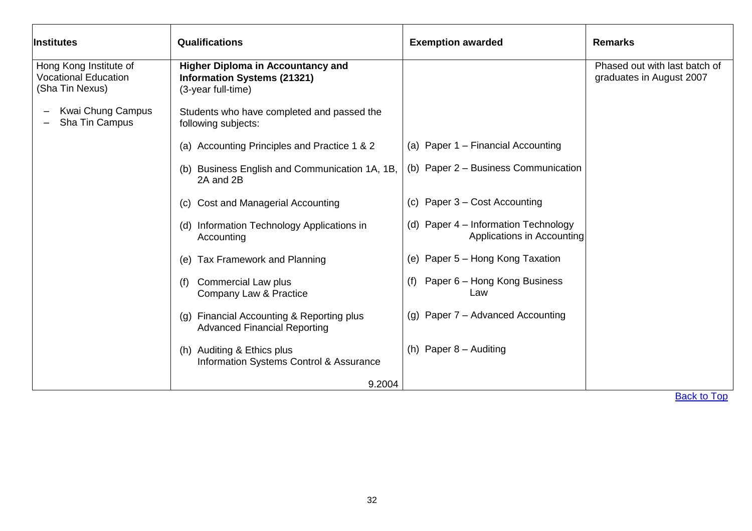| Institutes | Qualifications | Exemption awarded | Remarks |
|---|---|---|---|
| Hong Kong Institute of Vocational Education (Sha Tin Nexus)<br><br>– Kwai Chung Campus<br>– Sha Tin Campus | **Higher Diploma in Accountancy and Information Systems (21321)**<br>(3-year full-time)<br><br>Students who have completed and passed the following subjects: | | Phased out with last batch of graduates in August 2007 |
| | (a) Accounting Principles and Practice 1 & 2 | (a) Paper 1 – Financial Accounting | |
| | (b) Business English and Communication 1A, 1B, 2A and 2B | (b) Paper 2 – Business Communication | |
| | (c) Cost and Managerial Accounting | (c) Paper 3 – Cost Accounting | |
| | (d) Information Technology Applications in Accounting | (d) Paper 4 – Information Technology Applications in Accounting | |
| | (e) Tax Framework and Planning | (e) Paper 5 – Hong Kong Taxation | |
| | (f) Commercial Law plus Company Law & Practice | (f) Paper 6 – Hong Kong Business Law | |
| | (g) Financial Accounting & Reporting plus Advanced Financial Reporting | (g) Paper 7 – Advanced Accounting | |
| | (h) Auditing & Ethics plus Information Systems Control & Assurance | (h) Paper 8 – Auditing | |
| | 9.2004 | | |

Back to Top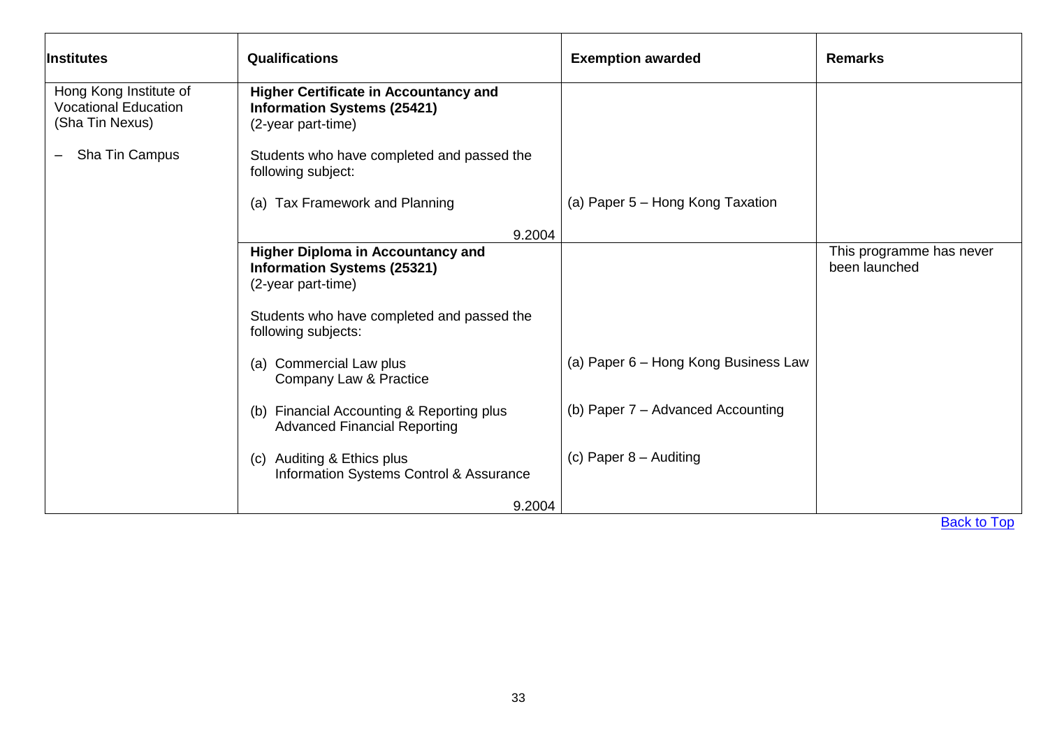| Institutes | Qualifications | Exemption awarded | Remarks |
|---|---|---|---|
| Hong Kong Institute of Vocational Education (Sha Tin Nexus)<br><br>– Sha Tin Campus | **Higher Certificate in Accountancy and Information Systems (25421)**<br>(2-year part-time)<br><br>Students who have completed and passed the following subject:<br><br>(a) Tax Framework and Planning<br><br>9.2004 | <br><br><br><br><br><br>(a) Paper 5 – Hong Kong Taxation | |
| | **Higher Diploma in Accountancy and Information Systems (25321)**<br>(2-year part-time)<br><br>Students who have completed and passed the following subjects:<br><br>(a) Commercial Law plus Company Law & Practice<br><br>(b) Financial Accounting & Reporting plus Advanced Financial Reporting<br><br>(c) Auditing & Ethics plus Information Systems Control & Assurance<br><br>9.2004 | <br><br><br><br><br><br>(a) Paper 6 – Hong Kong Business Law<br><br>(b) Paper 7 – Advanced Accounting<br><br>(c) Paper 8 – Auditing | This programme has never been launched |

Back to Top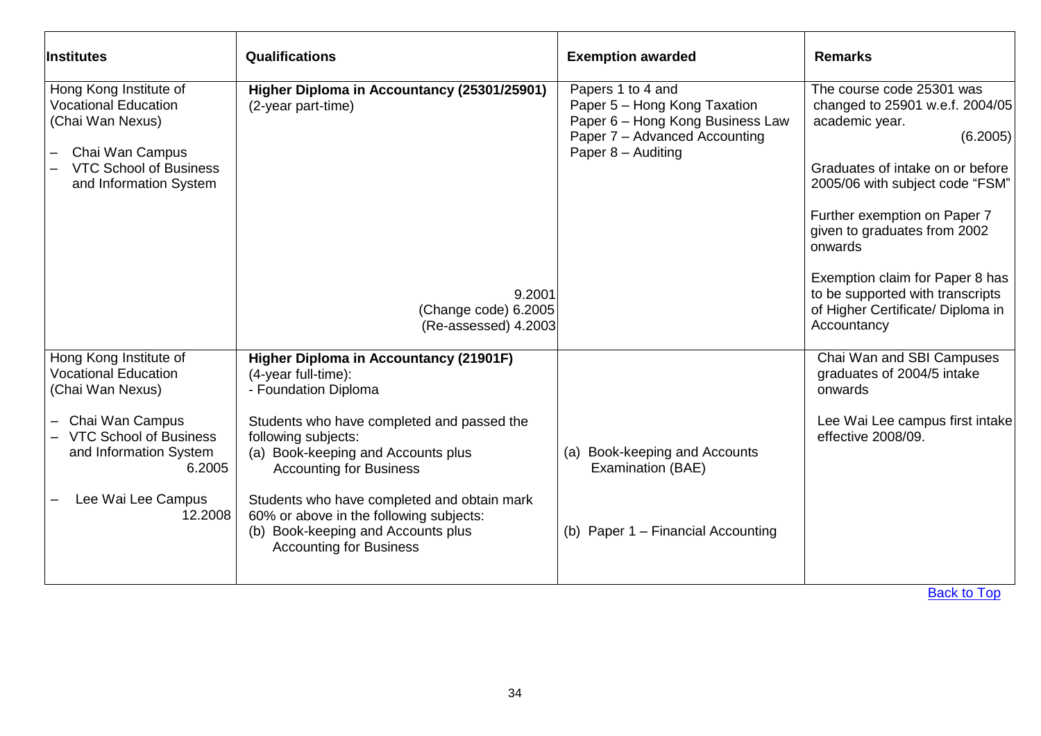| Institutes | Qualifications | Exemption awarded | Remarks |
|---|---|---|---|
| Hong Kong Institute of Vocational Education (Chai Wan Nexus)<br>– Chai Wan Campus<br>– VTC School of Business and Information System | **Higher Diploma in Accountancy (25301/25901)**<br>(2-year part-time)<br><br>9.2001<br>(Change code) 6.2005<br>(Re-assessed) 4.2003 | Papers 1 to 4 and<br>Paper 5 – Hong Kong Taxation<br>Paper 6 – Hong Kong Business Law<br>Paper 7 – Advanced Accounting<br>Paper 8 – Auditing | The course code 25301 was changed to 25901 w.e.f. 2004/05 academic year.<br>(6.2005)<br><br>Graduates of intake on or before 2005/06 with subject code "FSM"<br><br>Further exemption on Paper 7 given to graduates from 2002 onwards<br><br>Exemption claim for Paper 8 has to be supported with transcripts of Higher Certificate/ Diploma in Accountancy |
| Hong Kong Institute of Vocational Education (Chai Wan Nexus)<br>– Chai Wan Campus<br>– VTC School of Business and Information System<br>6.2005<br>– Lee Wai Lee Campus<br>12.2008 | **Higher Diploma in Accountancy (21901F)**<br>(4-year full-time):<br>- Foundation Diploma<br><br>Students who have completed and passed the following subjects:<br>(a) Book-keeping and Accounts plus Accounting for Business<br><br>Students who have completed and obtain mark 60% or above in the following subjects:<br>(b) Book-keeping and Accounts plus Accounting for Business | <br><br><br><br><br>(a) Book-keeping and Accounts Examination (BAE)<br><br><br><br>(b) Paper 1 – Financial Accounting | Chai Wan and SBI Campuses graduates of 2004/5 intake onwards<br><br>Lee Wai Lee campus first intake effective 2008/09. |

Back to Top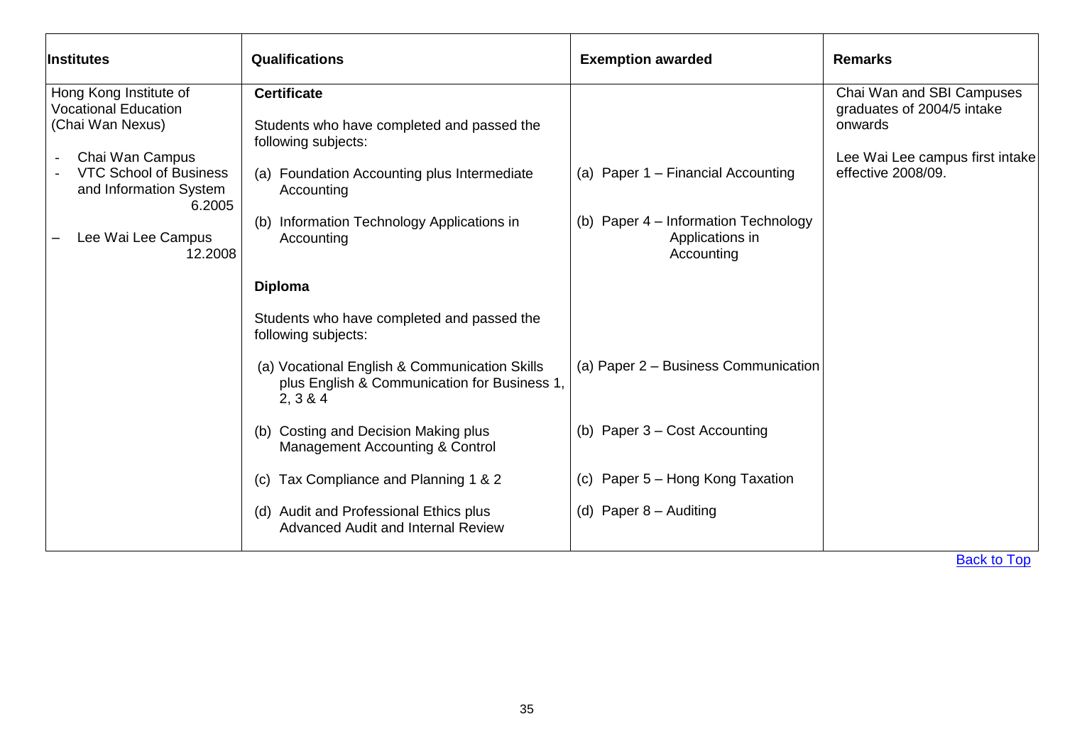| Institutes | Qualifications | Exemption awarded | Remarks |
|---|---|---|---|
| Hong Kong Institute of Vocational Education (Chai Wan Nexus)<br><br>- Chai Wan Campus<br>- VTC School of Business and Information System 6.2005<br><br>– Lee Wai Lee Campus 12.2008 | **Certificate**<br><br>Students who have completed and passed the following subjects:<br><br>(a) Foundation Accounting plus Intermediate Accounting<br><br>(b) Information Technology Applications in Accounting<br><br>**Diploma**<br><br>Students who have completed and passed the following subjects:<br><br>(a) Vocational English & Communication Skills plus English & Communication for Business 1, 2, 3 & 4<br><br>(b) Costing and Decision Making plus Management Accounting & Control<br><br>(c) Tax Compliance and Planning 1 & 2<br><br>(d) Audit and Professional Ethics plus Advanced Audit and Internal Review | <br><br><br><br>(a) Paper 1 – Financial Accounting<br><br>(b) Paper 4 – Information Technology Applications in Accounting<br><br><br><br><br><br>(a) Paper 2 – Business Communication<br><br>(b) Paper 3 – Cost Accounting<br><br>(c) Paper 5 – Hong Kong Taxation<br><br>(d) Paper 8 – Auditing | Chai Wan and SBI Campuses graduates of 2004/5 intake onwards<br><br>Lee Wai Lee campus first intake effective 2008/09. |

Back to Top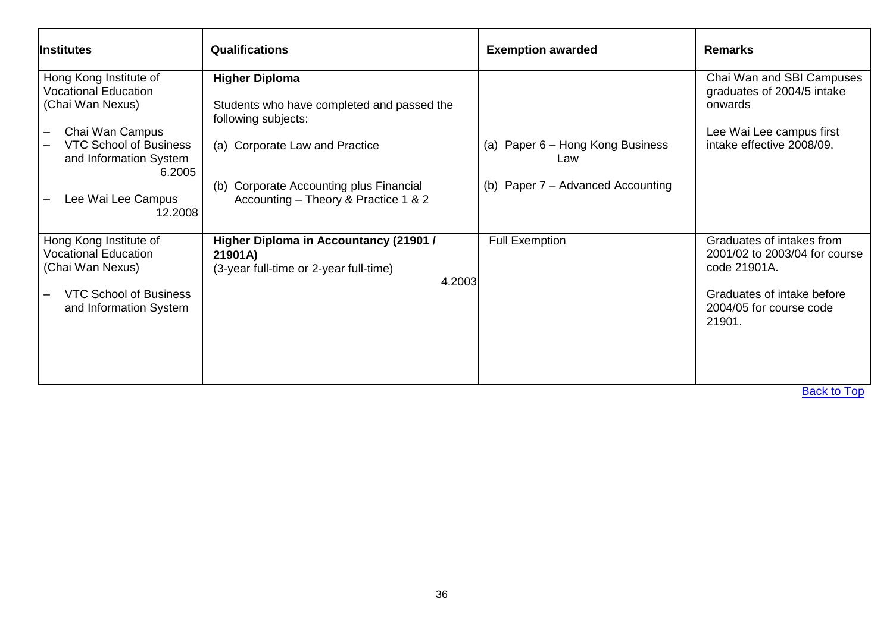| Institutes | Qualifications | Exemption awarded | Remarks |
|---|---|---|---|
| Hong Kong Institute of Vocational Education (Chai Wan Nexus)<br>– Chai Wan Campus<br>– VTC School of Business and Information System 6.2005<br>– Lee Wai Lee Campus 12.2008 | **Higher Diploma**<br>Students who have completed and passed the following subjects:<br>(a) Corporate Law and Practice<br>(b) Corporate Accounting plus Financial Accounting – Theory & Practice 1 & 2 | <br><br>(a) Paper 6 – Hong Kong Business Law<br>(b) Paper 7 – Advanced Accounting | Chai Wan and SBI Campuses graduates of 2004/5 intake onwards<br>Lee Wai Lee campus first intake effective 2008/09. |
| Hong Kong Institute of Vocational Education (Chai Wan Nexus)<br>– VTC School of Business and Information System | **Higher Diploma in Accountancy (21901 / 21901A)**<br>(3-year full-time or 2-year full-time) 4.2003 | Full Exemption | Graduates of intakes from 2001/02 to 2003/04 for course code 21901A.<br>Graduates of intake before 2004/05 for course code 21901. |

Back to Top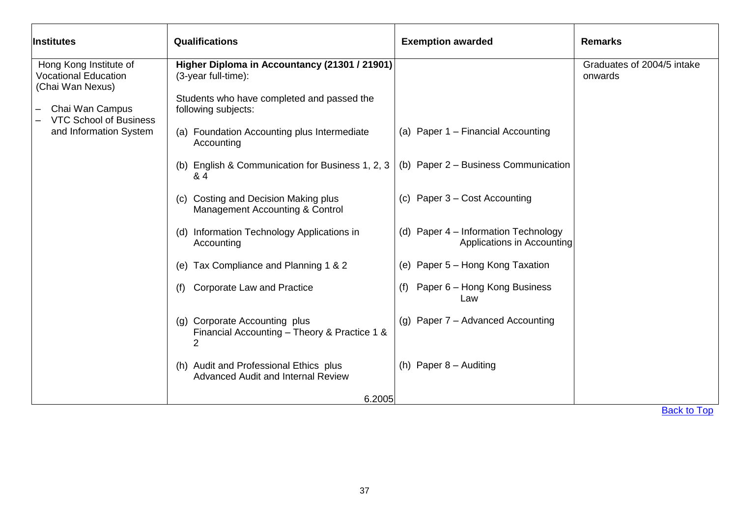| Institutes | Qualifications | Exemption awarded | Remarks |
|---|---|---|---|
| Hong Kong Institute of Vocational Education (Chai Wan Nexus)<br><br>– Chai Wan Campus<br>– VTC School of Business and Information System | **Higher Diploma in Accountancy (21301 / 21901)** (3-year full-time):<br><br>Students who have completed and passed the following subjects:<br><br>(a) Foundation Accounting plus Intermediate Accounting<br><br>(b) English & Communication for Business 1, 2, 3 & 4<br><br>(c) Costing and Decision Making plus Management Accounting & Control<br><br>(d) Information Technology Applications in Accounting<br><br>(e) Tax Compliance and Planning 1 & 2<br><br>(f) Corporate Law and Practice<br><br>(g) Corporate Accounting plus Financial Accounting – Theory & Practice 1 & 2<br><br>(h) Audit and Professional Ethics plus Advanced Audit and Internal Review<br><br>6.2005 | (a) Paper 1 – Financial Accounting<br><br>(b) Paper 2 – Business Communication<br><br>(c) Paper 3 – Cost Accounting<br><br>(d) Paper 4 – Information Technology Applications in Accounting<br><br>(e) Paper 5 – Hong Kong Taxation<br><br>(f) Paper 6 – Hong Kong Business Law<br><br>(g) Paper 7 – Advanced Accounting<br><br>(h) Paper 8 – Auditing | Graduates of 2004/5 intake onwards |

Back to Top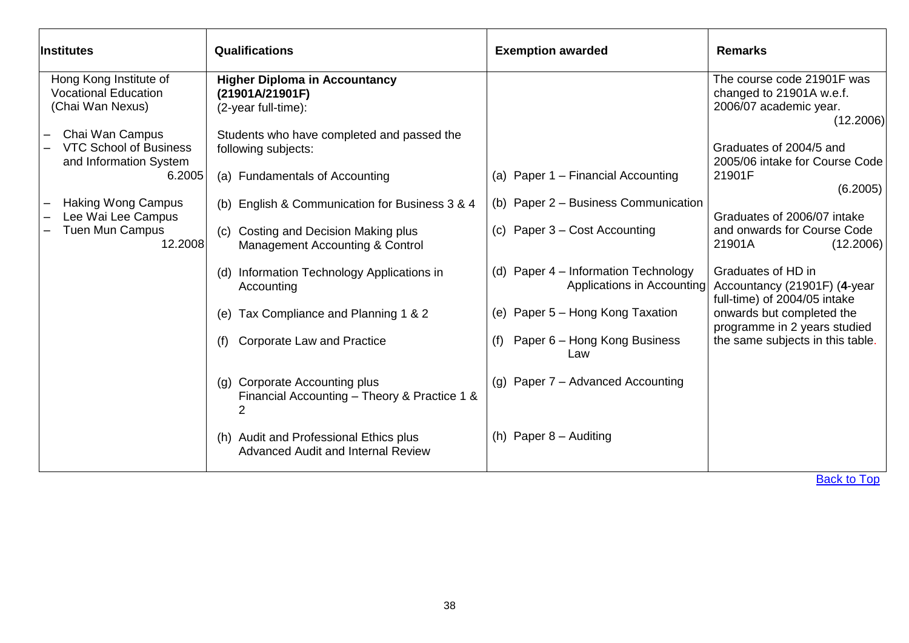| Institutes | Qualifications | Exemption awarded | Remarks |
|---|---|---|---|
| Hong Kong Institute of Vocational Education (Chai Wan Nexus)<br><br>– Chai Wan Campus<br>– VTC School of Business and Information System 6.2005<br><br>– Haking Wong Campus<br>– Lee Wai Lee Campus<br>– Tuen Mun Campus 12.2008 | **Higher Diploma in Accountancy (21901A/21901F)**<br>(2-year full-time):<br><br>Students who have completed and passed the following subjects:<br><br>(a) Fundamentals of Accounting<br><br>(b) English & Communication for Business 3 & 4<br><br>(c) Costing and Decision Making plus Management Accounting & Control<br><br>(d) Information Technology Applications in Accounting<br><br>(e) Tax Compliance and Planning 1 & 2<br><br>(f) Corporate Law and Practice<br><br>(g) Corporate Accounting plus Financial Accounting – Theory & Practice 1 & 2<br><br>(h) Audit and Professional Ethics plus Advanced Audit and Internal Review | <br><br><br><br><br><br>(a) Paper 1 – Financial Accounting<br><br>(b) Paper 2 – Business Communication<br><br>(c) Paper 3 – Cost Accounting<br><br>(d) Paper 4 – Information Technology Applications in Accounting<br><br>(e) Paper 5 – Hong Kong Taxation<br><br>(f) Paper 6 – Hong Kong Business Law<br><br>(g) Paper 7 – Advanced Accounting<br><br>(h) Paper 8 – Auditing | The course code 21901F was changed to 21901A w.e.f. 2006/07 academic year. (12.2006)<br><br>Graduates of 2004/5 and 2005/06 intake for Course Code 21901F (6.2005)<br><br>Graduates of 2006/07 intake and onwards for Course Code 21901A (12.2006)<br><br>Graduates of HD in Accountancy (21901F) (**4**-year full-time) of 2004/05 intake onwards but completed the programme in 2 years studied the same subjects in this table. |

Back to Top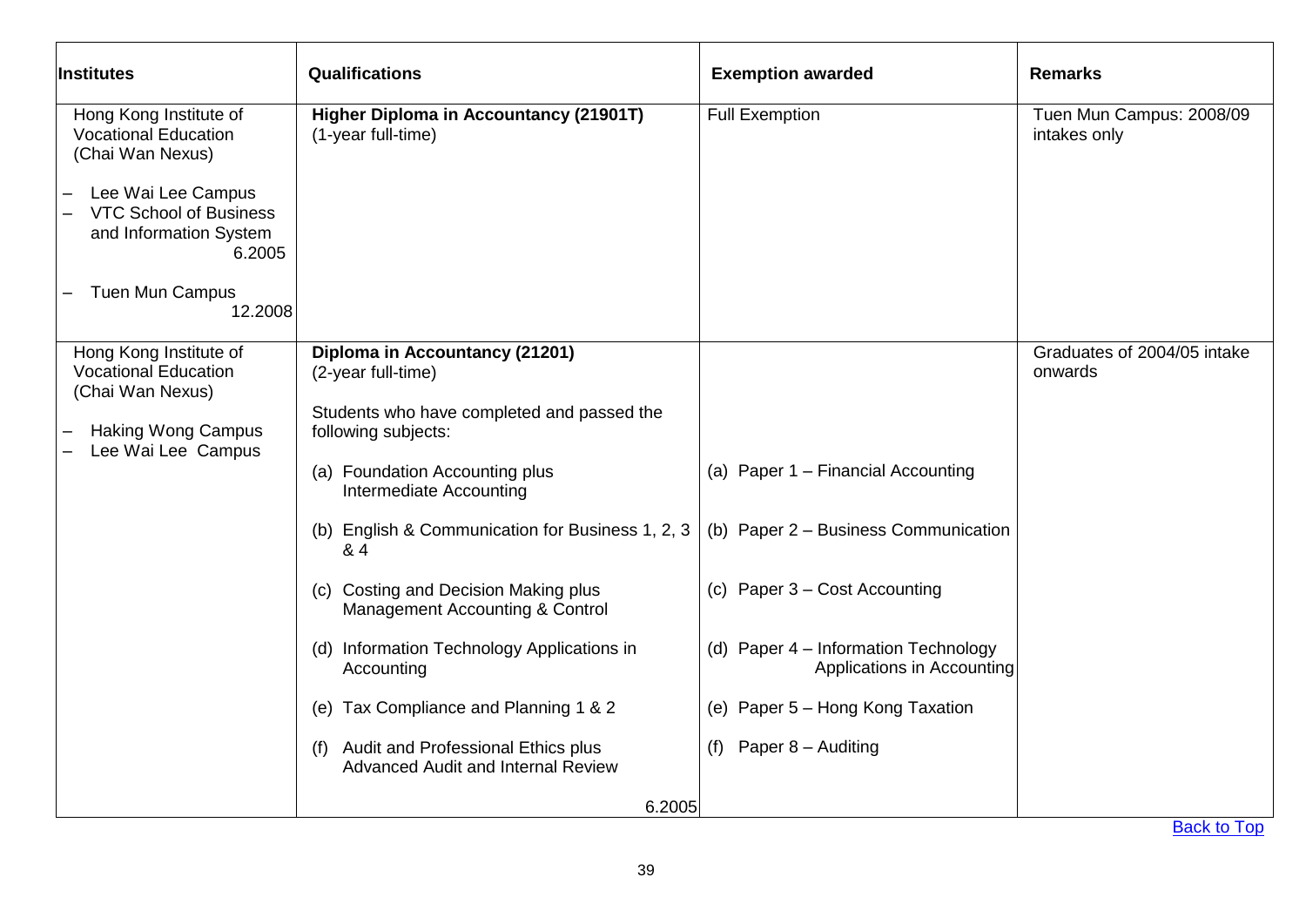| Institutes | Qualifications | Exemption awarded | Remarks |
|---|---|---|---|
| Hong Kong Institute of Vocational Education (Chai Wan Nexus)<br><br>– Lee Wai Lee Campus<br>– VTC School of Business and Information System 6.2005<br><br>– Tuen Mun Campus 12.2008 | **Higher Diploma in Accountancy (21901T)**<br>(1-year full-time) | Full Exemption | Tuen Mun Campus: 2008/09 intakes only |
| Hong Kong Institute of Vocational Education (Chai Wan Nexus)<br><br>– Haking Wong Campus<br>– Lee Wai Lee Campus | **Diploma in Accountancy (21201)**<br>(2-year full-time)<br><br>Students who have completed and passed the following subjects:<br><br>(a) Foundation Accounting plus Intermediate Accounting<br><br>(b) English & Communication for Business 1, 2, 3 & 4<br><br>(c) Costing and Decision Making plus Management Accounting & Control<br><br>(d) Information Technology Applications in Accounting<br><br>(e) Tax Compliance and Planning 1 & 2<br><br>(f) Audit and Professional Ethics plus Advanced Audit and Internal Review<br><br>6.2005 | <br><br><br><br><br>(a) Paper 1 – Financial Accounting<br><br>(b) Paper 2 – Business Communication<br><br>(c) Paper 3 – Cost Accounting<br><br>(d) Paper 4 – Information Technology Applications in Accounting<br><br>(e) Paper 5 – Hong Kong Taxation<br><br>(f) Paper 8 – Auditing | Graduates of 2004/05 intake onwards |

Back to Top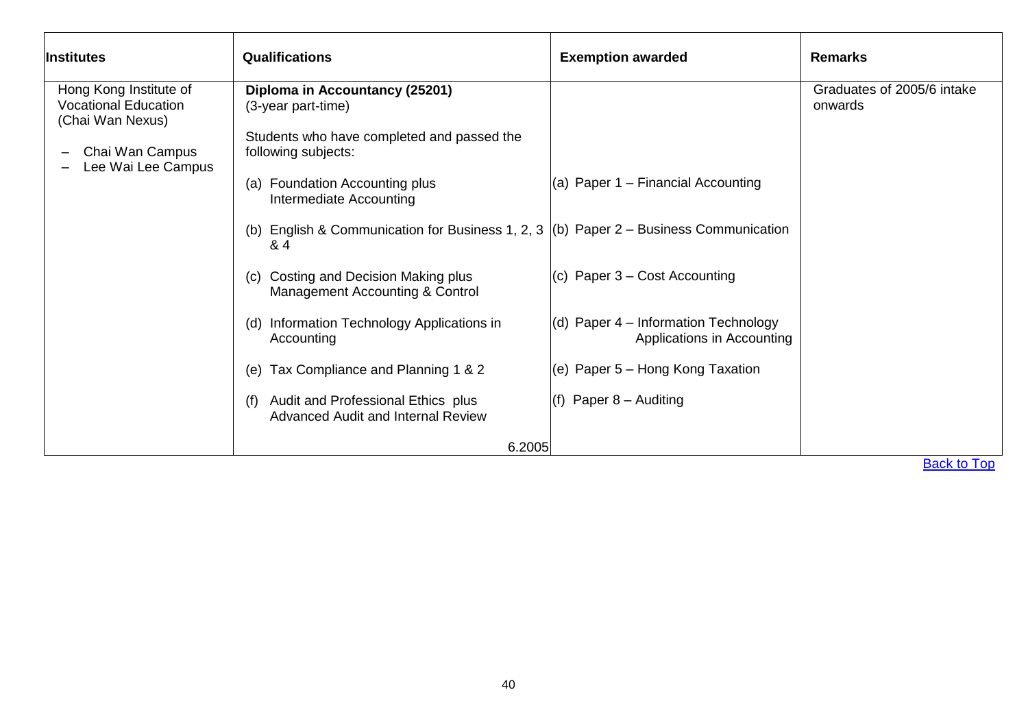| Institutes | Qualifications | Exemption awarded | Remarks |
|---|---|---|---|
| Hong Kong Institute of Vocational Education (Chai Wan Nexus)<br>– Chai Wan Campus<br>– Lee Wai Lee Campus | **Diploma in Accountancy (25201)**<br>(3-year part-time)<br><br>Students who have completed and passed the following subjects: | | Graduates of 2005/6 intake onwards |
| | (a) Foundation Accounting plus Intermediate Accounting | (a) Paper 1 – Financial Accounting | |
| | (b) English & Communication for Business 1, 2, 3 & 4 | (b) Paper 2 – Business Communication | |
| | (c) Costing and Decision Making plus Management Accounting & Control | (c) Paper 3 – Cost Accounting | |
| | (d) Information Technology Applications in Accounting | (d) Paper 4 – Information Technology Applications in Accounting | |
| | (e) Tax Compliance and Planning 1 & 2 | (e) Paper 5 – Hong Kong Taxation | |
| | (f) Audit and Professional Ethics plus Advanced Audit and Internal Review | (f) Paper 8 – Auditing | |
| | 6.2005 | | |

Back to Top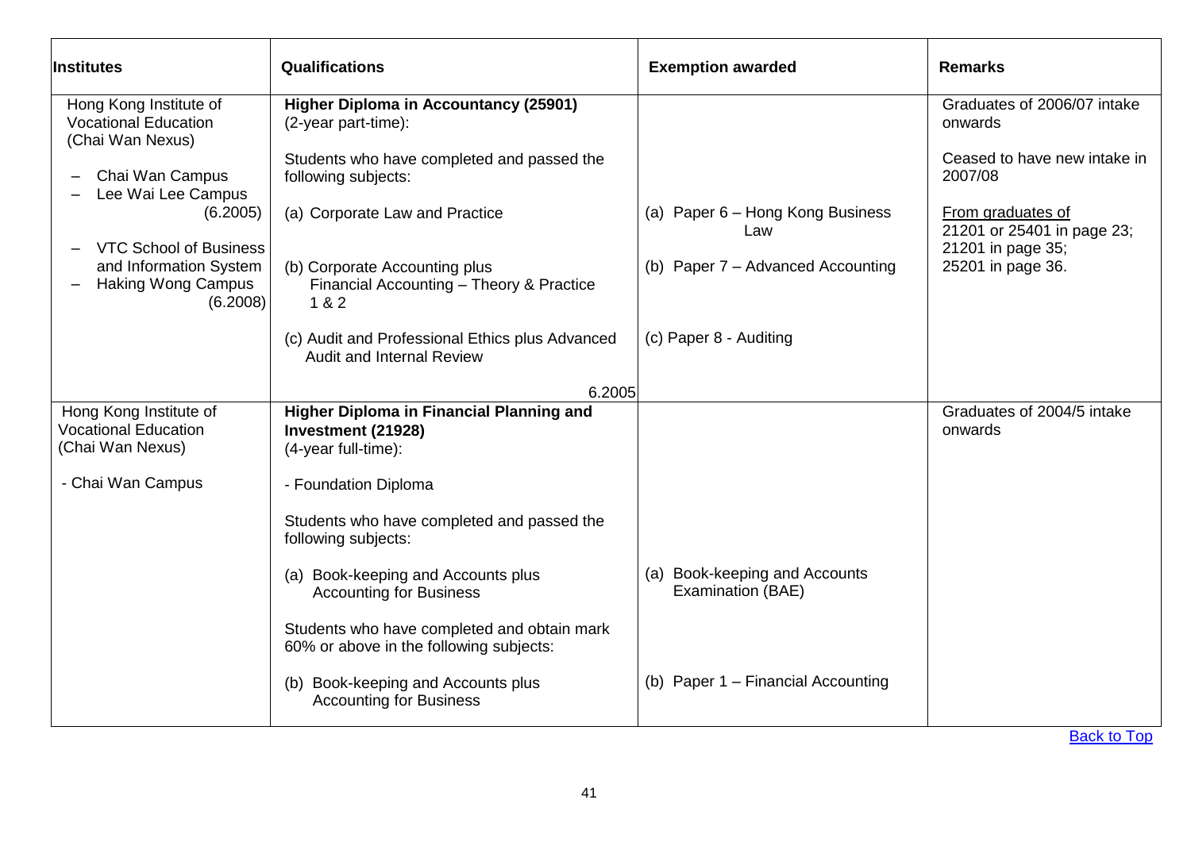| Institutes | Qualifications | Exemption awarded | Remarks |
|---|---|---|---|
| Hong Kong Institute of Vocational Education (Chai Wan Nexus)<br>– Chai Wan Campus<br>– Lee Wai Lee Campus (6.2005)<br>– VTC School of Business and Information System<br>– Haking Wong Campus (6.2008) | **Higher Diploma in Accountancy (25901)** (2-year part-time):<br><br>Students who have completed and passed the following subjects:<br><br>(a) Corporate Law and Practice<br><br>(b) Corporate Accounting plus Financial Accounting – Theory & Practice 1 & 2<br><br>(c) Audit and Professional Ethics plus Advanced Audit and Internal Review<br><br>6.2005 | <br><br><br><br>(a) Paper 6 – Hong Kong Business Law<br><br>(b) Paper 7 – Advanced Accounting<br><br>(c) Paper 8 - Auditing | Graduates of 2006/07 intake onwards<br><br>Ceased to have new intake in 2007/08<br><br>From graduates of 21201 or 25401 in page 23; 21201 in page 35; 25201 in page 36. |
| Hong Kong Institute of Vocational Education (Chai Wan Nexus)<br><br>- Chai Wan Campus | **Higher Diploma in Financial Planning and Investment (21928)** (4-year full-time):<br><br>- Foundation Diploma<br><br>Students who have completed and passed the following subjects:<br><br>(a) Book-keeping and Accounts plus Accounting for Business<br><br>Students who have completed and obtain mark 60% or above in the following subjects:<br><br>(b) Book-keeping and Accounts plus Accounting for Business | <br><br><br><br><br><br>(a) Book-keeping and Accounts Examination (BAE)<br><br><br><br>(b) Paper 1 – Financial Accounting | Graduates of 2004/5 intake onwards |

Back to Top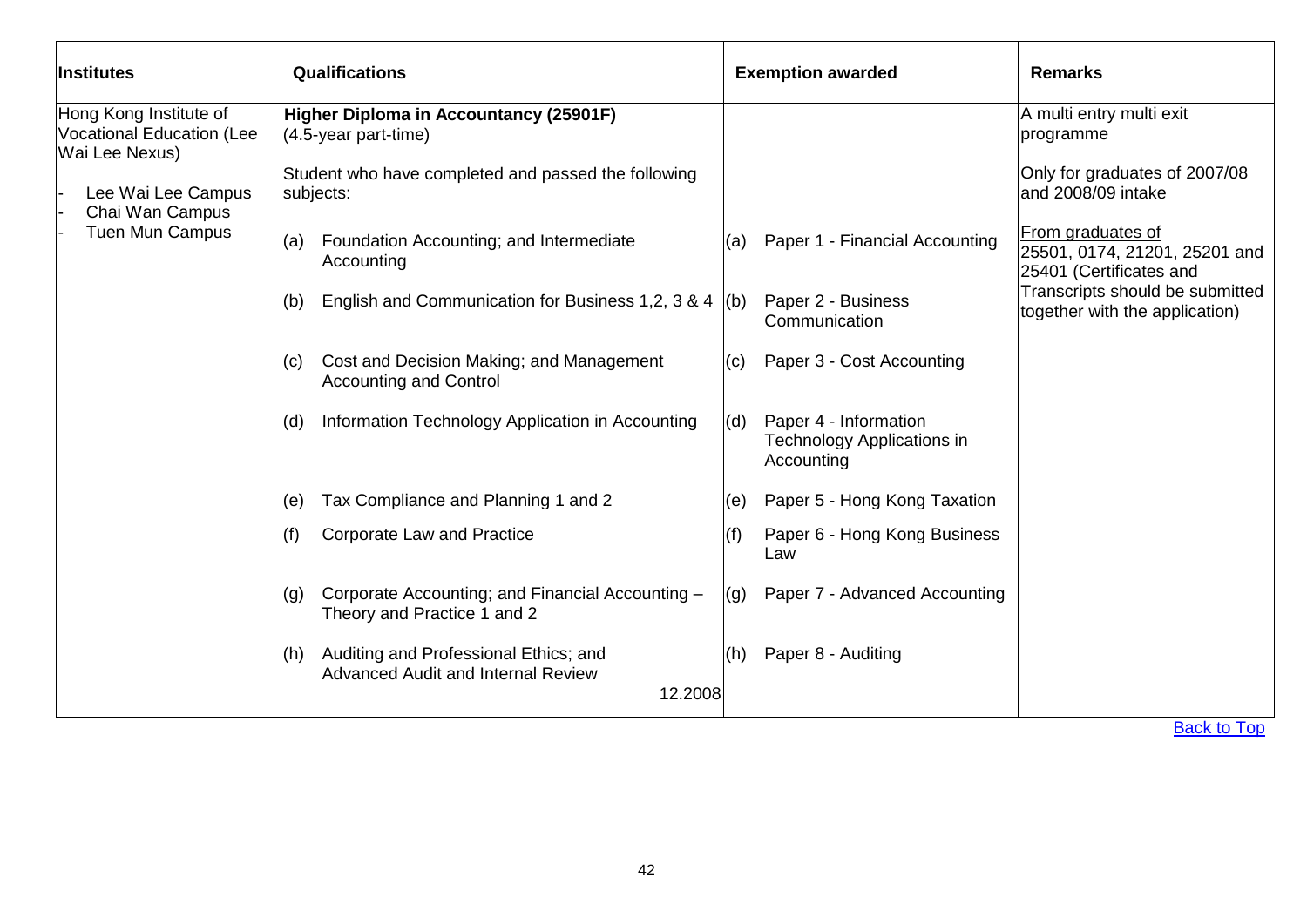| Institutes | Qualifications | Exemption awarded | Remarks |
|---|---|---|---|
| Hong Kong Institute of Vocational Education (Lee Wai Lee Nexus)<br>- Lee Wai Lee Campus<br>- Chai Wan Campus<br>- Tuen Mun Campus | **Higher Diploma in Accountancy (25901F)**<br>(4.5-year part-time)<br><br>Student who have completed and passed the following subjects:<br><br>(a) Foundation Accounting; and Intermediate Accounting<br><br>(b) English and Communication for Business 1,2, 3 & 4<br><br>(c) Cost and Decision Making; and Management Accounting and Control<br><br>(d) Information Technology Application in Accounting<br><br>(e) Tax Compliance and Planning 1 and 2<br><br>(f) Corporate Law and Practice<br><br>(g) Corporate Accounting; and Financial Accounting – Theory and Practice 1 and 2<br><br>(h) Auditing and Professional Ethics; and Advanced Audit and Internal Review<br><br>12.2008 | <br><br><br><br><br>(a) Paper 1 - Financial Accounting<br><br>(b) Paper 2 - Business Communication<br><br>(c) Paper 3 - Cost Accounting<br><br>(d) Paper 4 - Information Technology Applications in Accounting<br><br>(e) Paper 5 - Hong Kong Taxation<br><br>(f) Paper 6 - Hong Kong Business Law<br><br>(g) Paper 7 - Advanced Accounting<br><br>(h) Paper 8 - Auditing | A multi entry multi exit programme<br><br>Only for graduates of 2007/08 and 2008/09 intake<br><br>From graduates of 25501, 0174, 21201, 25201 and 25401 (Certificates and Transcripts should be submitted together with the application) |

Back to Top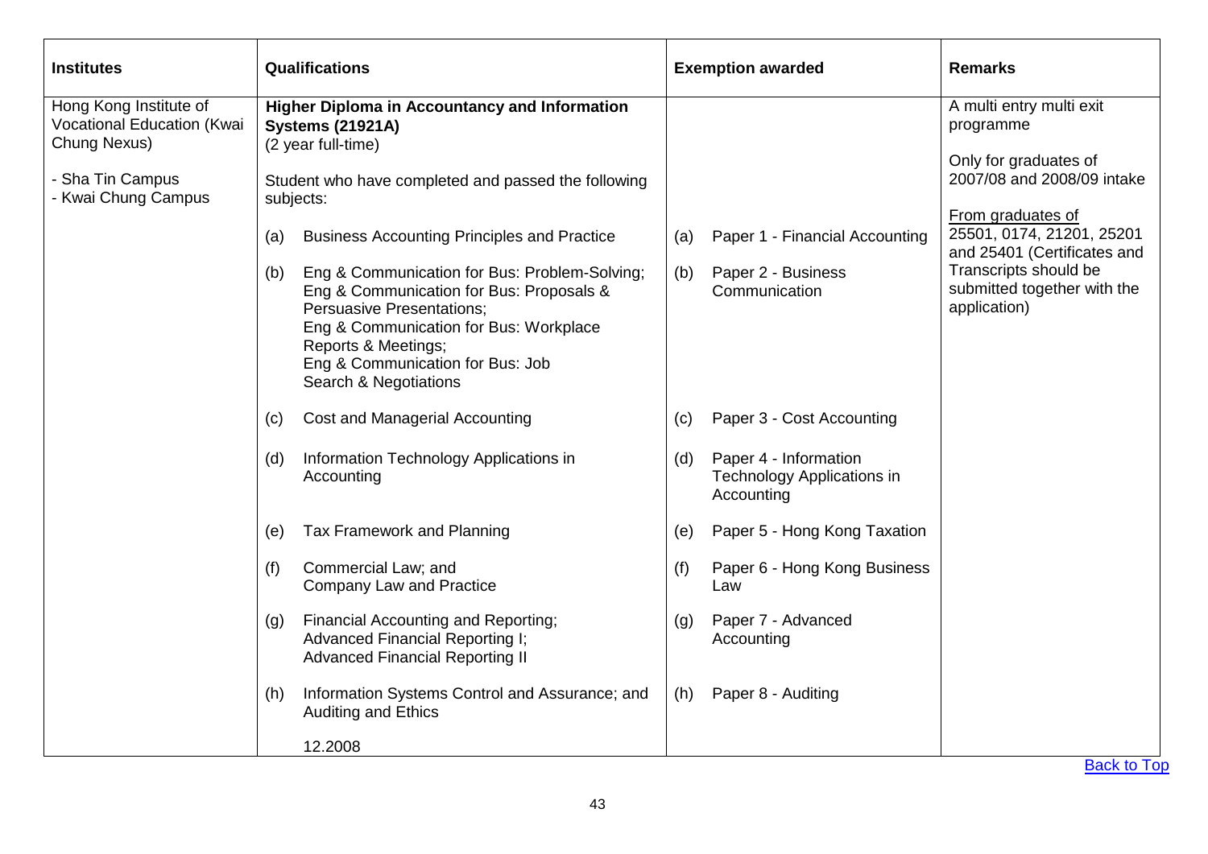| Institutes | Qualifications | Exemption awarded | Remarks |
|---|---|---|---|
| Hong Kong Institute of Vocational Education (Kwai Chung Nexus)<br><br>- Sha Tin Campus<br>- Kwai Chung Campus | **Higher Diploma in Accountancy and Information Systems (21921A)**<br>(2 year full-time)<br><br>Student who have completed and passed the following subjects:<br><br>(a) Business Accounting Principles and Practice<br><br>(b) Eng & Communication for Bus: Problem-Solving; Eng & Communication for Bus: Proposals & Persuasive Presentations; Eng & Communication for Bus: Workplace Reports & Meetings; Eng & Communication for Bus: Job Search & Negotiations<br><br>(c) Cost and Managerial Accounting<br><br>(d) Information Technology Applications in Accounting<br><br>(e) Tax Framework and Planning<br><br>(f) Commercial Law; and Company Law and Practice<br><br>(g) Financial Accounting and Reporting; Advanced Financial Reporting I; Advanced Financial Reporting II<br><br>(h) Information Systems Control and Assurance; and Auditing and Ethics<br><br>12.2008 | (a) Paper 1 - Financial Accounting<br><br>(b) Paper 2 - Business Communication<br><br>(c) Paper 3 - Cost Accounting<br><br>(d) Paper 4 - Information Technology Applications in Accounting<br><br>(e) Paper 5 - Hong Kong Taxation<br><br>(f) Paper 6 - Hong Kong Business Law<br><br>(g) Paper 7 - Advanced Accounting<br><br>(h) Paper 8 - Auditing | A multi entry multi exit programme<br><br>Only for graduates of 2007/08 and 2008/09 intake<br><br>From graduates of 25501, 0174, 21201, 25201 and 25401 (Certificates and Transcripts should be submitted together with the application) |

Back to Top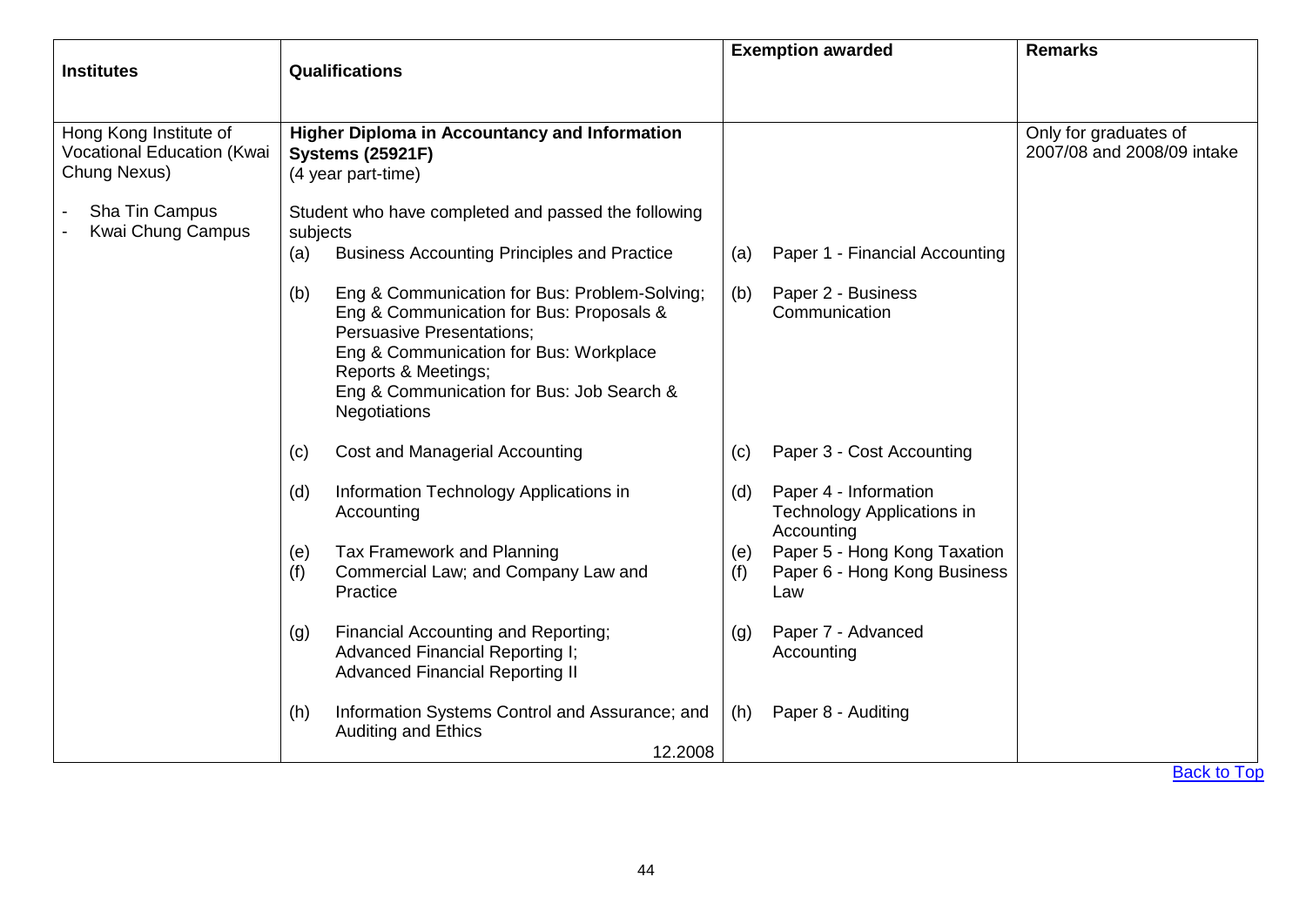| Institutes | Qualifications | Exemption awarded | Remarks |
|---|---|---|---|
| Hong Kong Institute of Vocational Education (Kwai Chung Nexus)<br><br>- Sha Tin Campus<br>- Kwai Chung Campus | **Higher Diploma in Accountancy and Information Systems (25921F)**<br>(4 year part-time)<br><br>Student who have completed and passed the following subjects<br>(a) Business Accounting Principles and Practice<br><br>(b) Eng & Communication for Bus: Problem-Solving; Eng & Communication for Bus: Proposals & Persuasive Presentations; Eng & Communication for Bus: Workplace Reports & Meetings; Eng & Communication for Bus: Job Search & Negotiations<br><br>(c) Cost and Managerial Accounting<br><br>(d) Information Technology Applications in Accounting<br><br>(e) Tax Framework and Planning<br>(f) Commercial Law; and Company Law and Practice<br><br>(g) Financial Accounting and Reporting; Advanced Financial Reporting I; Advanced Financial Reporting II<br><br>(h) Information Systems Control and Assurance; and Auditing and Ethics<br><br>12.2008 | (a) Paper 1 - Financial Accounting<br><br>(b) Paper 2 - Business Communication<br><br>(c) Paper 3 - Cost Accounting<br><br>(d) Paper 4 - Information Technology Applications in Accounting<br>(e) Paper 5 - Hong Kong Taxation<br>(f) Paper 6 - Hong Kong Business Law<br><br>(g) Paper 7 - Advanced Accounting<br><br>(h) Paper 8 - Auditing | Only for graduates of 2007/08 and 2008/09 intake |

Back to Top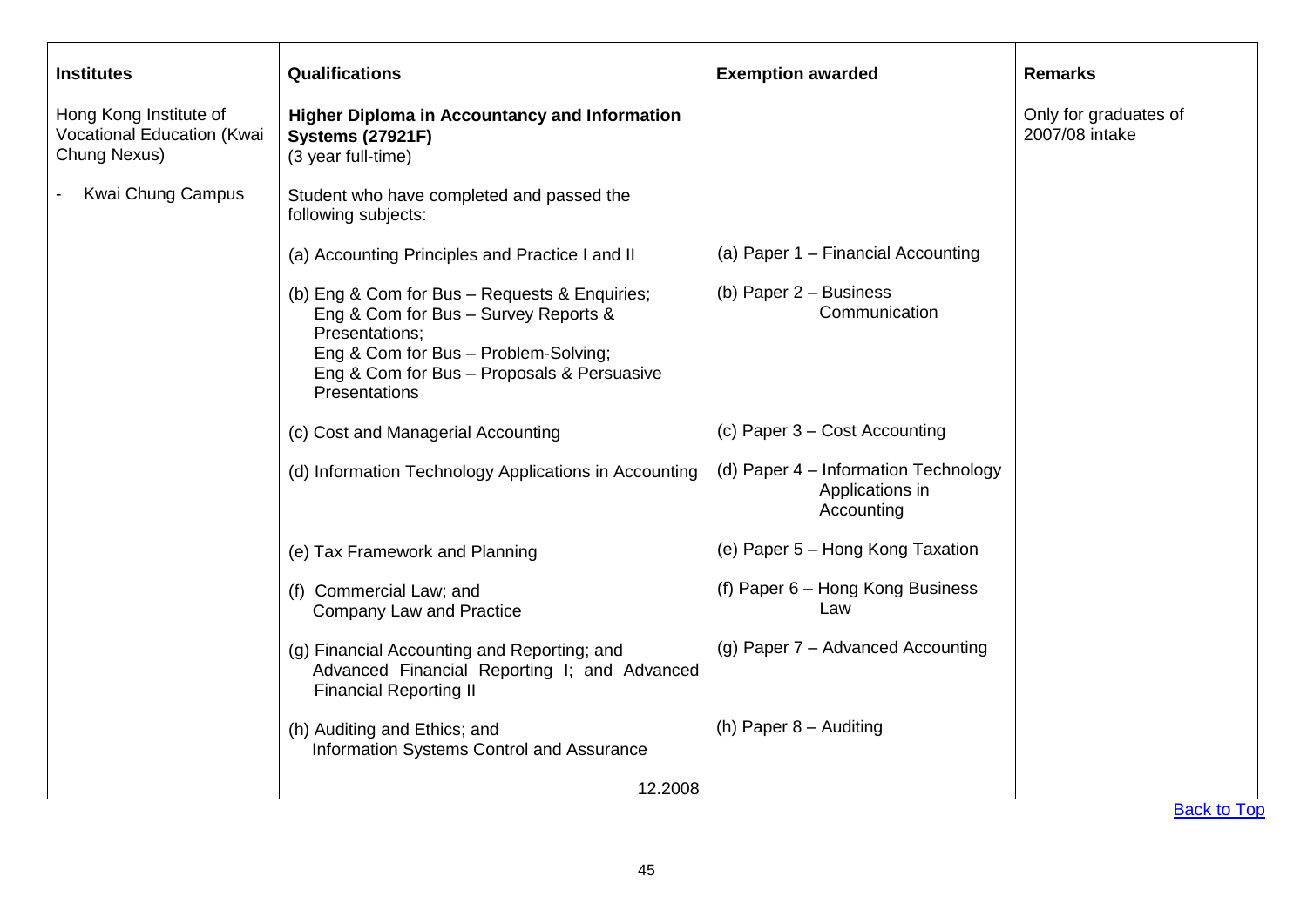| Institutes | Qualifications | Exemption awarded | Remarks |
|---|---|---|---|
| Hong Kong Institute of Vocational Education (Kwai Chung Nexus)<br><br>- Kwai Chung Campus | **Higher Diploma in Accountancy and Information Systems (27921F)**<br>(3 year full-time)<br><br>Student who have completed and passed the following subjects: | | Only for graduates of 2007/08 intake |
| | (a) Accounting Principles and Practice I and II | (a) Paper 1 – Financial Accounting | |
| | (b) Eng & Com for Bus – Requests & Enquiries;<br>Eng & Com for Bus – Survey Reports & Presentations;<br>Eng & Com for Bus – Problem-Solving;<br>Eng & Com for Bus – Proposals & Persuasive Presentations | (b) Paper 2 – Business Communication | |
| | (c) Cost and Managerial Accounting | (c) Paper 3 – Cost Accounting | |
| | (d) Information Technology Applications in Accounting | (d) Paper 4 – Information Technology Applications in Accounting | |
| | (e) Tax Framework and Planning | (e) Paper 5 – Hong Kong Taxation | |
| | (f) Commercial Law; and<br>Company Law and Practice | (f) Paper 6 – Hong Kong Business Law | |
| | (g) Financial Accounting and Reporting; and<br>Advanced Financial Reporting I; and Advanced Financial Reporting II | (g) Paper 7 – Advanced Accounting | |
| | (h) Auditing and Ethics; and<br>Information Systems Control and Assurance | (h) Paper 8 – Auditing | |
| | 12.2008 | | |

Back to Top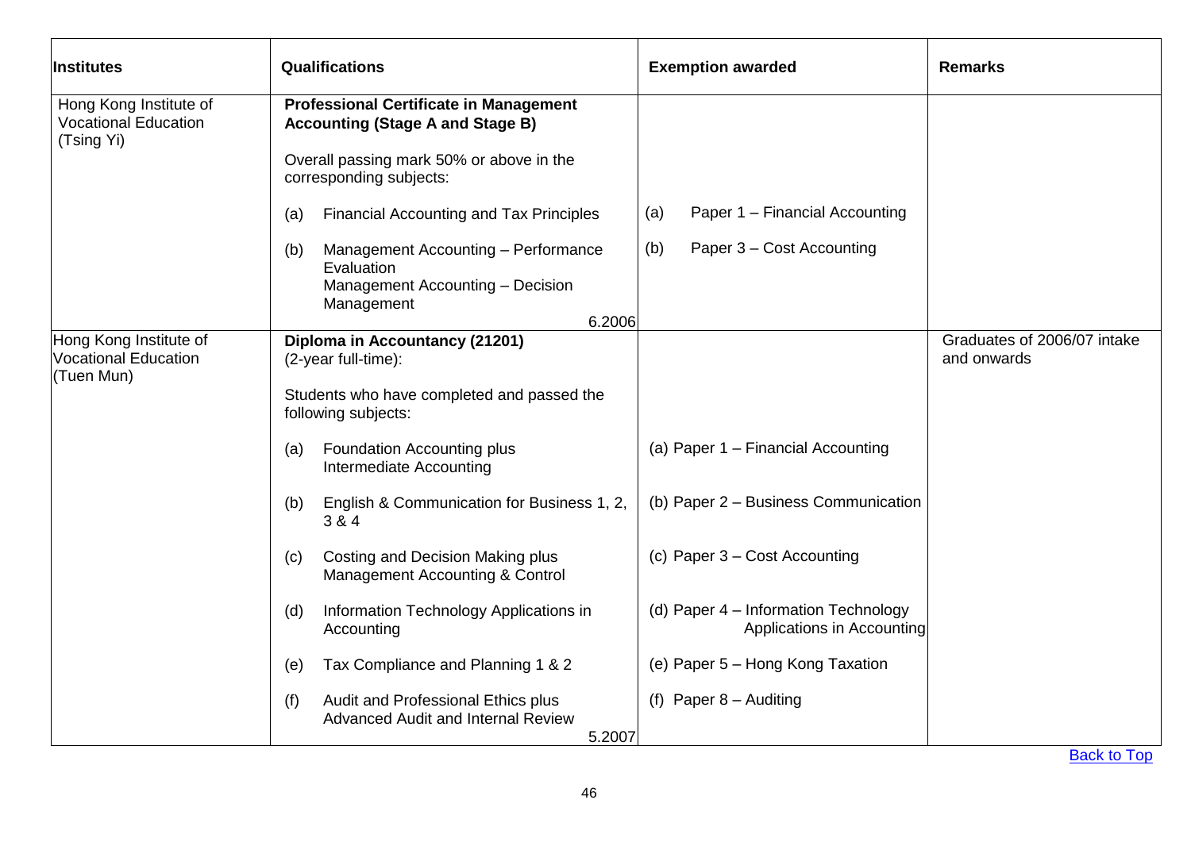| Institutes | Qualifications | Exemption awarded | Remarks |
|---|---|---|---|
| Hong Kong Institute of Vocational Education (Tsing Yi) | **Professional Certificate in Management Accounting (Stage A and Stage B)**<br><br>Overall passing mark 50% or above in the corresponding subjects:<br><br>(a) Financial Accounting and Tax Principles<br><br>(b) Management Accounting – Performance Evaluation<br>Management Accounting – Decision Management<br><br>6.2006 | <br><br><br><br>(a) Paper 1 – Financial Accounting<br><br>(b) Paper 3 – Cost Accounting | |
| Hong Kong Institute of Vocational Education (Tuen Mun) | **Diploma in Accountancy (21201)**<br>(2-year full-time):<br><br>Students who have completed and passed the following subjects:<br><br>(a) Foundation Accounting plus Intermediate Accounting<br><br>(b) English & Communication for Business 1, 2, 3 & 4<br><br>(c) Costing and Decision Making plus Management Accounting & Control<br><br>(d) Information Technology Applications in Accounting<br><br>(e) Tax Compliance and Planning 1 & 2<br><br>(f) Audit and Professional Ethics plus Advanced Audit and Internal Review<br><br>5.2007 | <br><br><br><br>(a) Paper 1 – Financial Accounting<br><br>(b) Paper 2 – Business Communication<br><br>(c) Paper 3 – Cost Accounting<br><br>(d) Paper 4 – Information Technology Applications in Accounting<br><br>(e) Paper 5 – Hong Kong Taxation<br><br>(f) Paper 8 – Auditing | Graduates of 2006/07 intake and onwards |

Back to Top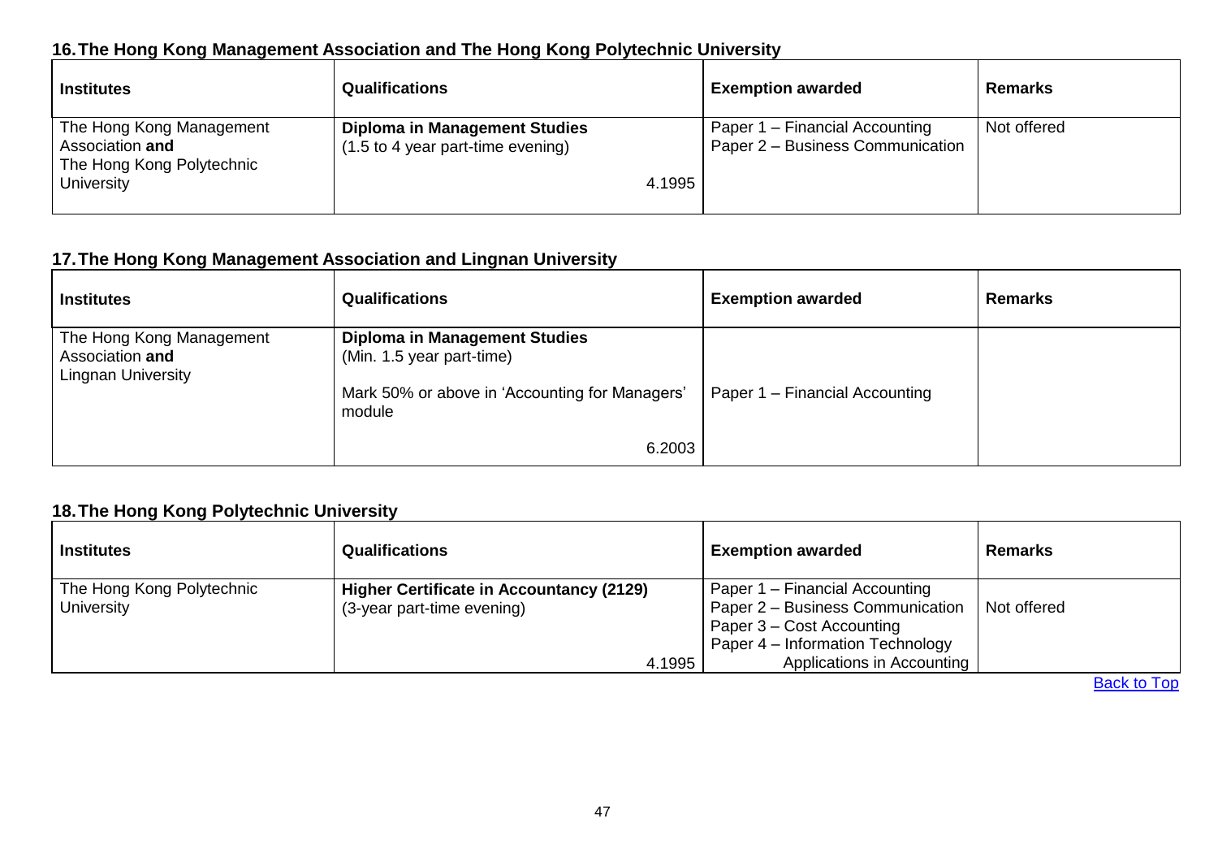## 16. The Hong Kong Management Association and The Hong Kong Polytechnic University

| Institutes | Qualifications | Exemption awarded | Remarks |
|---|---|---|---|
| The Hong Kong Management Association **and** The Hong Kong Polytechnic University | **Diploma in Management Studies** (1.5 to 4 year part-time evening) 4.1995 | Paper 1 – Financial Accounting Paper 2 – Business Communication | Not offered |

## 17. The Hong Kong Management Association and Lingnan University

| Institutes | Qualifications | Exemption awarded | Remarks |
|---|---|---|---|
| The Hong Kong Management Association **and** Lingnan University | **Diploma in Management Studies** (Min. 1.5 year part-time) Mark 50% or above in 'Accounting for Managers' module 6.2003 | Paper 1 – Financial Accounting | |

## 18. The Hong Kong Polytechnic University

| Institutes | Qualifications | Exemption awarded | Remarks |
|---|---|---|---|
| The Hong Kong Polytechnic University | **Higher Certificate in Accountancy (2129)** (3-year part-time evening) 4.1995 | Paper 1 – Financial Accounting Paper 2 – Business Communication Paper 3 – Cost Accounting Paper 4 – Information Technology Applications in Accounting | Not offered |

Back to Top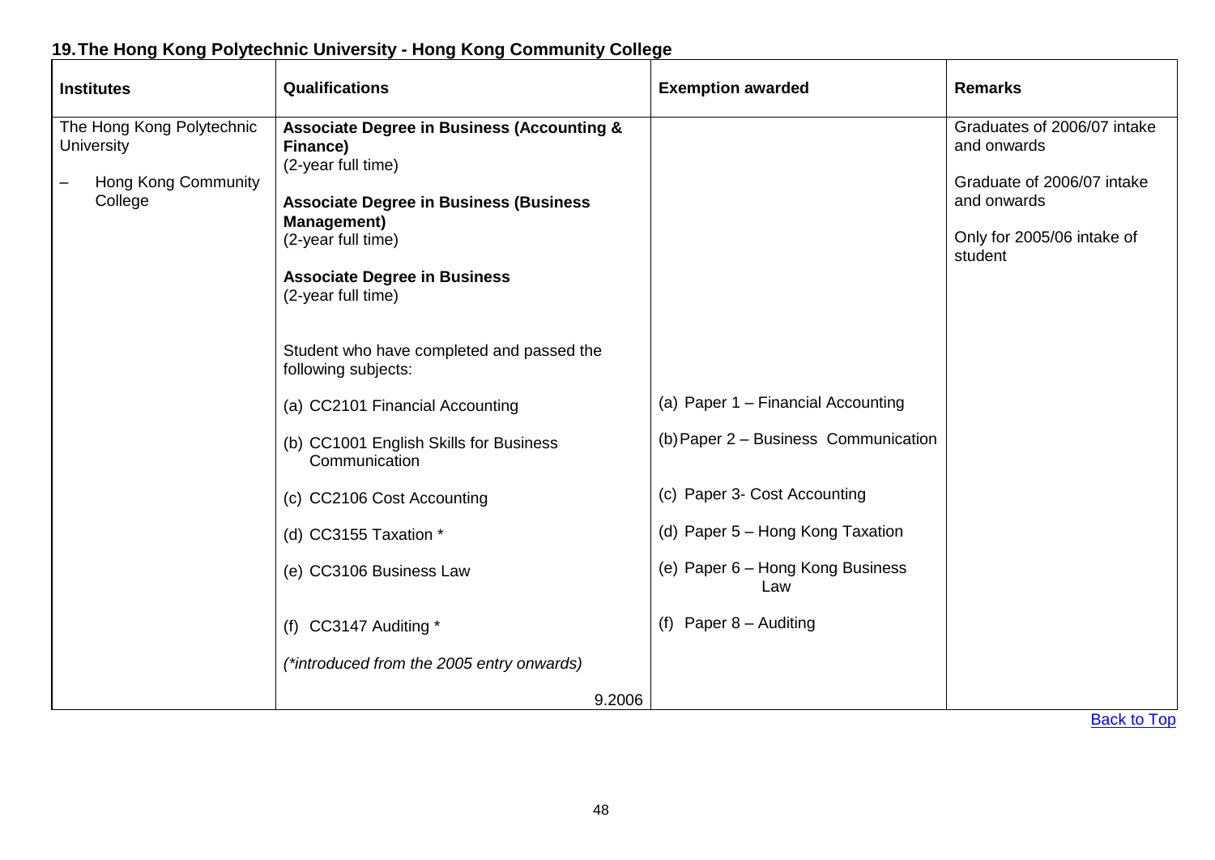## 19. The Hong Kong Polytechnic University - Hong Kong Community College

| Institutes | Qualifications | Exemption awarded | Remarks |
|---|---|---|---|
| The Hong Kong Polytechnic University<br>– Hong Kong Community College | **Associate Degree in Business (Accounting & Finance)**<br>(2-year full time)<br><br>**Associate Degree in Business (Business Management)**<br>(2-year full time)<br><br>**Associate Degree in Business**<br>(2-year full time)<br><br>Student who have completed and passed the following subjects:<br><br>(a) CC2101 Financial Accounting<br><br>(b) CC1001 English Skills for Business Communication<br><br>(c) CC2106 Cost Accounting<br><br>(d) CC3155 Taxation *<br><br>(e) CC3106 Business Law<br><br>(f) CC3147 Auditing *<br><br>*(\*introduced from the 2005 entry onwards)*<br><br>9.2006 | (a) Paper 1 – Financial Accounting<br><br>(b) Paper 2 – Business Communication<br><br>(c) Paper 3- Cost Accounting<br><br>(d) Paper 5 – Hong Kong Taxation<br><br>(e) Paper 6 – Hong Kong Business Law<br><br>(f) Paper 8 – Auditing | Graduates of 2006/07 intake and onwards<br><br>Graduate of 2006/07 intake and onwards<br><br>Only for 2005/06 intake of student |

Back to Top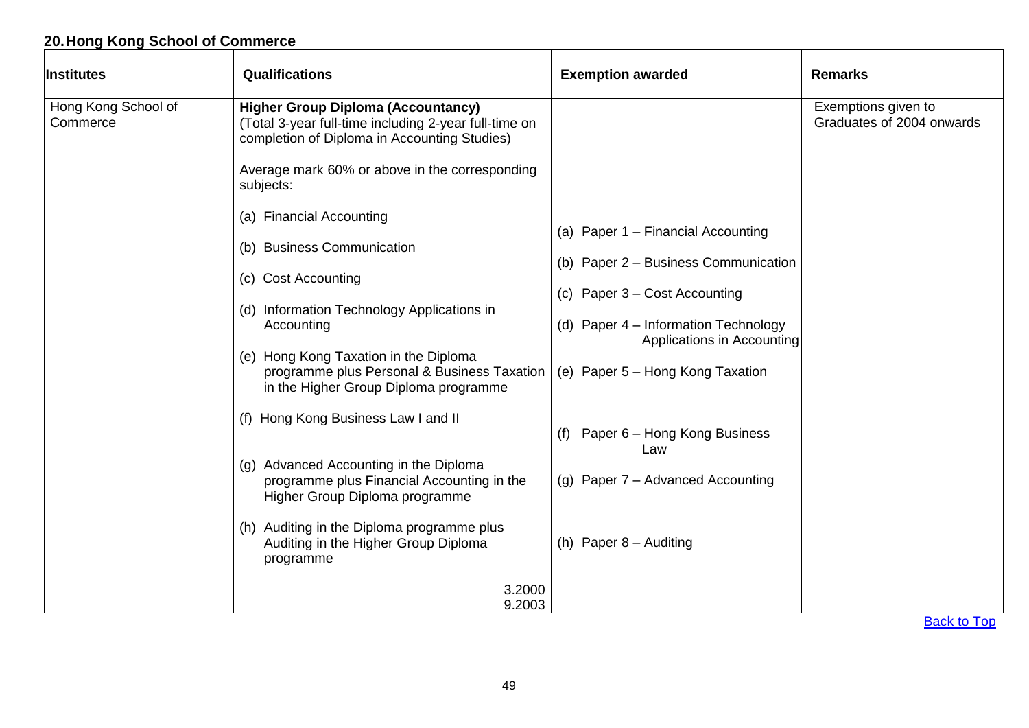## 20. Hong Kong School of Commerce

| Institutes | Qualifications | Exemption awarded | Remarks |
|---|---|---|---|
| Hong Kong School of Commerce | **Higher Group Diploma (Accountancy)**<br>(Total 3-year full-time including 2-year full-time on completion of Diploma in Accounting Studies)<br><br>Average mark 60% or above in the corresponding subjects:<br><br>(a) Financial Accounting<br><br>(b) Business Communication<br><br>(c) Cost Accounting<br><br>(d) Information Technology Applications in Accounting<br><br>(e) Hong Kong Taxation in the Diploma programme plus Personal & Business Taxation in the Higher Group Diploma programme<br><br>(f) Hong Kong Business Law I and II<br><br>(g) Advanced Accounting in the Diploma programme plus Financial Accounting in the Higher Group Diploma programme<br><br>(h) Auditing in the Diploma programme plus Auditing in the Higher Group Diploma programme<br><br>3.2000<br>9.2003 | (a) Paper 1 – Financial Accounting<br><br>(b) Paper 2 – Business Communication<br><br>(c) Paper 3 – Cost Accounting<br><br>(d) Paper 4 – Information Technology Applications in Accounting<br><br>(e) Paper 5 – Hong Kong Taxation<br><br>(f) Paper 6 – Hong Kong Business Law<br><br>(g) Paper 7 – Advanced Accounting<br><br>(h) Paper 8 – Auditing | Exemptions given to Graduates of 2004 onwards |

Back to Top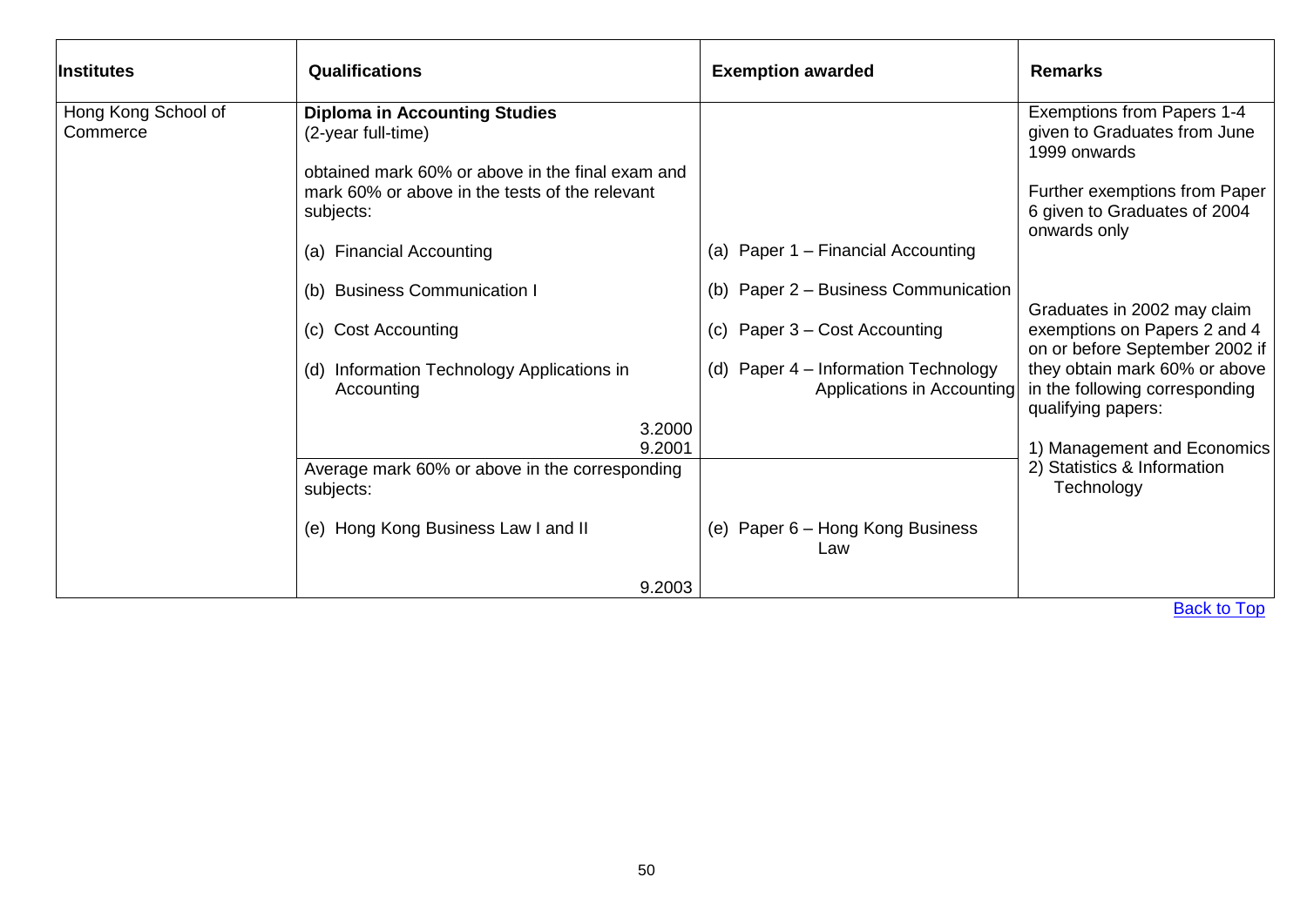| Institutes | Qualifications | Exemption awarded | Remarks |
| --- | --- | --- | --- |
| Hong Kong School of Commerce | **Diploma in Accounting Studies**<br>(2-year full-time)<br><br>obtained mark 60% or above in the final exam and mark 60% or above in the tests of the relevant subjects:<br><br>(a) Financial Accounting<br><br>(b) Business Communication I<br><br>(c) Cost Accounting<br><br>(d) Information Technology Applications in Accounting<br><br>3.2000<br>9.2001 | <br><br><br><br><br><br>(a) Paper 1 – Financial Accounting<br><br>(b) Paper 2 – Business Communication<br><br>(c) Paper 3 – Cost Accounting<br><br>(d) Paper 4 – Information Technology Applications in Accounting | Exemptions from Papers 1-4 given to Graduates from June 1999 onwards<br><br>Further exemptions from Paper 6 given to Graduates of 2004 onwards only<br><br>Graduates in 2002 may claim exemptions on Papers 2 and 4 on or before September 2002 if they obtain mark 60% or above in the following corresponding qualifying papers:<br><br>1) Management and Economics<br>2) Statistics & Information Technology |
| | Average mark 60% or above in the corresponding subjects:<br><br>(e) Hong Kong Business Law I and II<br><br>9.2003 | <br><br><br>(e) Paper 6 – Hong Kong Business Law | |

Back to Top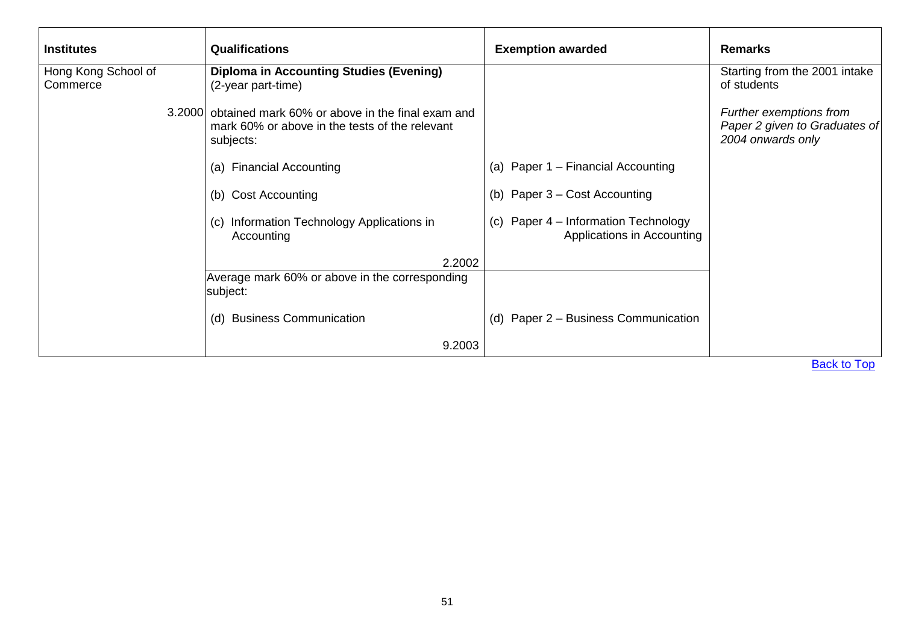| **Institutes** | **Qualifications** | **Exemption awarded** | **Remarks** |
|---|---|---|---|
| Hong Kong School of Commerce | **Diploma in Accounting Studies (Evening)** (2-year part-time) | | Starting from the 2001 intake of students |
| 3.2000 | obtained mark 60% or above in the final exam and mark 60% or above in the tests of the relevant subjects: | | *Further exemptions from Paper 2 given to Graduates of 2004 onwards only* |
| | (a) Financial Accounting | (a) Paper 1 – Financial Accounting | |
| | (b) Cost Accounting | (b) Paper 3 – Cost Accounting | |
| | (c) Information Technology Applications in Accounting | (c) Paper 4 – Information Technology Applications in Accounting | |
| | 2.2002 | | |
| | Average mark 60% or above in the corresponding subject: | | |
| | (d) Business Communication | (d) Paper 2 – Business Communication | |
| | 9.2003 | | |

Back to Top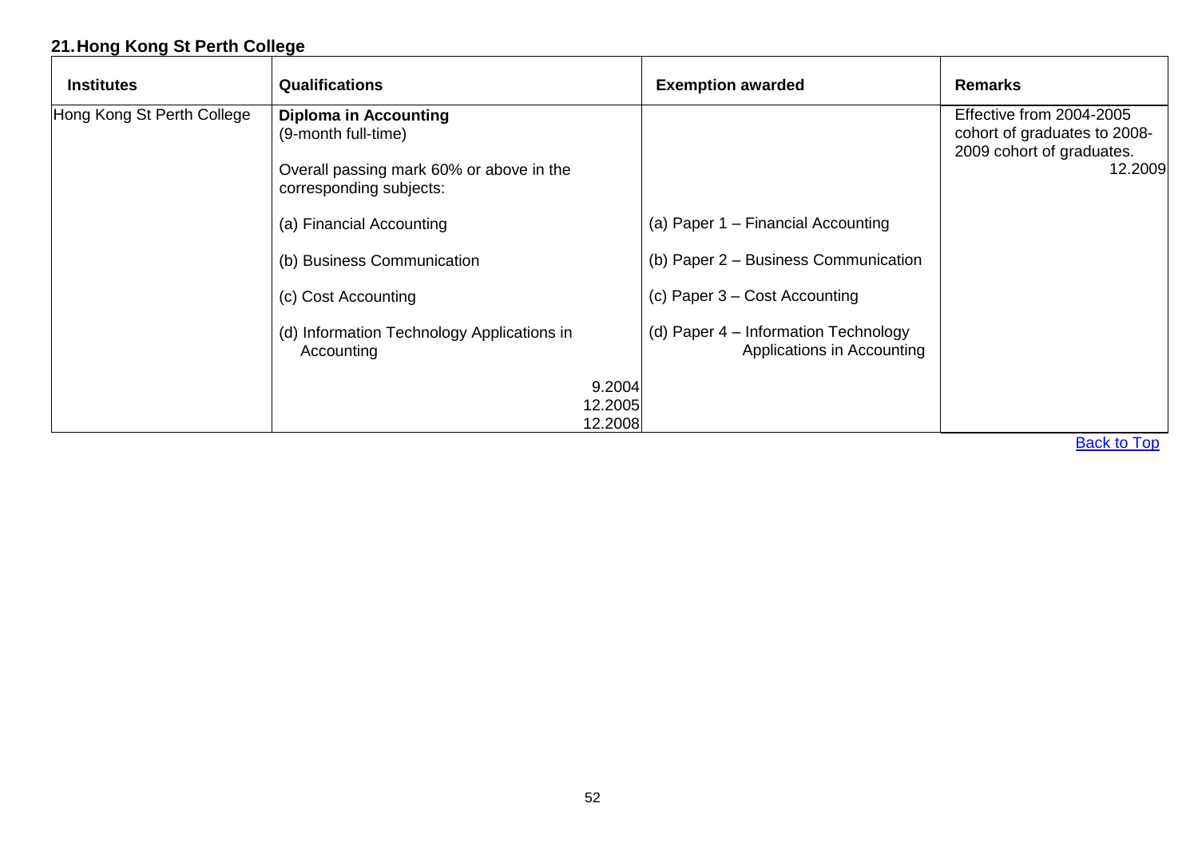## 21. Hong Kong St Perth College

| Institutes | Qualifications | Exemption awarded | Remarks |
|---|---|---|---|
| Hong Kong St Perth College | **Diploma in Accounting**<br>(9-month full-time)<br><br>Overall passing mark 60% or above in the corresponding subjects:<br><br>(a) Financial Accounting<br><br>(b) Business Communication<br><br>(c) Cost Accounting<br><br>(d) Information Technology Applications in Accounting<br><br>9.2004<br>12.2005<br>12.2008 | <br><br><br><br><br>(a) Paper 1 – Financial Accounting<br><br>(b) Paper 2 – Business Communication<br><br>(c) Paper 3 – Cost Accounting<br><br>(d) Paper 4 – Information Technology Applications in Accounting | Effective from 2004-2005 cohort of graduates to 2008-2009 cohort of graduates.<br>12.2009 |

Back to Top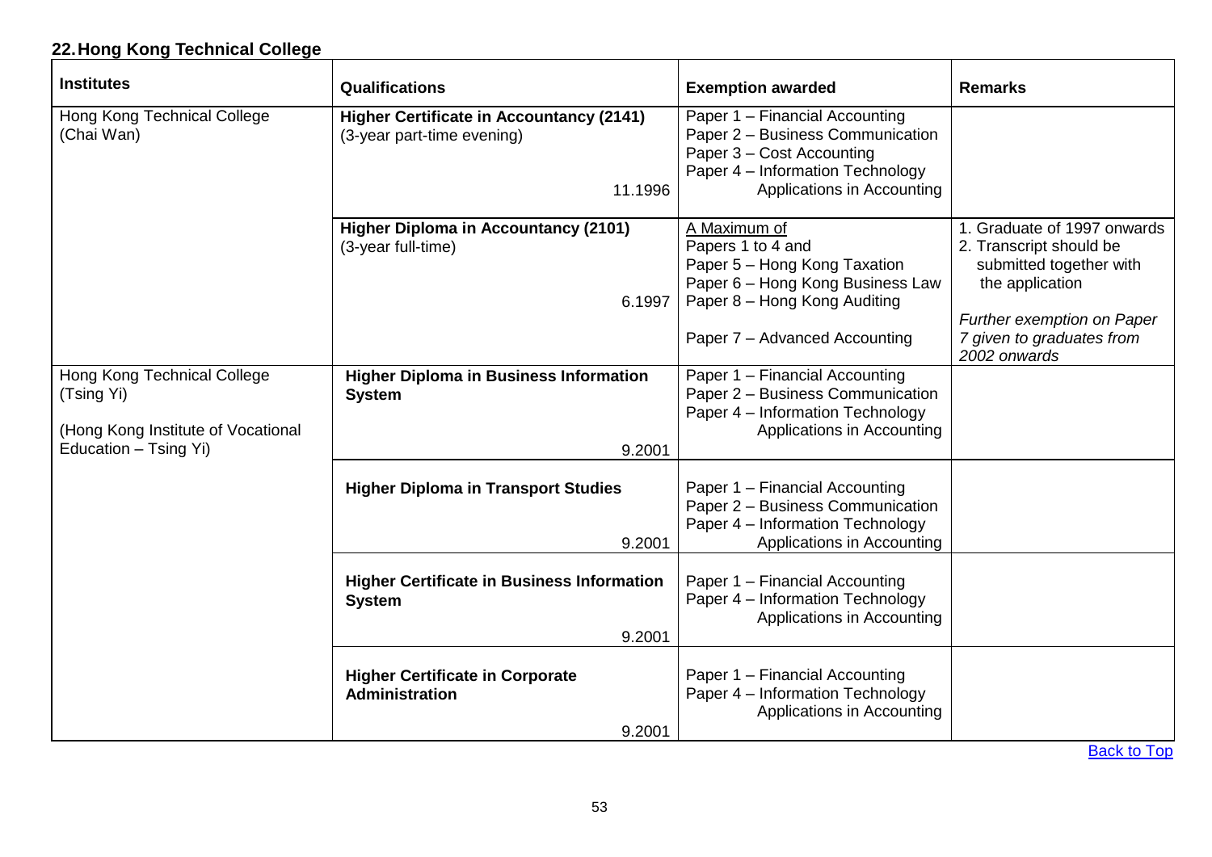### 22. Hong Kong Technical College

| Institutes | Qualifications | Exemption awarded | Remarks |
| --- | --- | --- | --- |
| Hong Kong Technical College (Chai Wan) | **Higher Certificate in Accountancy (2141)** (3-year part-time evening) 11.1996 | Paper 1 – Financial Accounting<br>Paper 2 – Business Communication<br>Paper 3 – Cost Accounting<br>Paper 4 – Information Technology Applications in Accounting | |
| | **Higher Diploma in Accountancy (2101)** (3-year full-time) 6.1997 | A Maximum of<br>Papers 1 to 4 and<br>Paper 5 – Hong Kong Taxation<br>Paper 6 – Hong Kong Business Law<br>Paper 8 – Hong Kong Auditing<br><br>Paper 7 – Advanced Accounting | 1. Graduate of 1997 onwards<br>2. Transcript should be submitted together with the application<br><br>*Further exemption on Paper 7 given to graduates from 2002 onwards* |
| Hong Kong Technical College (Tsing Yi)<br><br>(Hong Kong Institute of Vocational Education – Tsing Yi) | **Higher Diploma in Business Information System** 9.2001 | Paper 1 – Financial Accounting<br>Paper 2 – Business Communication<br>Paper 4 – Information Technology Applications in Accounting | |
| | **Higher Diploma in Transport Studies** 9.2001 | Paper 1 – Financial Accounting<br>Paper 2 – Business Communication<br>Paper 4 – Information Technology Applications in Accounting | |
| | **Higher Certificate in Business Information System** 9.2001 | Paper 1 – Financial Accounting<br>Paper 4 – Information Technology Applications in Accounting | |
| | **Higher Certificate in Corporate Administration** 9.2001 | Paper 1 – Financial Accounting<br>Paper 4 – Information Technology Applications in Accounting | |

Back to Top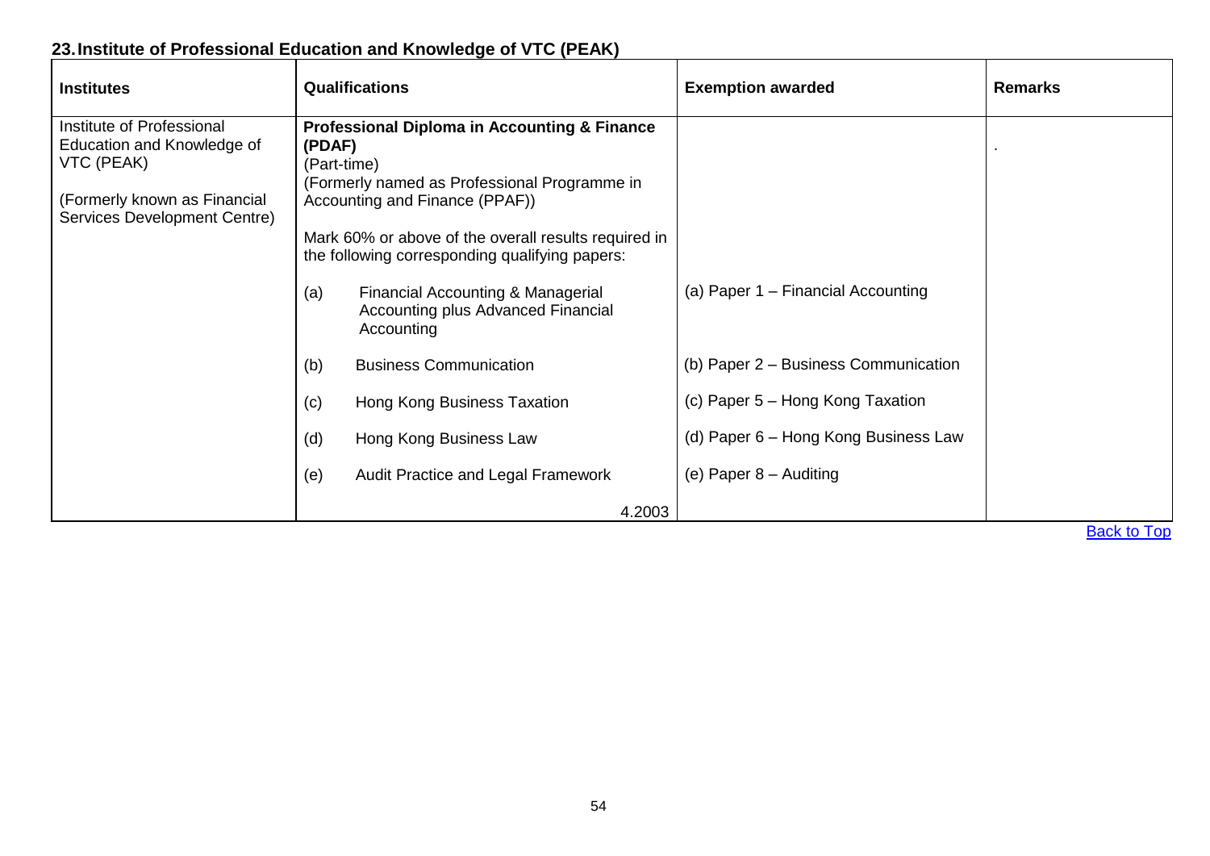## 23. Institute of Professional Education and Knowledge of VTC (PEAK)

| Institutes | Qualifications | Exemption awarded | Remarks |
|---|---|---|---|
| Institute of Professional Education and Knowledge of VTC (PEAK)<br><br>(Formerly known as Financial Services Development Centre) | **Professional Diploma in Accounting & Finance (PDAF)**<br>(Part-time)<br>(Formerly named as Professional Programme in Accounting and Finance (PPAF))<br><br>Mark 60% or above of the overall results required in the following corresponding qualifying papers: | | . |
| | (a) Financial Accounting & Managerial Accounting plus Advanced Financial Accounting | (a) Paper 1 – Financial Accounting | |
| | (b) Business Communication | (b) Paper 2 – Business Communication | |
| | (c) Hong Kong Business Taxation | (c) Paper 5 – Hong Kong Taxation | |
| | (d) Hong Kong Business Law | (d) Paper 6 – Hong Kong Business Law | |
| | (e) Audit Practice and Legal Framework | (e) Paper 8 – Auditing | |
| | 4.2003 | | |

Back to Top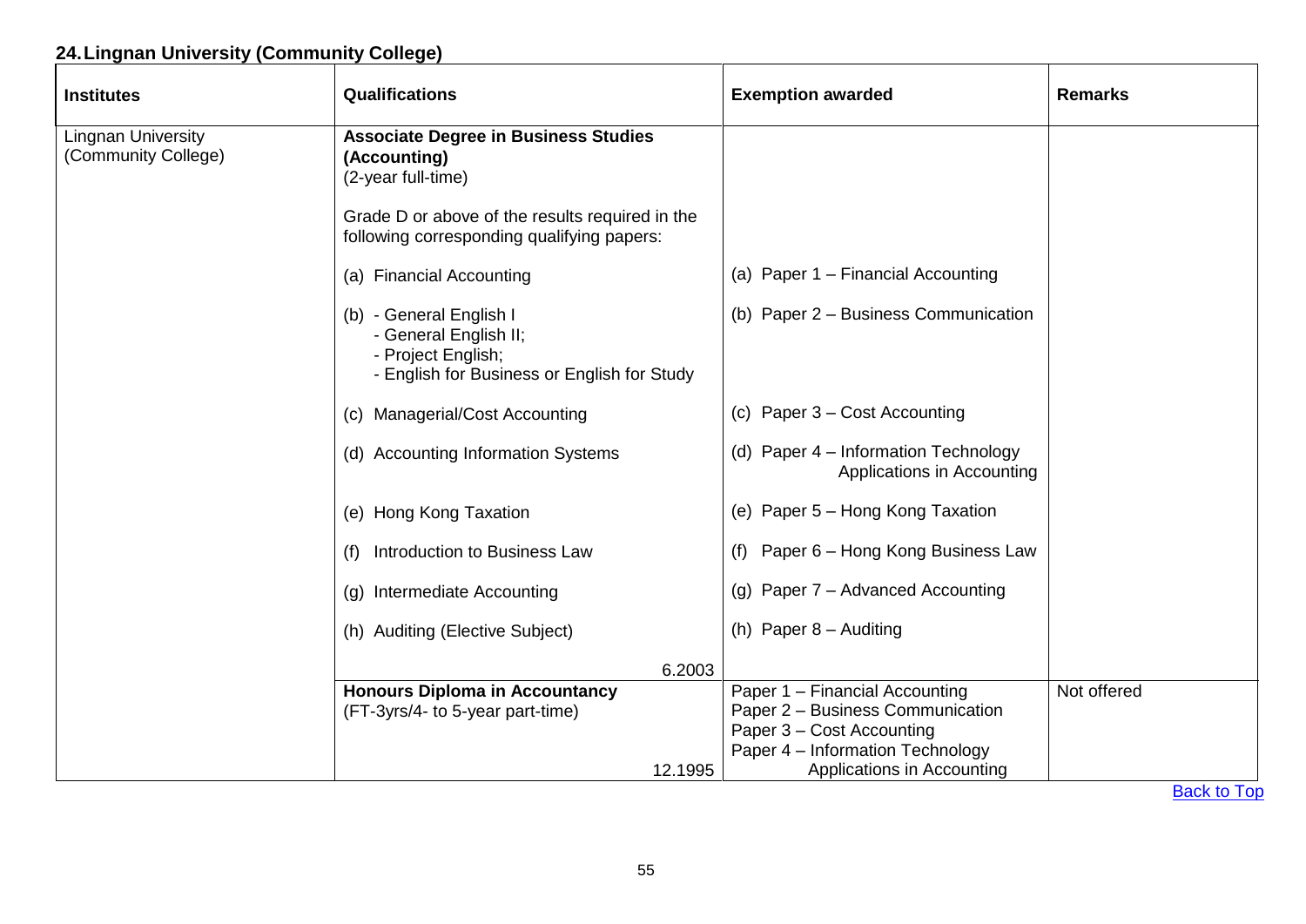## 24. Lingnan University (Community College)

| Institutes | Qualifications | Exemption awarded | Remarks |
|---|---|---|---|
| Lingnan University (Community College) | **Associate Degree in Business Studies (Accounting)**<br>(2-year full-time)<br><br>Grade D or above of the results required in the following corresponding qualifying papers:<br><br>(a) Financial Accounting<br><br>(b) - General English I<br>- General English II;<br>- Project English;<br>- English for Business or English for Study<br><br>(c) Managerial/Cost Accounting<br><br>(d) Accounting Information Systems<br><br>(e) Hong Kong Taxation<br><br>(f) Introduction to Business Law<br><br>(g) Intermediate Accounting<br><br>(h) Auditing (Elective Subject)<br><br>6.2003 | <br><br><br><br><br><br>(a) Paper 1 – Financial Accounting<br><br>(b) Paper 2 – Business Communication<br><br><br><br><br>(c) Paper 3 – Cost Accounting<br><br>(d) Paper 4 – Information Technology Applications in Accounting<br><br>(e) Paper 5 – Hong Kong Taxation<br><br>(f) Paper 6 – Hong Kong Business Law<br><br>(g) Paper 7 – Advanced Accounting<br><br>(h) Paper 8 – Auditing | |
| | **Honours Diploma in Accountancy**<br>(FT-3yrs/4- to 5-year part-time)<br><br>12.1995 | Paper 1 – Financial Accounting<br>Paper 2 – Business Communication<br>Paper 3 – Cost Accounting<br>Paper 4 – Information Technology Applications in Accounting | Not offered |

Back to Top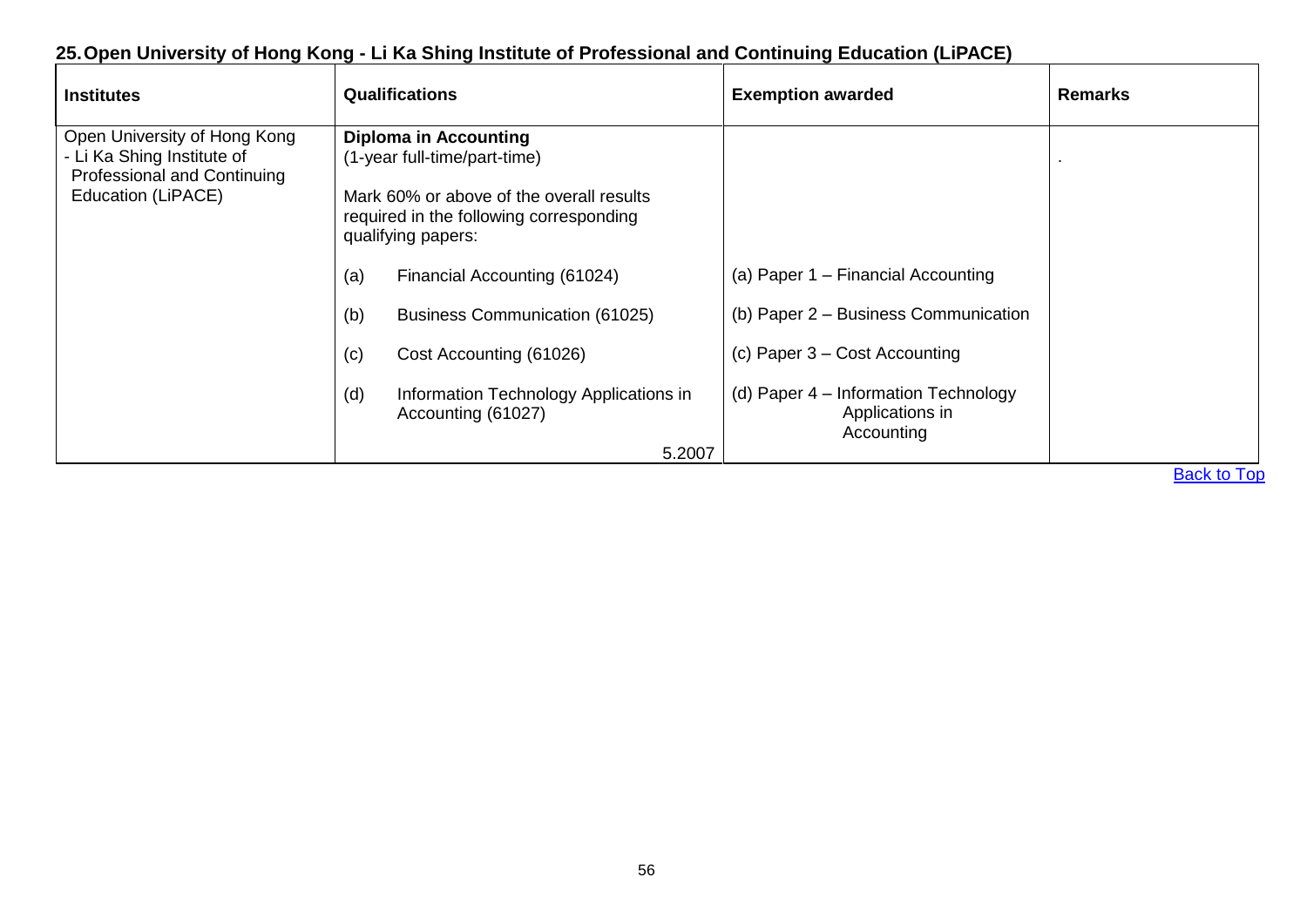## 25. Open University of Hong Kong - Li Ka Shing Institute of Professional and Continuing Education (LiPACE)

| Institutes | Qualifications | Exemption awarded | Remarks |
|---|---|---|---|
| Open University of Hong Kong - Li Ka Shing Institute of Professional and Continuing Education (LiPACE) | **Diploma in Accounting**<br>(1-year full-time/part-time)<br><br>Mark 60% or above of the overall results required in the following corresponding qualifying papers:<br><br>(a) Financial Accounting (61024)<br><br>(b) Business Communication (61025)<br><br>(c) Cost Accounting (61026)<br><br>(d) Information Technology Applications in Accounting (61027)<br><br>5.2007 | <br><br><br><br><br><br>(a) Paper 1 – Financial Accounting<br><br>(b) Paper 2 – Business Communication<br><br>(c) Paper 3 – Cost Accounting<br><br>(d) Paper 4 – Information Technology Applications in Accounting | . |

Back to Top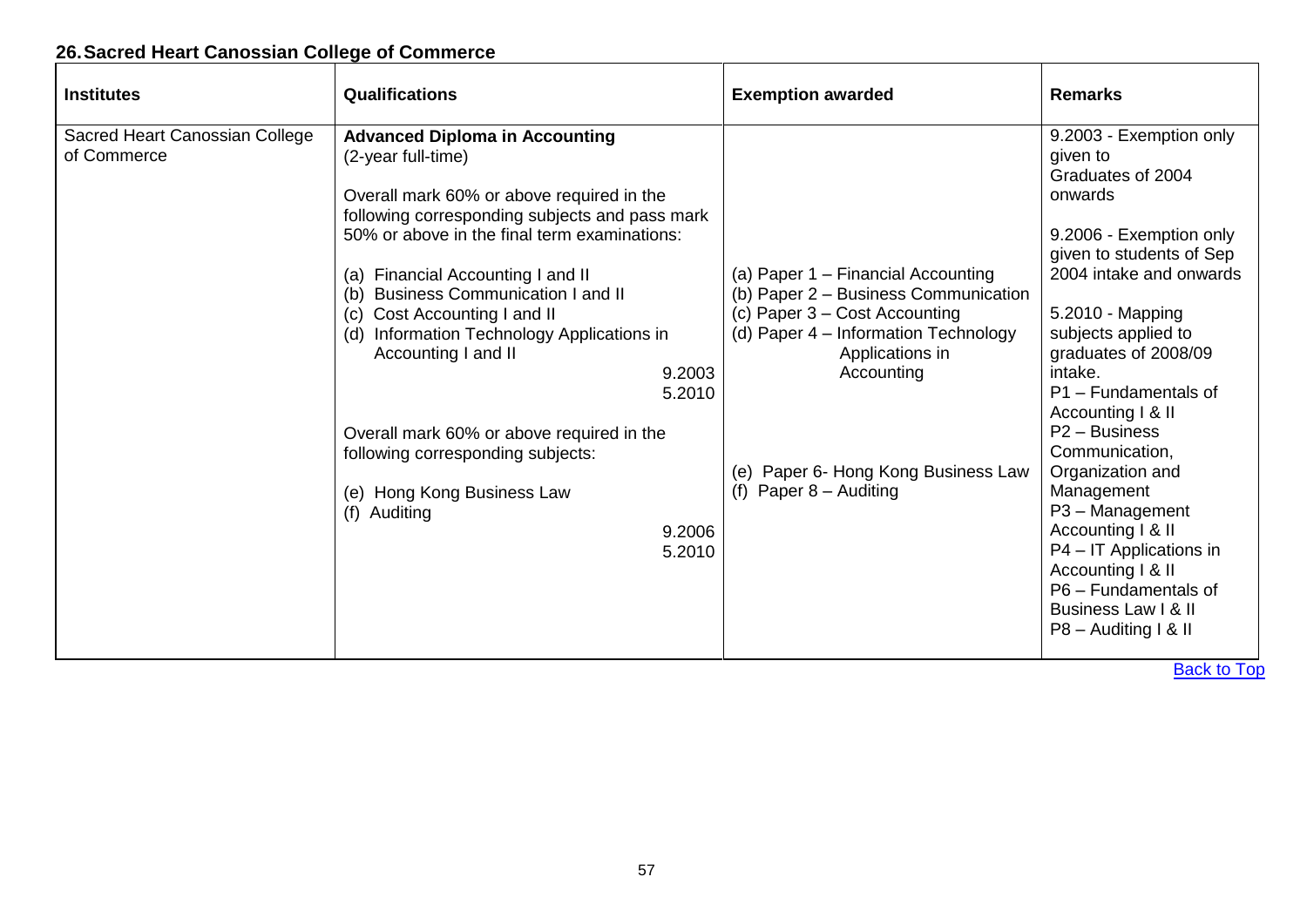## 26. Sacred Heart Canossian College of Commerce

| Institutes | Qualifications | Exemption awarded | Remarks |
|---|---|---|---|
| Sacred Heart Canossian College of Commerce | **Advanced Diploma in Accounting**<br>(2-year full-time)<br><br>Overall mark 60% or above required in the following corresponding subjects and pass mark 50% or above in the final term examinations:<br><br>(a) Financial Accounting I and II<br>(b) Business Communication I and II<br>(c) Cost Accounting I and II<br>(d) Information Technology Applications in Accounting I and II<br>9.2003<br>5.2010<br><br>Overall mark 60% or above required in the following corresponding subjects:<br><br>(e) Hong Kong Business Law<br>(f) Auditing<br>9.2006<br>5.2010 | (a) Paper 1 – Financial Accounting<br>(b) Paper 2 – Business Communication<br>(c) Paper 3 – Cost Accounting<br>(d) Paper 4 – Information Technology Applications in Accounting<br><br>(e) Paper 6- Hong Kong Business Law<br>(f) Paper 8 – Auditing | 9.2003 - Exemption only given to Graduates of 2004 onwards<br><br>9.2006 - Exemption only given to students of Sep 2004 intake and onwards<br><br>5.2010 - Mapping subjects applied to graduates of 2008/09 intake.<br>P1 – Fundamentals of Accounting I & II<br>P2 – Business Communication, Organization and Management<br>P3 – Management Accounting I & II<br>P4 – IT Applications in Accounting I & II<br>P6 – Fundamentals of Business Law I & II<br>P8 – Auditing I & II |

Back to Top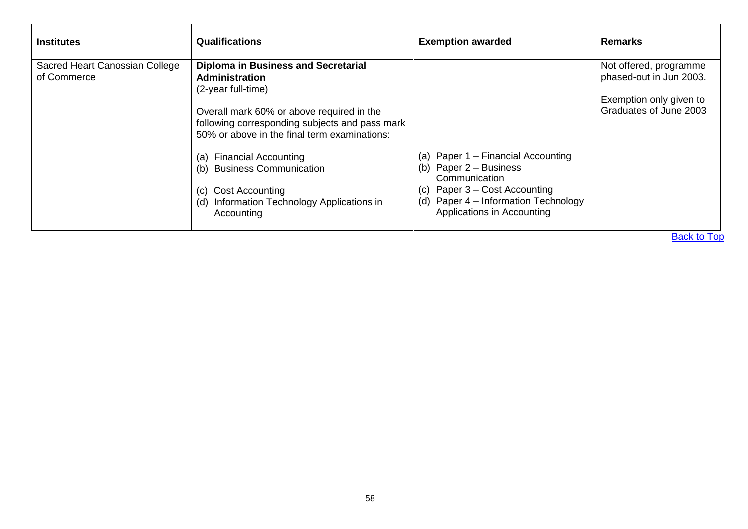| Institutes | Qualifications | Exemption awarded | Remarks |
|---|---|---|---|
| Sacred Heart Canossian College of Commerce | **Diploma in Business and Secretarial Administration**<br>(2-year full-time)<br><br>Overall mark 60% or above required in the following corresponding subjects and pass mark 50% or above in the final term examinations:<br><br>(a) Financial Accounting<br>(b) Business Communication<br>(c) Cost Accounting<br>(d) Information Technology Applications in Accounting | (a) Paper 1 – Financial Accounting<br>(b) Paper 2 – Business Communication<br>(c) Paper 3 – Cost Accounting<br>(d) Paper 4 – Information Technology Applications in Accounting | Not offered, programme phased-out in Jun 2003.<br><br>Exemption only given to Graduates of June 2003 |

Back to Top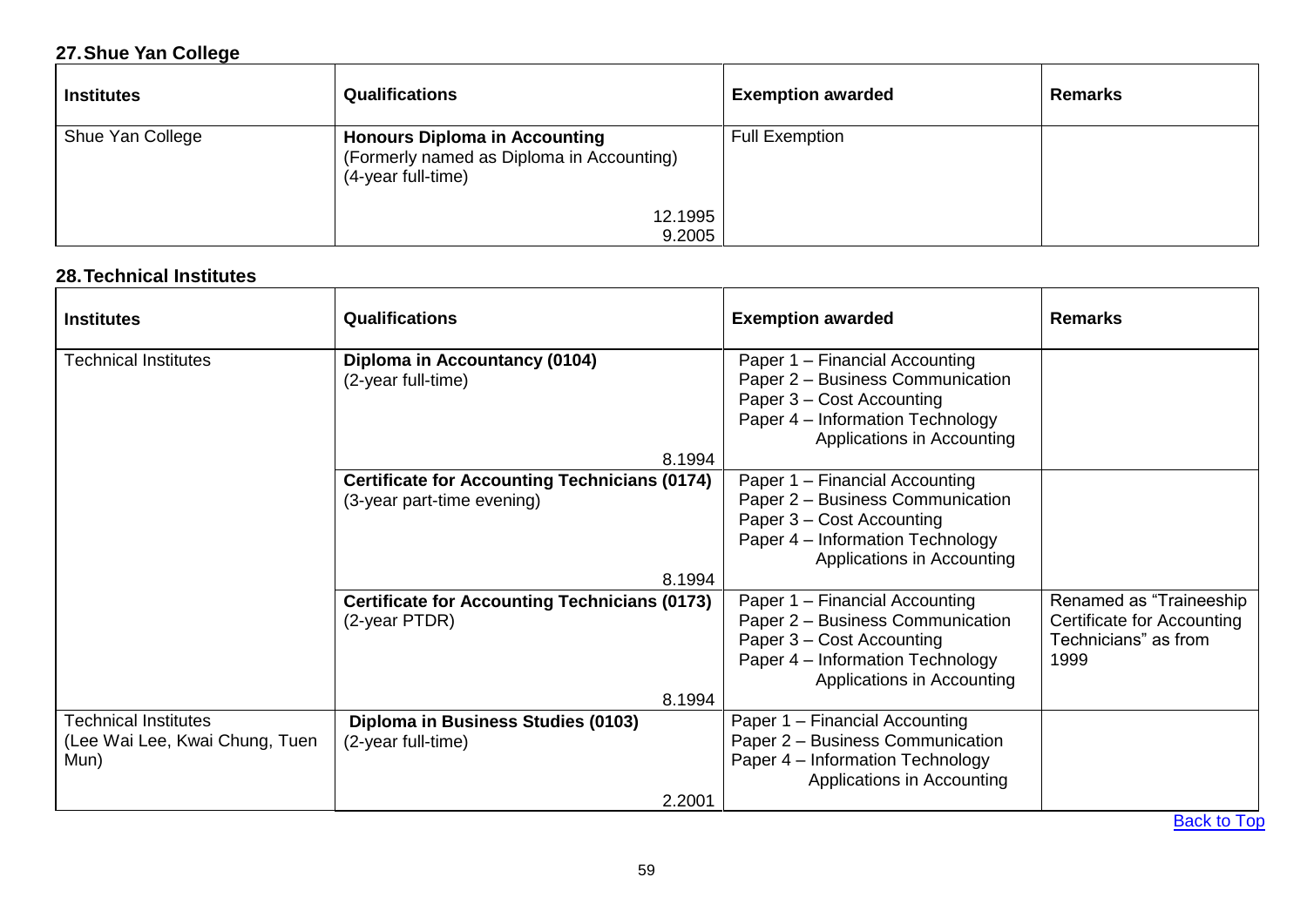## 27. Shue Yan College

| Institutes | Qualifications | Exemption awarded | Remarks |
|---|---|---|---|
| Shue Yan College | **Honours Diploma in Accounting** (Formerly named as Diploma in Accounting) (4-year full-time)<br><br>12.1995<br>9.2005 | Full Exemption | |

## 28. Technical Institutes

| Institutes | Qualifications | Exemption awarded | Remarks |
|---|---|---|---|
| Technical Institutes | **Diploma in Accountancy (0104)** (2-year full-time)<br><br>8.1994 | Paper 1 – Financial Accounting<br>Paper 2 – Business Communication<br>Paper 3 – Cost Accounting<br>Paper 4 – Information Technology Applications in Accounting | |
| | **Certificate for Accounting Technicians (0174)** (3-year part-time evening)<br><br>8.1994 | Paper 1 – Financial Accounting<br>Paper 2 – Business Communication<br>Paper 3 – Cost Accounting<br>Paper 4 – Information Technology Applications in Accounting | |
| | **Certificate for Accounting Technicians (0173)** (2-year PTDR)<br><br>8.1994 | Paper 1 – Financial Accounting<br>Paper 2 – Business Communication<br>Paper 3 – Cost Accounting<br>Paper 4 – Information Technology Applications in Accounting | Renamed as "Traineeship Certificate for Accounting Technicians" as from 1999 |
| Technical Institutes (Lee Wai Lee, Kwai Chung, Tuen Mun) | **Diploma in Business Studies (0103)** (2-year full-time)<br><br>2.2001 | Paper 1 – Financial Accounting<br>Paper 2 – Business Communication<br>Paper 4 – Information Technology Applications in Accounting | |

Back to Top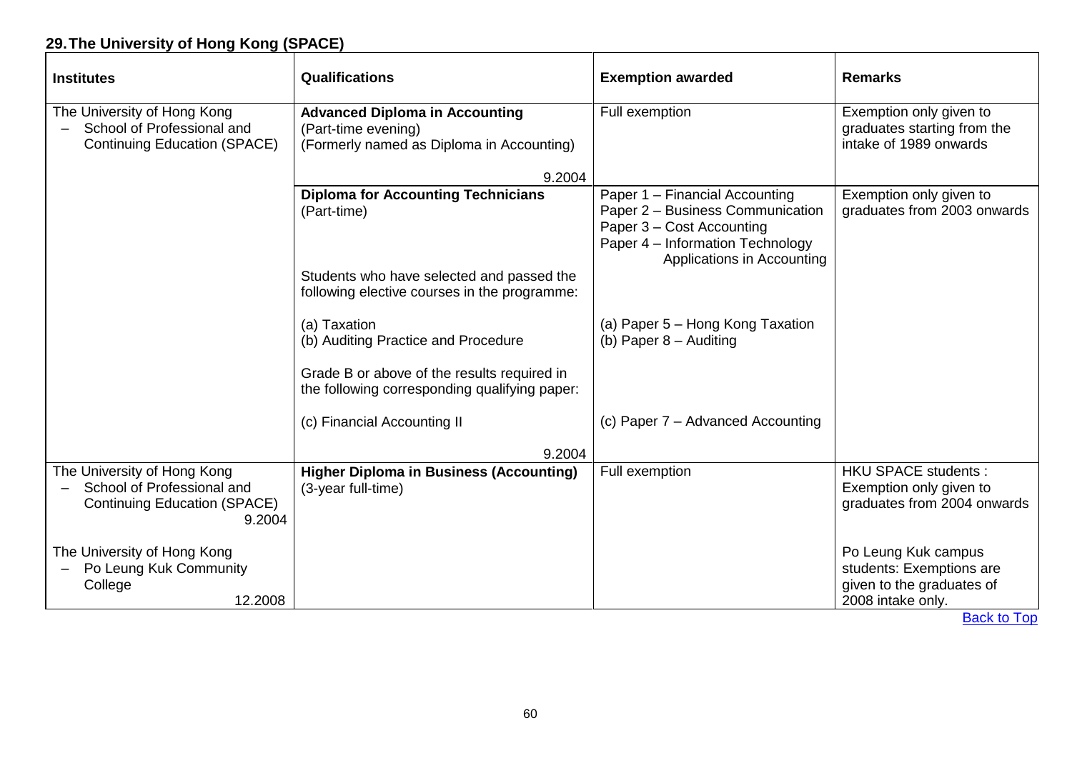## 29. The University of Hong Kong (SPACE)

| Institutes | Qualifications | Exemption awarded | Remarks |
|---|---|---|---|
| The University of Hong Kong – School of Professional and Continuing Education (SPACE) | **Advanced Diploma in Accounting** (Part-time evening) (Formerly named as Diploma in Accounting) 9.2004 | Full exemption | Exemption only given to graduates starting from the intake of 1989 onwards |
| | **Diploma for Accounting Technicians** (Part-time)<br><br>Students who have selected and passed the following elective courses in the programme:<br><br>(a) Taxation<br>(b) Auditing Practice and Procedure<br><br>Grade B or above of the results required in the following corresponding qualifying paper:<br><br>(c) Financial Accounting II<br><br>9.2004 | Paper 1 – Financial Accounting<br>Paper 2 – Business Communication<br>Paper 3 – Cost Accounting<br>Paper 4 – Information Technology Applications in Accounting<br><br>(a) Paper 5 – Hong Kong Taxation<br>(b) Paper 8 – Auditing<br><br>(c) Paper 7 – Advanced Accounting | Exemption only given to graduates from 2003 onwards |
| The University of Hong Kong – School of Professional and Continuing Education (SPACE) 9.2004<br><br>The University of Hong Kong – Po Leung Kuk Community College 12.2008 | **Higher Diploma in Business (Accounting)** (3-year full-time) | Full exemption | HKU SPACE students : Exemption only given to graduates from 2004 onwards<br><br>Po Leung Kuk campus students: Exemptions are given to the graduates of 2008 intake only. |

Back to Top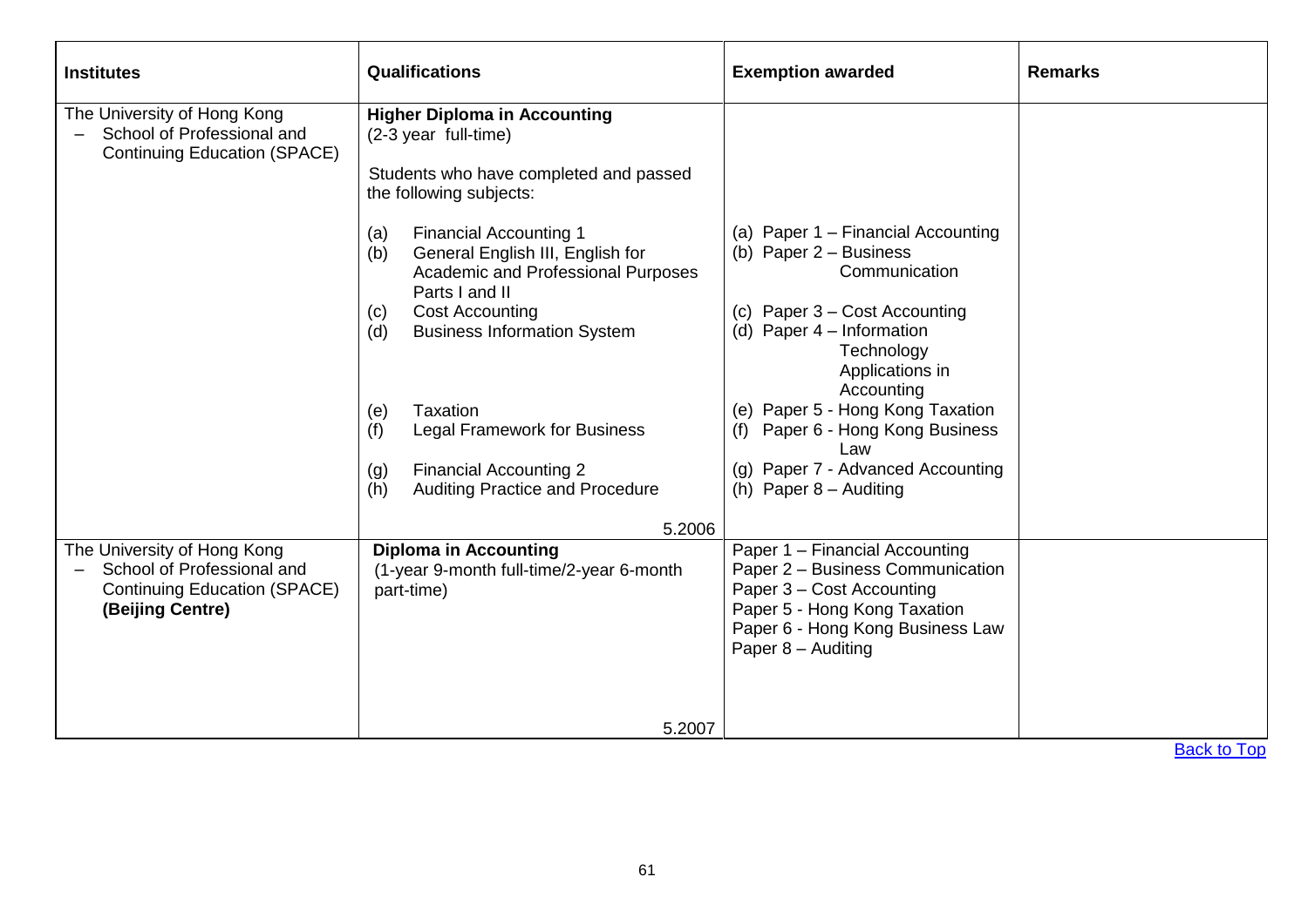| Institutes | Qualifications | Exemption awarded | Remarks |
|---|---|---|---|
| The University of Hong Kong – School of Professional and Continuing Education (SPACE) | **Higher Diploma in Accounting** (2-3 year full-time)<br><br>Students who have completed and passed the following subjects:<br><br>(a) Financial Accounting 1<br>(b) General English III, English for Academic and Professional Purposes Parts I and II<br>(c) Cost Accounting<br>(d) Business Information System<br>(e) Taxation<br>(f) Legal Framework for Business<br>(g) Financial Accounting 2<br>(h) Auditing Practice and Procedure<br><br>5.2006 | (a) Paper 1 – Financial Accounting<br>(b) Paper 2 – Business Communication<br>(c) Paper 3 – Cost Accounting<br>(d) Paper 4 – Information Technology Applications in Accounting<br>(e) Paper 5 - Hong Kong Taxation<br>(f) Paper 6 - Hong Kong Business Law<br>(g) Paper 7 - Advanced Accounting<br>(h) Paper 8 – Auditing | |
| The University of Hong Kong – School of Professional and Continuing Education (SPACE) **(Beijing Centre)** | **Diploma in Accounting** (1-year 9-month full-time/2-year 6-month part-time)<br><br>5.2007 | Paper 1 – Financial Accounting<br>Paper 2 – Business Communication<br>Paper 3 – Cost Accounting<br>Paper 5 - Hong Kong Taxation<br>Paper 6 - Hong Kong Business Law<br>Paper 8 – Auditing | |

Back to Top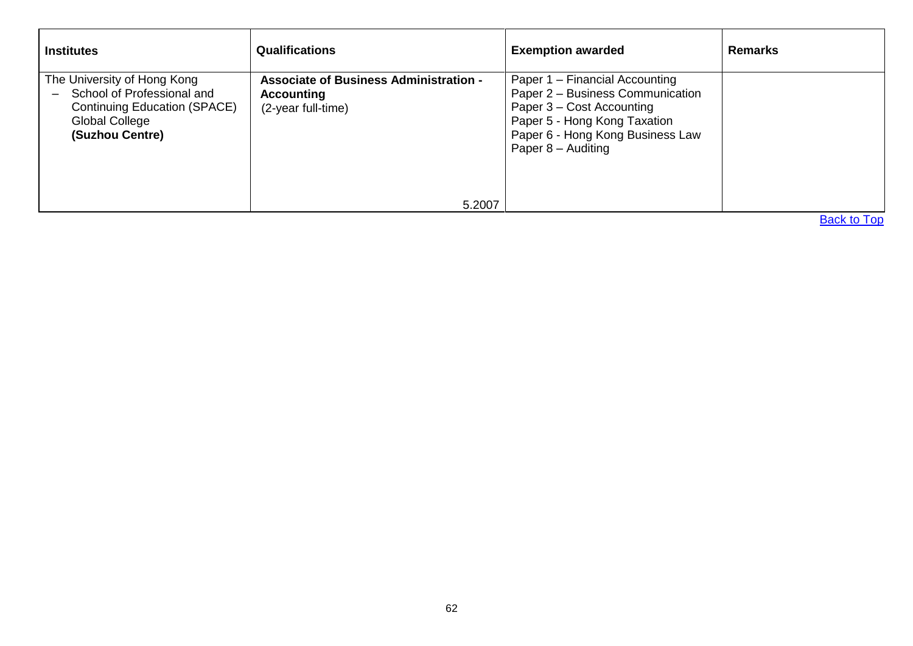| **Institutes** | **Qualifications** | **Exemption awarded** | **Remarks** |
|---|---|---|---|
| The University of Hong Kong<br>– School of Professional and Continuing Education (SPACE) Global College **(Suzhou Centre)** | **Associate of Business Administration - Accounting** (2-year full-time)<br><br>5.2007 | Paper 1 – Financial Accounting<br>Paper 2 – Business Communication<br>Paper 3 – Cost Accounting<br>Paper 5 - Hong Kong Taxation<br>Paper 6 - Hong Kong Business Law<br>Paper 8 – Auditing | |

Back to Top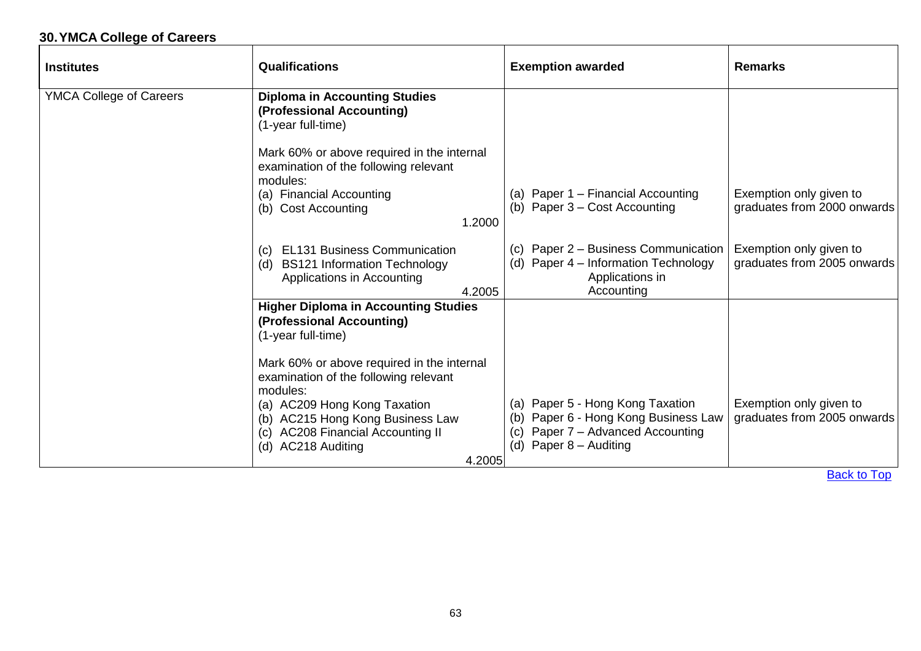## 30. YMCA College of Careers

| Institutes | Qualifications | Exemption awarded | Remarks |
|---|---|---|---|
| YMCA College of Careers | **Diploma in Accounting Studies (Professional Accounting)**<br>(1-year full-time)<br><br>Mark 60% or above required in the internal examination of the following relevant modules:<br>(a) Financial Accounting<br>(b) Cost Accounting<br>1.2000 | (a) Paper 1 – Financial Accounting<br>(b) Paper 3 – Cost Accounting | Exemption only given to graduates from 2000 onwards |
| | (c) EL131 Business Communication<br>(d) BS121 Information Technology Applications in Accounting<br>4.2005 | (c) Paper 2 – Business Communication<br>(d) Paper 4 – Information Technology Applications in Accounting | Exemption only given to graduates from 2005 onwards |
| | **Higher Diploma in Accounting Studies (Professional Accounting)**<br>(1-year full-time)<br><br>Mark 60% or above required in the internal examination of the following relevant modules:<br>(a) AC209 Hong Kong Taxation<br>(b) AC215 Hong Kong Business Law<br>(c) AC208 Financial Accounting II<br>(d) AC218 Auditing<br>4.2005 | (a) Paper 5 - Hong Kong Taxation<br>(b) Paper 6 - Hong Kong Business Law<br>(c) Paper 7 – Advanced Accounting<br>(d) Paper 8 – Auditing | Exemption only given to graduates from 2005 onwards |

Back to Top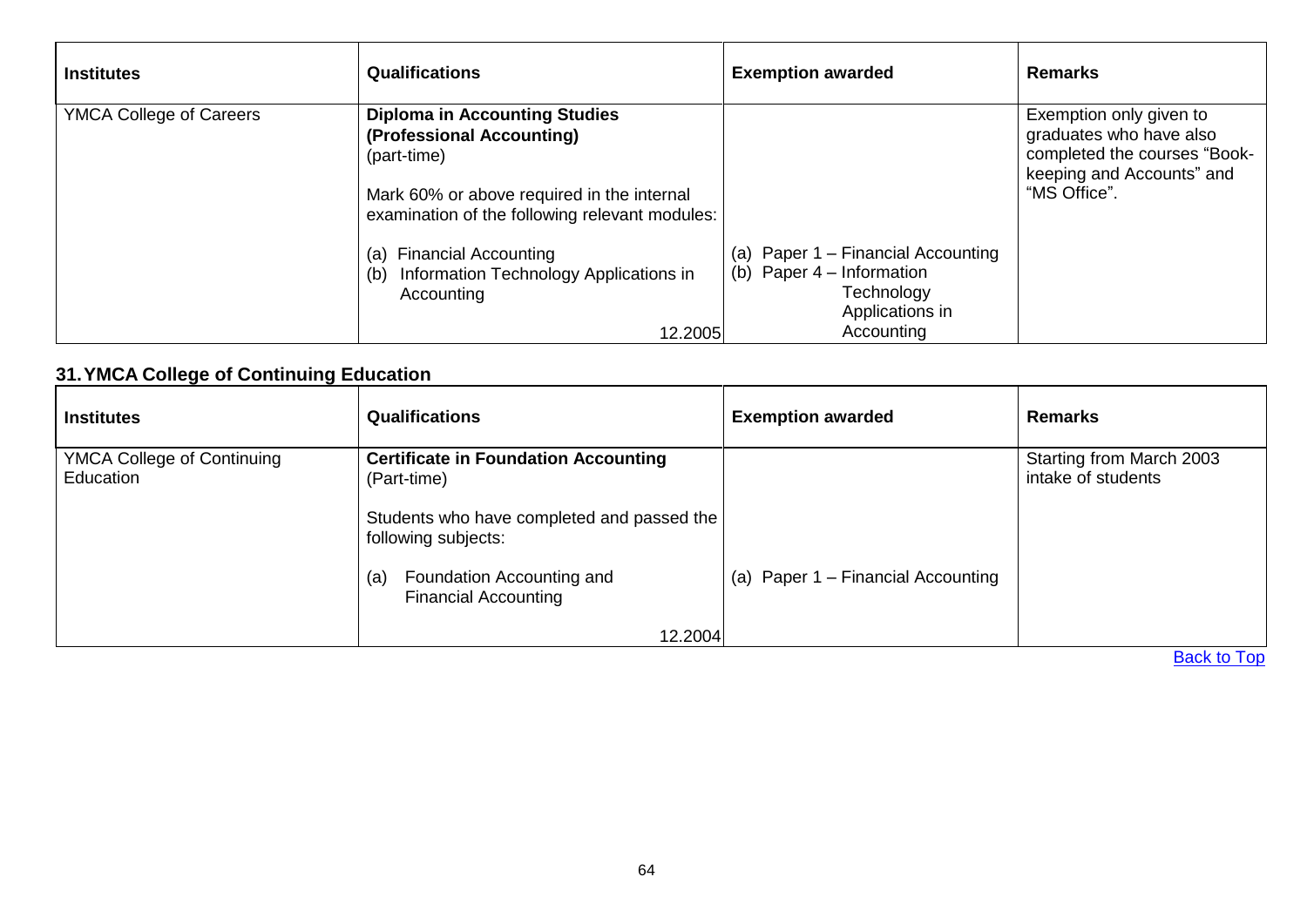| Institutes | Qualifications | Exemption awarded | Remarks |
| --- | --- | --- | --- |
| YMCA College of Careers | **Diploma in Accounting Studies (Professional Accounting)** (part-time)<br><br>Mark 60% or above required in the internal examination of the following relevant modules:<br><br>(a) Financial Accounting<br>(b) Information Technology Applications in Accounting<br><br>12.2005 | <br><br><br><br><br><br>(a) Paper 1 – Financial Accounting<br>(b) Paper 4 – Information Technology Applications in Accounting | Exemption only given to graduates who have also completed the courses "Book-keeping and Accounts" and "MS Office". |

## 31. YMCA College of Continuing Education

| Institutes | Qualifications | Exemption awarded | Remarks |
| --- | --- | --- | --- |
| YMCA College of Continuing Education | **Certificate in Foundation Accounting** (Part-time)<br><br>Students who have completed and passed the following subjects:<br><br>(a) Foundation Accounting and Financial Accounting<br><br>12.2004 | <br><br><br><br>(a) Paper 1 – Financial Accounting | Starting from March 2003 intake of students |

Back to Top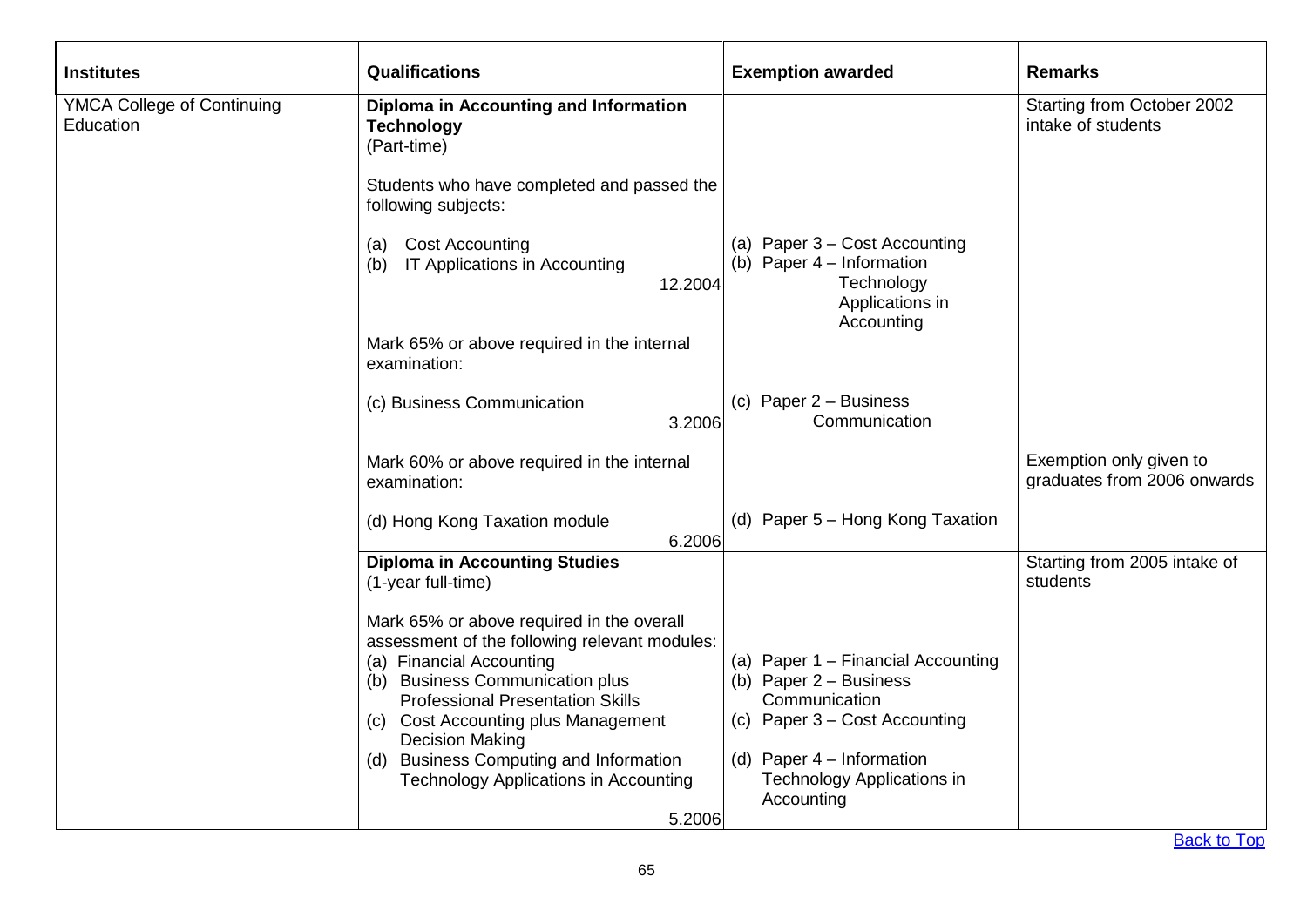| Institutes | Qualifications | Exemption awarded | Remarks |
|---|---|---|---|
| YMCA College of Continuing Education | **Diploma in Accounting and Information Technology**<br>(Part-time)<br><br>Students who have completed and passed the following subjects:<br><br>(a) Cost Accounting<br>(b) IT Applications in Accounting<br>12.2004 | <br><br><br><br><br>(a) Paper 3 – Cost Accounting<br>(b) Paper 4 – Information Technology Applications in Accounting | Starting from October 2002 intake of students |
| | Mark 65% or above required in the internal examination:<br><br>(c) Business Communication<br>3.2006 | <br><br><br>(c) Paper 2 – Business Communication | |
| | Mark 60% or above required in the internal examination:<br><br>(d) Hong Kong Taxation module<br>6.2006 | <br><br><br>(d) Paper 5 – Hong Kong Taxation | Exemption only given to graduates from 2006 onwards |
| | **Diploma in Accounting Studies**<br>(1-year full-time)<br><br>Mark 65% or above required in the overall assessment of the following relevant modules:<br>(a) Financial Accounting<br>(b) Business Communication plus Professional Presentation Skills<br>(c) Cost Accounting plus Management Decision Making<br>(d) Business Computing and Information Technology Applications in Accounting<br>5.2006 | <br><br><br><br><br>(a) Paper 1 – Financial Accounting<br>(b) Paper 2 – Business Communication<br>(c) Paper 3 – Cost Accounting<br>(d) Paper 4 – Information Technology Applications in Accounting | Starting from 2005 intake of students |

Back to Top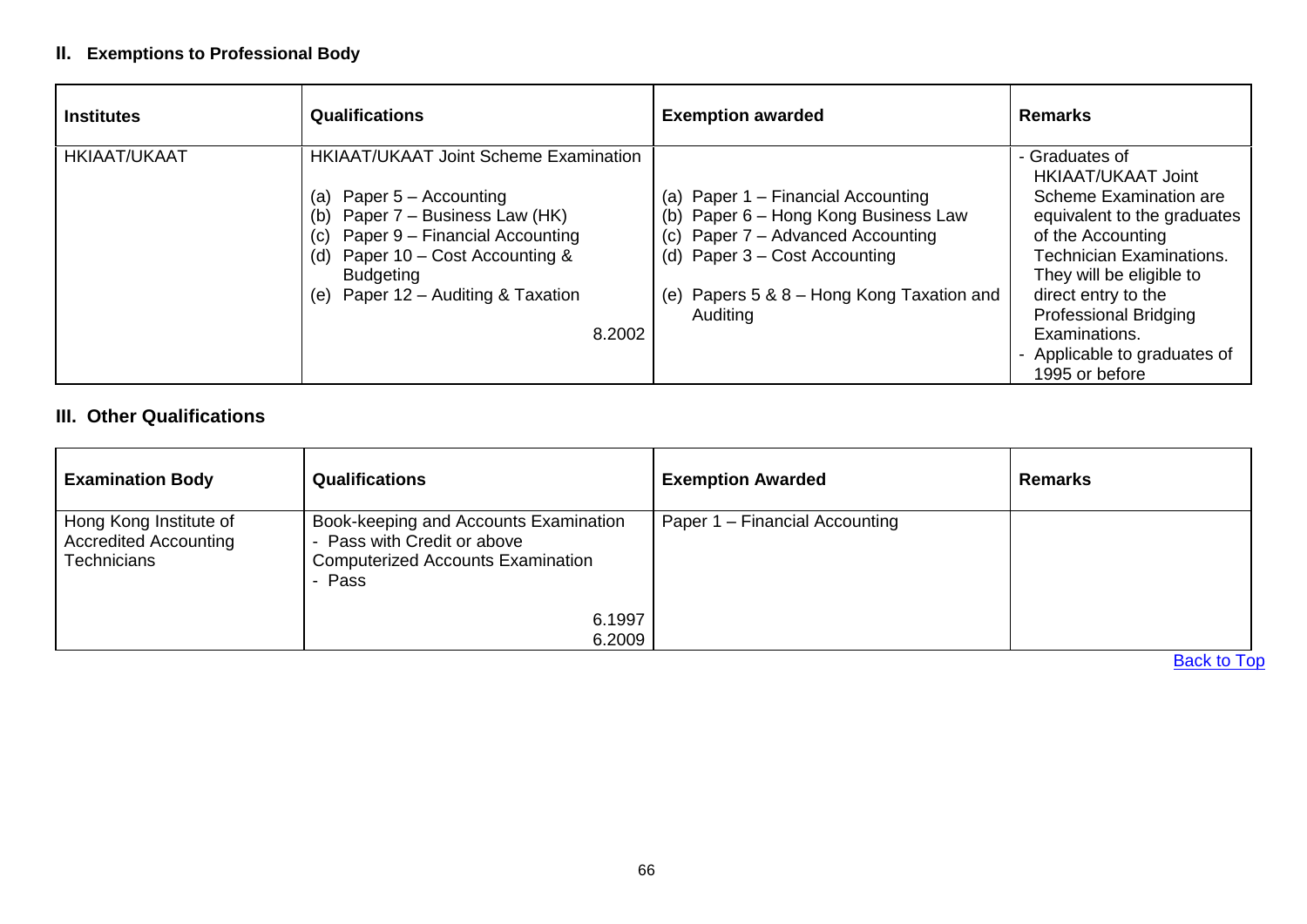## II. Exemptions to Professional Body

| Institutes | Qualifications | Exemption awarded | Remarks |
|---|---|---|---|
| HKIAAT/UKAAT | HKIAAT/UKAAT Joint Scheme Examination<br><br>(a) Paper 5 – Accounting<br>(b) Paper 7 – Business Law (HK)<br>(c) Paper 9 – Financial Accounting<br>(d) Paper 10 – Cost Accounting & Budgeting<br>(e) Paper 12 – Auditing & Taxation<br><br>8.2002 | <br><br>(a) Paper 1 – Financial Accounting<br>(b) Paper 6 – Hong Kong Business Law<br>(c) Paper 7 – Advanced Accounting<br>(d) Paper 3 – Cost Accounting<br><br>(e) Papers 5 & 8 – Hong Kong Taxation and Auditing | - Graduates of HKIAAT/UKAAT Joint Scheme Examination are equivalent to the graduates of the Accounting Technician Examinations. They will be eligible to direct entry to the Professional Bridging Examinations.<br>- Applicable to graduates of 1995 or before |

## III. Other Qualifications

| Examination Body | Qualifications | Exemption Awarded | Remarks |
|---|---|---|---|
| Hong Kong Institute of Accredited Accounting Technicians | Book-keeping and Accounts Examination<br>- Pass with Credit or above<br>Computerized Accounts Examination<br>- Pass<br><br>6.1997<br>6.2009 | Paper 1 – Financial Accounting | |

Back to Top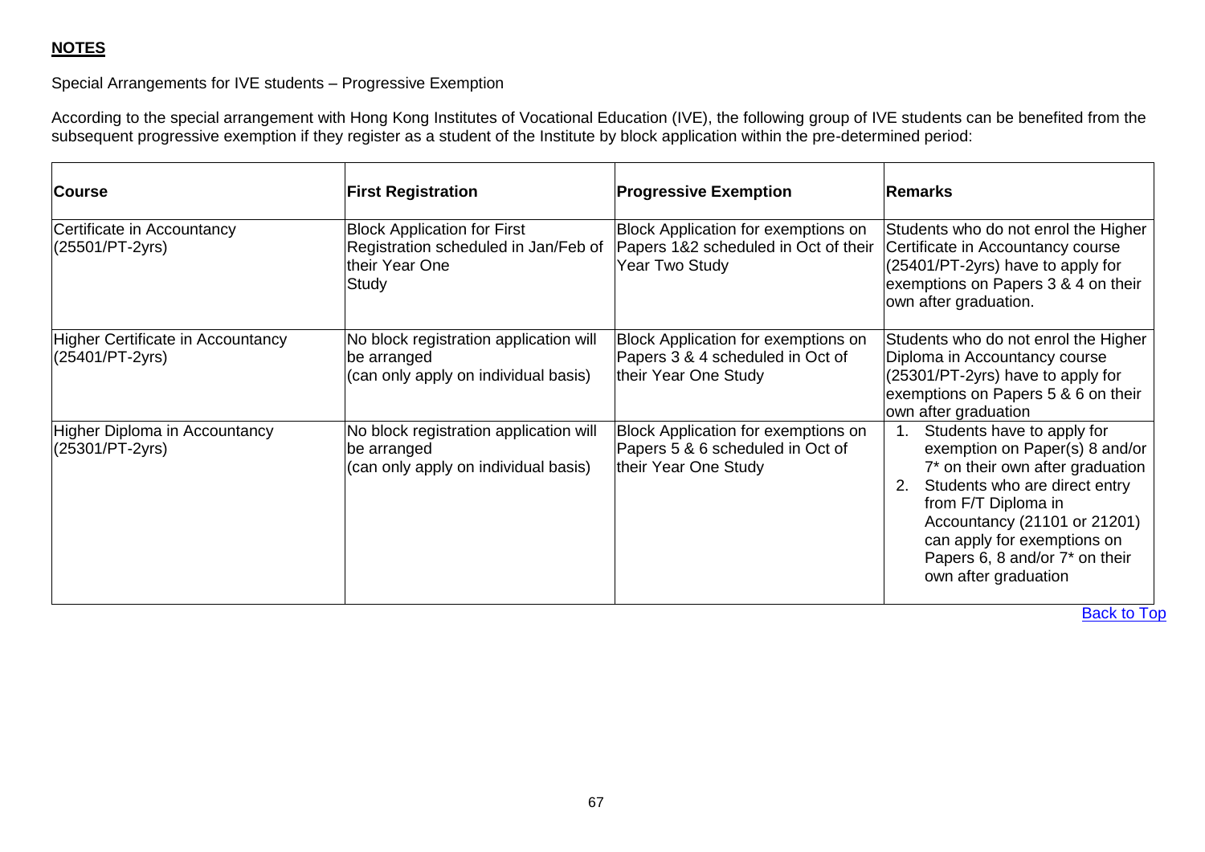**NOTES**

Special Arrangements for IVE students – Progressive Exemption

According to the special arrangement with Hong Kong Institutes of Vocational Education (IVE), the following group of IVE students can be benefited from the subsequent progressive exemption if they register as a student of the Institute by block application within the pre-determined period:

| **Course** | **First Registration** | **Progressive Exemption** | **Remarks** |
|---|---|---|---|
| Certificate in Accountancy (25501/PT-2yrs) | Block Application for First Registration scheduled in Jan/Feb of their Year One Study | Block Application for exemptions on Papers 1&2 scheduled in Oct of their Year Two Study | Students who do not enrol the Higher Certificate in Accountancy course (25401/PT-2yrs) have to apply for exemptions on Papers 3 & 4 on their own after graduation. |
| Higher Certificate in Accountancy (25401/PT-2yrs) | No block registration application will be arranged (can only apply on individual basis) | Block Application for exemptions on Papers 3 & 4 scheduled in Oct of their Year One Study | Students who do not enrol the Higher Diploma in Accountancy course (25301/PT-2yrs) have to apply for exemptions on Papers 5 & 6 on their own after graduation |
| Higher Diploma in Accountancy (25301/PT-2yrs) | No block registration application will be arranged (can only apply on individual basis) | Block Application for exemptions on Papers 5 & 6 scheduled in Oct of their Year One Study | 1. Students have to apply for exemption on Paper(s) 8 and/or 7* on their own after graduation<br>2. Students who are direct entry from F/T Diploma in Accountancy (21101 or 21201) can apply for exemptions on Papers 6, 8 and/or 7* on their own after graduation |

Back to Top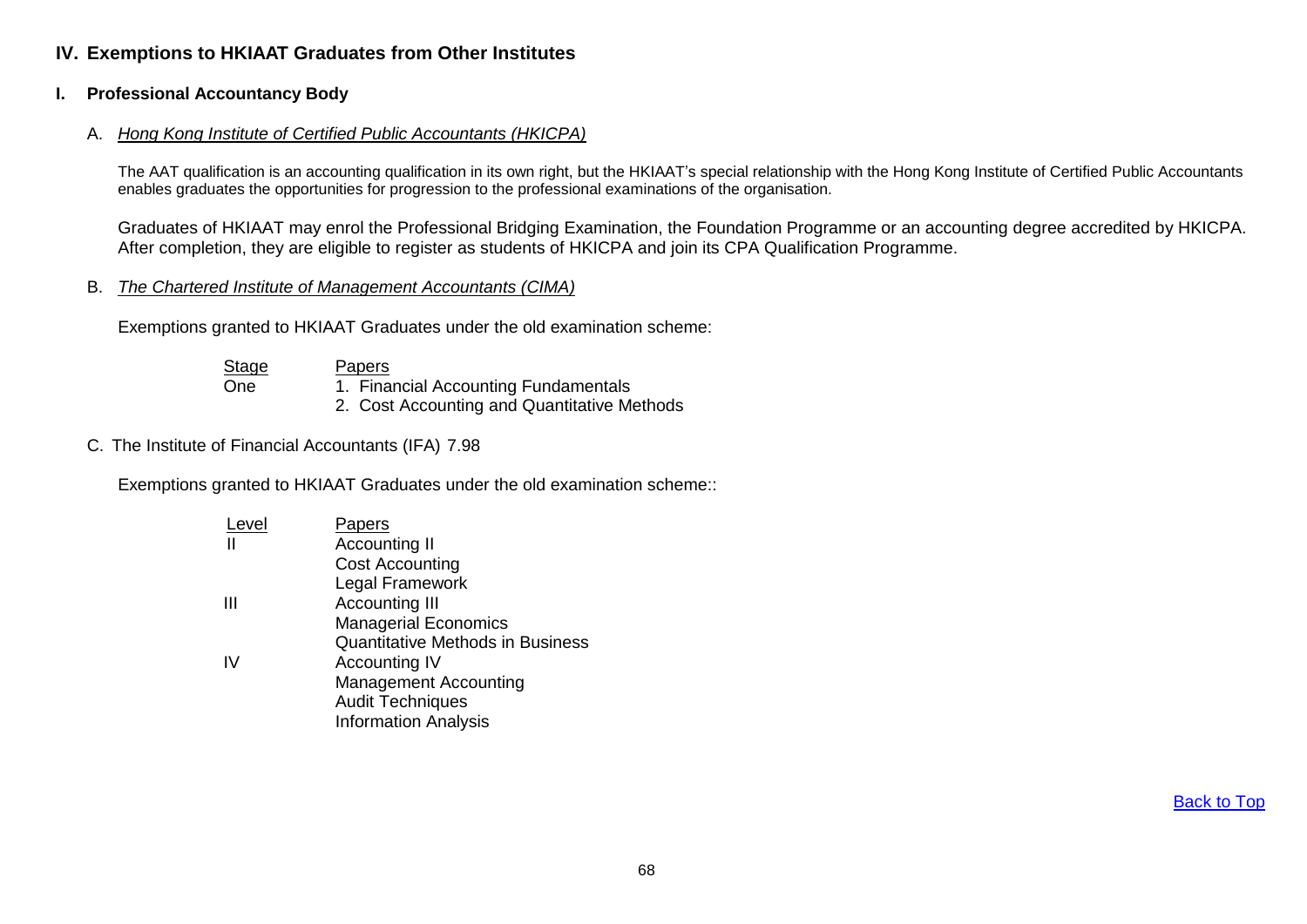## IV. Exemptions to HKIAAT Graduates from Other Institutes

### I. Professional Accountancy Body

#### A. *Hong Kong Institute of Certified Public Accountants (HKICPA)*

The AAT qualification is an accounting qualification in its own right, but the HKIAAT's special relationship with the Hong Kong Institute of Certified Public Accountants enables graduates the opportunities for progression to the professional examinations of the organisation.

Graduates of HKIAAT may enrol the Professional Bridging Examination, the Foundation Programme or an accounting degree accredited by HKICPA. After completion, they are eligible to register as students of HKICPA and join its CPA Qualification Programme.

#### B. *The Chartered Institute of Management Accountants (CIMA)*

Exemptions granted to HKIAAT Graduates under the old examination scheme:

| Stage | Papers |
| --- | --- |
| One | 1. Financial Accounting Fundamentals |
| | 2. Cost Accounting and Quantitative Methods |

#### C. The Institute of Financial Accountants (IFA) 7.98

Exemptions granted to HKIAAT Graduates under the old examination scheme::

| Level | Papers |
| --- | --- |
| II | Accounting II |
| | Cost Accounting |
| | Legal Framework |
| III | Accounting III |
| | Managerial Economics |
| | Quantitative Methods in Business |
| IV | Accounting IV |
| | Management Accounting |
| | Audit Techniques |
| | Information Analysis |

Back to Top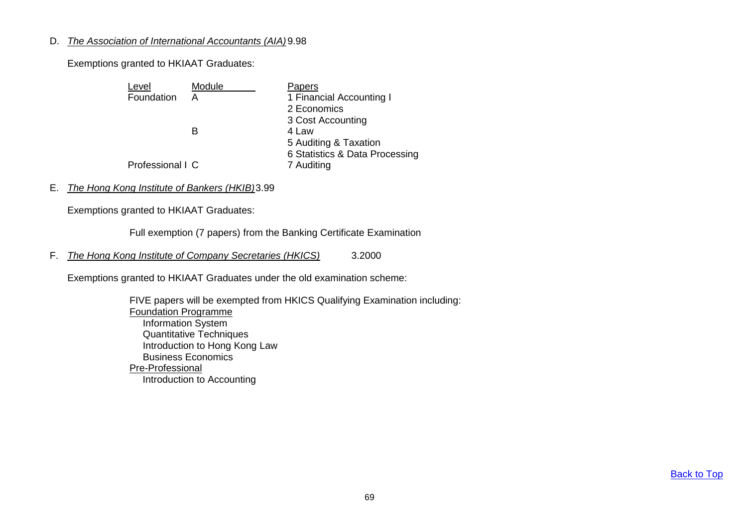D. *The Association of International Accountants (AIA)* 9.98

Exemptions granted to HKIAAT Graduates:

| Level | Module | Papers |
|---|---|---|
| Foundation | A | 1 Financial Accounting I |
| | | 2 Economics |
| | | 3 Cost Accounting |
| | B | 4 Law |
| | | 5 Auditing & Taxation |
| | | 6 Statistics & Data Processing |
| Professional I | C | 7 Auditing |

E. *The Hong Kong Institute of Bankers (HKIB)* 3.99

Exemptions granted to HKIAAT Graduates:

Full exemption (7 papers) from the Banking Certificate Examination

F. *The Hong Kong Institute of Company Secretaries (HKICS)* 3.2000

Exemptions granted to HKIAAT Graduates under the old examination scheme:

FIVE papers will be exempted from HKICS Qualifying Examination including:

Foundation Programme

- Information System
- Quantitative Techniques
- Introduction to Hong Kong Law
- Business Economics

Pre-Professional

- Introduction to Accounting

Back to Top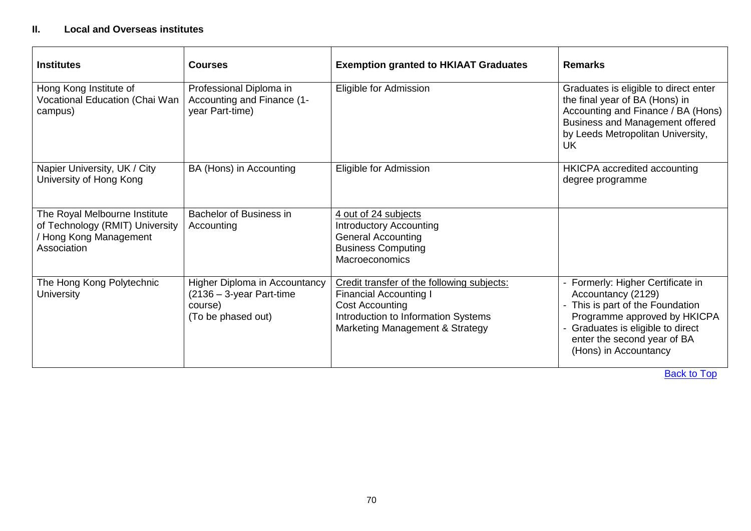## II. Local and Overseas institutes

| Institutes | Courses | Exemption granted to HKIAAT Graduates | Remarks |
|---|---|---|---|
| Hong Kong Institute of Vocational Education (Chai Wan campus) | Professional Diploma in Accounting and Finance (1-year Part-time) | Eligible for Admission | Graduates is eligible to direct enter the final year of BA (Hons) in Accounting and Finance / BA (Hons) Business and Management offered by Leeds Metropolitan University, UK |
| Napier University, UK / City University of Hong Kong | BA (Hons) in Accounting | Eligible for Admission | HKICPA accredited accounting degree programme |
| The Royal Melbourne Institute of Technology (RMIT) University / Hong Kong Management Association | Bachelor of Business in Accounting | 4 out of 24 subjects<br>Introductory Accounting<br>General Accounting<br>Business Computing<br>Macroeconomics | |
| The Hong Kong Polytechnic University | Higher Diploma in Accountancy (2136 – 3-year Part-time course)<br>(To be phased out) | Credit transfer of the following subjects:<br>Financial Accounting I<br>Cost Accounting<br>Introduction to Information Systems<br>Marketing Management & Strategy | - Formerly: Higher Certificate in Accountancy (2129)<br>- This is part of the Foundation Programme approved by HKICPA<br>- Graduates is eligible to direct enter the second year of BA (Hons) in Accountancy |

Back to Top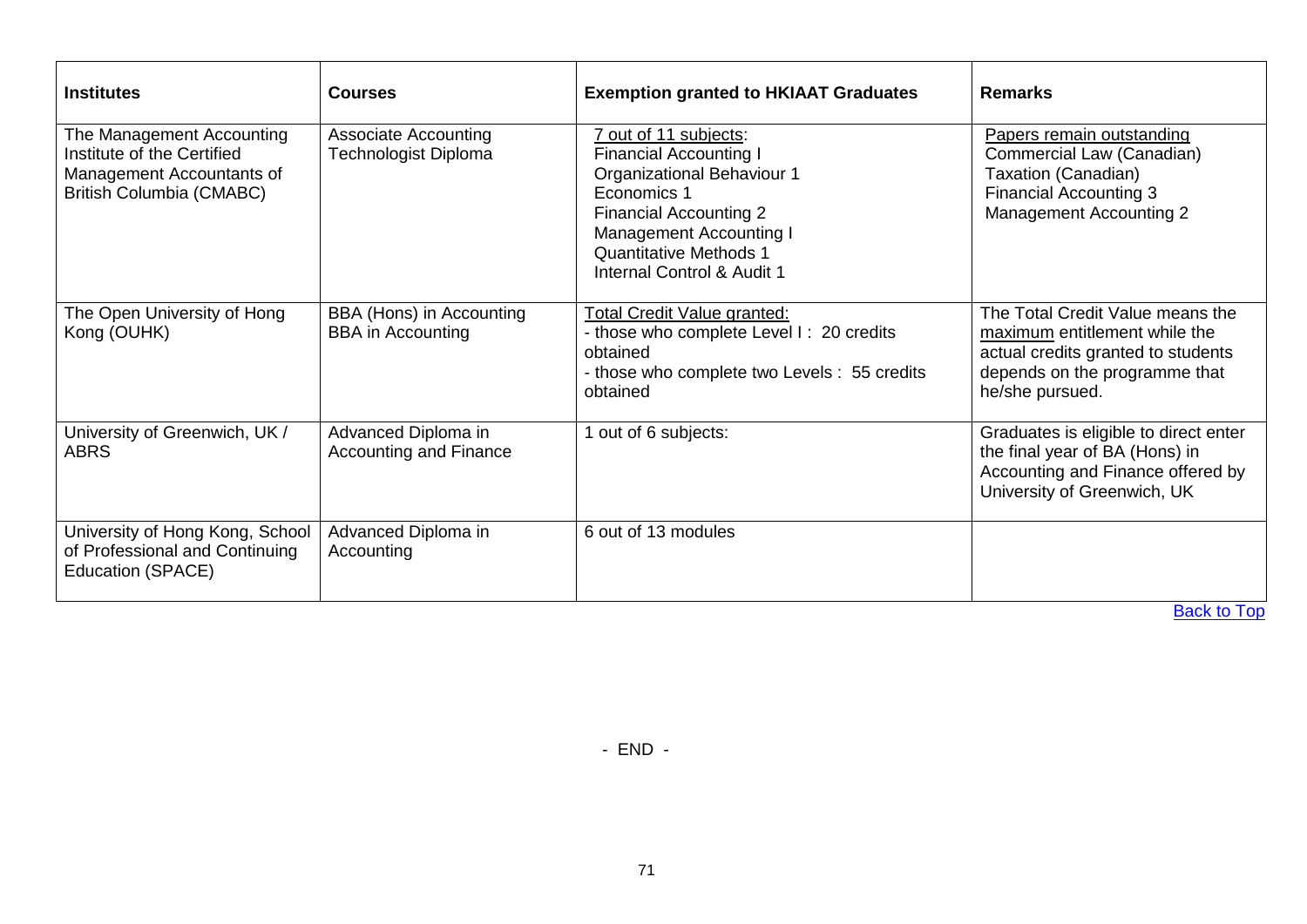| Institutes | Courses | Exemption granted to HKIAAT Graduates | Remarks |
|---|---|---|---|
| The Management Accounting Institute of the Certified Management Accountants of British Columbia (CMABC) | Associate Accounting Technologist Diploma | 7 out of 11 subjects:<br>Financial Accounting I<br>Organizational Behaviour 1<br>Economics 1<br>Financial Accounting 2<br>Management Accounting I<br>Quantitative Methods 1<br>Internal Control & Audit 1 | Papers remain outstanding<br>Commercial Law (Canadian)<br>Taxation (Canadian)<br>Financial Accounting 3<br>Management Accounting 2 |
| The Open University of Hong Kong (OUHK) | BBA (Hons) in Accounting<br>BBA in Accounting | Total Credit Value granted:<br>- those who complete Level I : 20 credits obtained<br>- those who complete two Levels : 55 credits obtained | The Total Credit Value means the maximum entitlement while the actual credits granted to students depends on the programme that he/she pursued. |
| University of Greenwich, UK / ABRS | Advanced Diploma in Accounting and Finance | 1 out of 6 subjects: | Graduates is eligible to direct enter the final year of BA (Hons) in Accounting and Finance offered by University of Greenwich, UK |
| University of Hong Kong, School of Professional and Continuing Education (SPACE) | Advanced Diploma in Accounting | 6 out of 13 modules | |

Back to Top

- END -